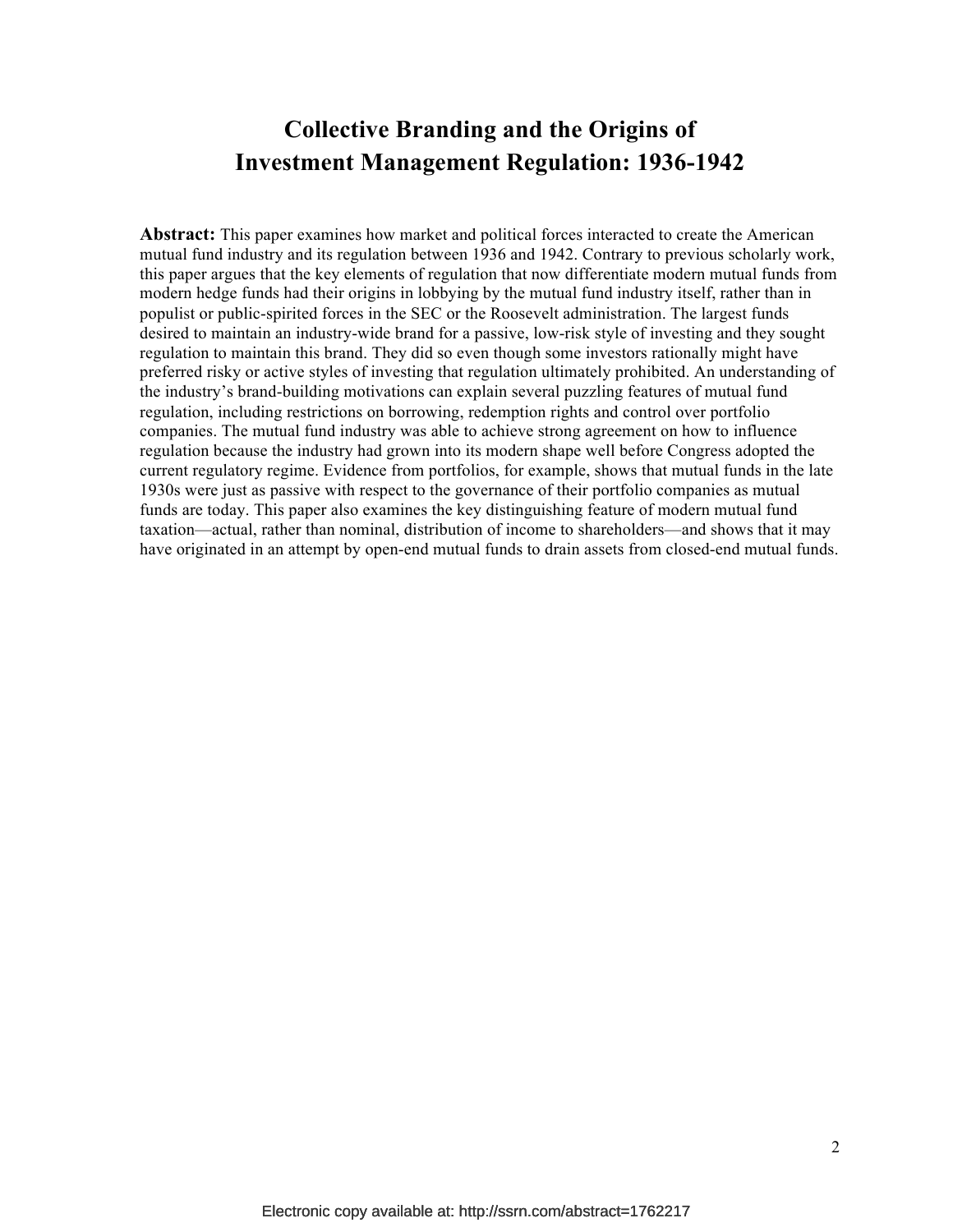# Collective Branding and the Origins of Investment Management Regulation: 1936-1942

**Abstract:** This paper examines how market and political forces interacted to create the American mutual fund industry and its regulation between 1936 and 1942. Contrary to previous scholarly work, this paper argues that the key elements of regulation that now differentiate modern mutual funds from modern hedge funds had their origins in lobbying by the mutual fund industry itself, rather than in populist or public-spirited forces in the SEC or the Roosevelt administration. The largest funds desired to maintain an industry-wide brand for a passive, low-risk style of investing and they sought regulation to maintain this brand. They did so even though some investors rationally might have preferred risky or active styles of investing that regulation ultimately prohibited. An understanding of the industry's brand-building motivations can explain several puzzling features of mutual fund regulation, including restrictions on borrowing, redemption rights and control over portfolio companies. The mutual fund industry was able to achieve strong agreement on how to influence regulation because the industry had grown into its modern shape well before Congress adopted the current regulatory regime. Evidence from portfolios, for example, shows that mutual funds in the late 1930s were just as passive with respect to the governance of their portfolio companies as mutual funds are today. This paper also examines the key distinguishing feature of modern mutual fund taxation—actual, rather than nominal, distribution of income to shareholders—and shows that it may have originated in an attempt by open-end mutual funds to drain assets from closed-end mutual funds.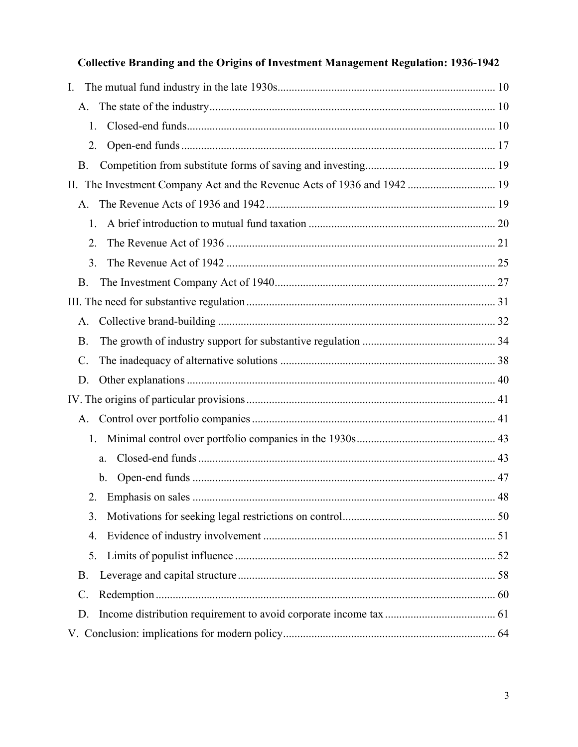**Collective Branding and the Origins of Investment Management Regulation: 1936-1942**

I. The mutual fund industry in the late 1930s ........ 10
- A. The state of the industry ........ 10
  - 1. Closed-end funds ........ 10
  - 2. Open-end funds ........ 17
- B. Competition from substitute forms of saving and investing ........ 19

II. The Investment Company Act and the Revenue Acts of 1936 and 1942 ........ 19
- A. The Revenue Acts of 1936 and 1942 ........ 19
  - 1. A brief introduction to mutual fund taxation ........ 20
  - 2. The Revenue Act of 1936 ........ 21
  - 3. The Revenue Act of 1942 ........ 25
- B. The Investment Company Act of 1940 ........ 27

III. The need for substantive regulation ........ 31
- A. Collective brand-building ........ 32
- B. The growth of industry support for substantive regulation ........ 34
- C. The inadequacy of alternative solutions ........ 38
- D. Other explanations ........ 40

IV. The origins of particular provisions ........ 41
- A. Control over portfolio companies ........ 41
  - 1. Minimal control over portfolio companies in the 1930s ........ 43
    - a. Closed-end funds ........ 43
    - b. Open-end funds ........ 47
  - 2. Emphasis on sales ........ 48
  - 3. Motivations for seeking legal restrictions on control ........ 50
  - 4. Evidence of industry involvement ........ 51
  - 5. Limits of populist influence ........ 52
- B. Leverage and capital structure ........ 58
- C. Redemption ........ 60
- D. Income distribution requirement to avoid corporate income tax ........ 61

V. Conclusion: implications for modern policy ........ 64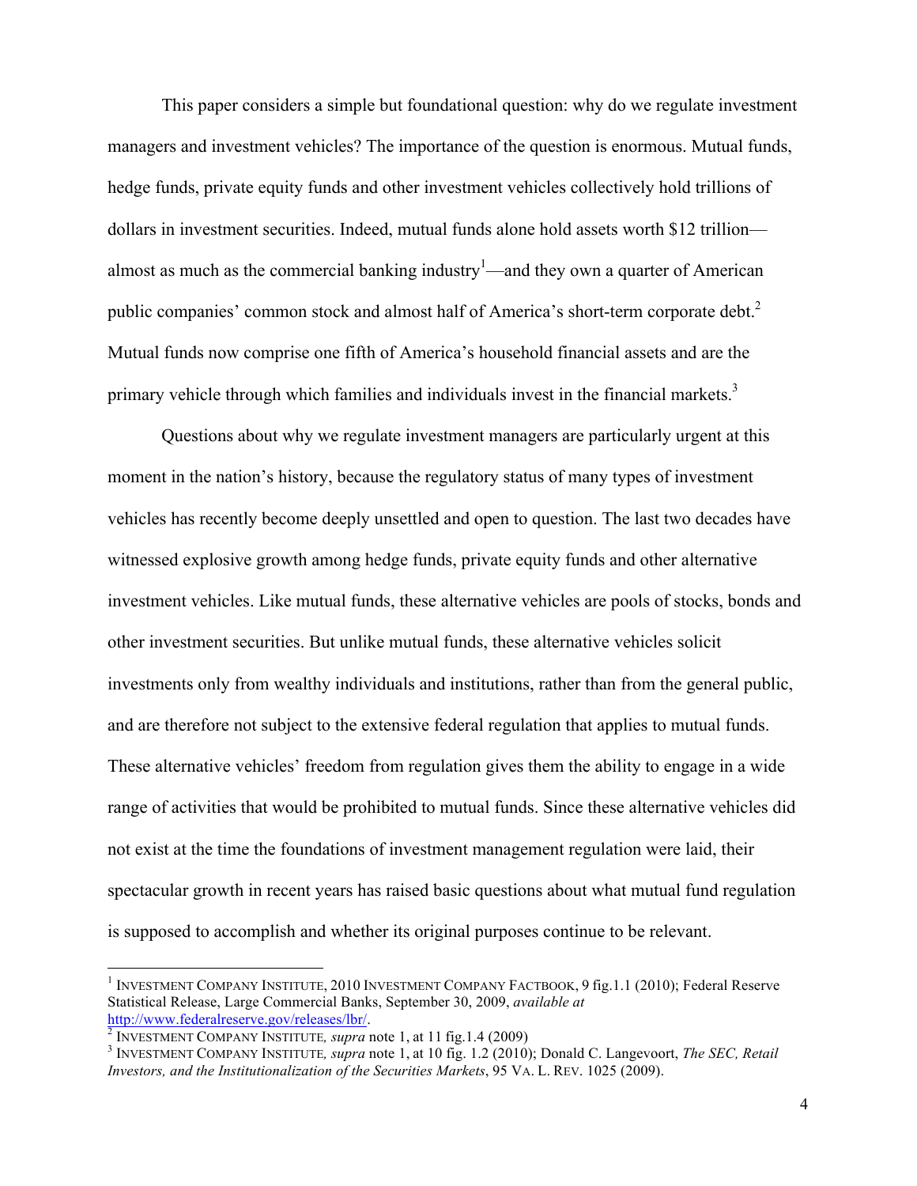This paper considers a simple but foundational question: why do we regulate investment managers and investment vehicles? The importance of the question is enormous. Mutual funds, hedge funds, private equity funds and other investment vehicles collectively hold trillions of dollars in investment securities. Indeed, mutual funds alone hold assets worth $12 trillion—almost as much as the commercial banking industry[1]—and they own a quarter of American public companies' common stock and almost half of America's short-term corporate debt.[2] Mutual funds now comprise one fifth of America's household financial assets and are the primary vehicle through which families and individuals invest in the financial markets.[3]

Questions about why we regulate investment managers are particularly urgent at this moment in the nation's history, because the regulatory status of many types of investment vehicles has recently become deeply unsettled and open to question. The last two decades have witnessed explosive growth among hedge funds, private equity funds and other alternative investment vehicles. Like mutual funds, these alternative vehicles are pools of stocks, bonds and other investment securities. But unlike mutual funds, these alternative vehicles solicit investments only from wealthy individuals and institutions, rather than from the general public, and are therefore not subject to the extensive federal regulation that applies to mutual funds. These alternative vehicles' freedom from regulation gives them the ability to engage in a wide range of activities that would be prohibited to mutual funds. Since these alternative vehicles did not exist at the time the foundations of investment management regulation were laid, their spectacular growth in recent years has raised basic questions about what mutual fund regulation is supposed to accomplish and whether its original purposes continue to be relevant.

---

[1] INVESTMENT COMPANY INSTITUTE, 2010 INVESTMENT COMPANY FACTBOOK, 9 fig.1.1 (2010); Federal Reserve Statistical Release, Large Commercial Banks, September 30, 2009, *available at* http://www.federalreserve.gov/releases/lbr/.

[2] INVESTMENT COMPANY INSTITUTE, *supra* note 1, at 11 fig.1.4 (2009)

[3] INVESTMENT COMPANY INSTITUTE, *supra* note 1, at 10 fig. 1.2 (2010); Donald C. Langevoort, *The SEC, Retail Investors, and the Institutionalization of the Securities Markets*, 95 VA. L. REV. 1025 (2009).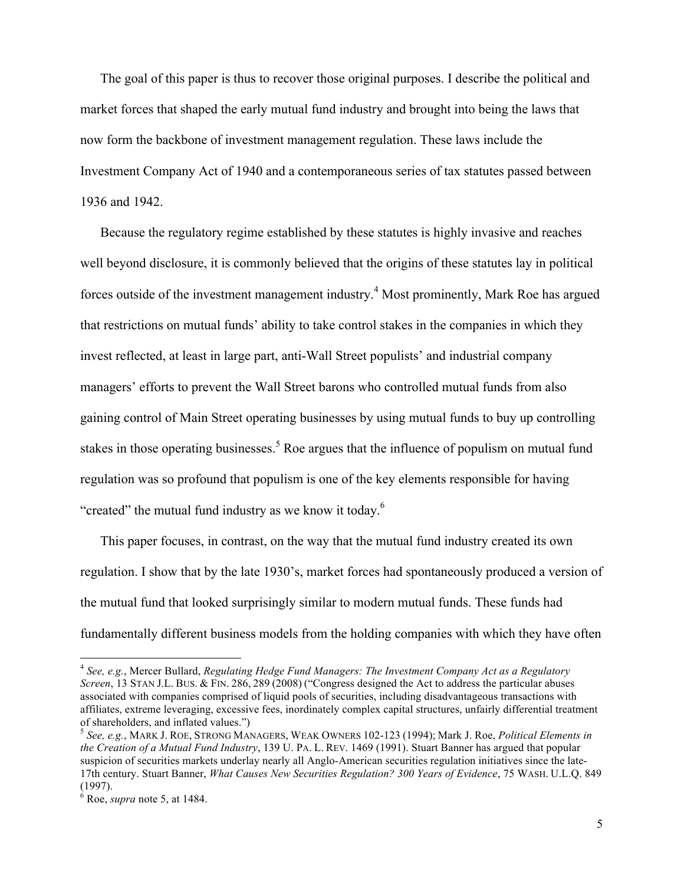The goal of this paper is thus to recover those original purposes. I describe the political and market forces that shaped the early mutual fund industry and brought into being the laws that now form the backbone of investment management regulation. These laws include the Investment Company Act of 1940 and a contemporaneous series of tax statutes passed between 1936 and 1942.

Because the regulatory regime established by these statutes is highly invasive and reaches well beyond disclosure, it is commonly believed that the origins of these statutes lay in political forces outside of the investment management industry.[4] Most prominently, Mark Roe has argued that restrictions on mutual funds' ability to take control stakes in the companies in which they invest reflected, at least in large part, anti-Wall Street populists' and industrial company managers' efforts to prevent the Wall Street barons who controlled mutual funds from also gaining control of Main Street operating businesses by using mutual funds to buy up controlling stakes in those operating businesses.[5] Roe argues that the influence of populism on mutual fund regulation was so profound that populism is one of the key elements responsible for having "created" the mutual fund industry as we know it today.[6]

This paper focuses, in contrast, on the way that the mutual fund industry created its own regulation. I show that by the late 1930's, market forces had spontaneously produced a version of the mutual fund that looked surprisingly similar to modern mutual funds. These funds had fundamentally different business models from the holding companies with which they have often

---

[4] *See, e.g.*, Mercer Bullard, *Regulating Hedge Fund Managers: The Investment Company Act as a Regulatory Screen*, 13 STAN J.L. BUS. & FIN. 286, 289 (2008) ("Congress designed the Act to address the particular abuses associated with companies comprised of liquid pools of securities, including disadvantageous transactions with affiliates, extreme leveraging, excessive fees, inordinately complex capital structures, unfairly differential treatment of shareholders, and inflated values.")

[5] *See, e.g.*, MARK J. ROE, STRONG MANAGERS, WEAK OWNERS 102-123 (1994); Mark J. Roe, *Political Elements in the Creation of a Mutual Fund Industry*, 139 U. PA. L. REV. 1469 (1991). Stuart Banner has argued that popular suspicion of securities markets underlay nearly all Anglo-American securities regulation initiatives since the late-17th century. Stuart Banner, *What Causes New Securities Regulation? 300 Years of Evidence*, 75 WASH. U.L.Q. 849 (1997).

[6] Roe, *supra* note 5, at 1484.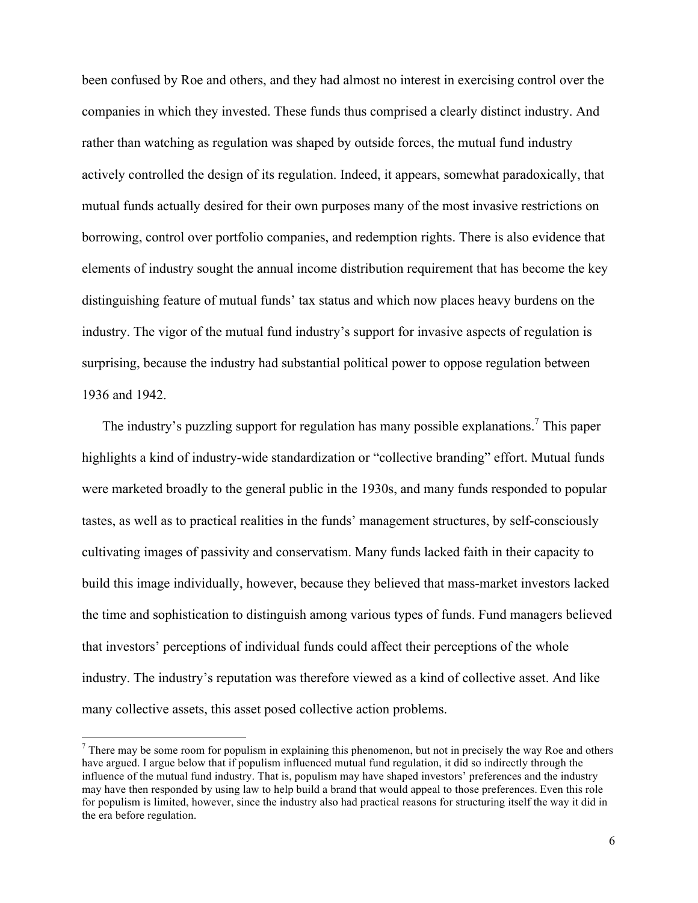been confused by Roe and others, and they had almost no interest in exercising control over the companies in which they invested. These funds thus comprised a clearly distinct industry. And rather than watching as regulation was shaped by outside forces, the mutual fund industry actively controlled the design of its regulation. Indeed, it appears, somewhat paradoxically, that mutual funds actually desired for their own purposes many of the most invasive restrictions on borrowing, control over portfolio companies, and redemption rights. There is also evidence that elements of industry sought the annual income distribution requirement that has become the key distinguishing feature of mutual funds' tax status and which now places heavy burdens on the industry. The vigor of the mutual fund industry's support for invasive aspects of regulation is surprising, because the industry had substantial political power to oppose regulation between 1936 and 1942.

The industry's puzzling support for regulation has many possible explanations.[7] This paper highlights a kind of industry-wide standardization or "collective branding" effort. Mutual funds were marketed broadly to the general public in the 1930s, and many funds responded to popular tastes, as well as to practical realities in the funds' management structures, by self-consciously cultivating images of passivity and conservatism. Many funds lacked faith in their capacity to build this image individually, however, because they believed that mass-market investors lacked the time and sophistication to distinguish among various types of funds. Fund managers believed that investors' perceptions of individual funds could affect their perceptions of the whole industry. The industry's reputation was therefore viewed as a kind of collective asset. And like many collective assets, this asset posed collective action problems.

[7] There may be some room for populism in explaining this phenomenon, but not in precisely the way Roe and others have argued. I argue below that if populism influenced mutual fund regulation, it did so indirectly through the influence of the mutual fund industry. That is, populism may have shaped investors' preferences and the industry may have then responded by using law to help build a brand that would appeal to those preferences. Even this role for populism is limited, however, since the industry also had practical reasons for structuring itself the way it did in the era before regulation.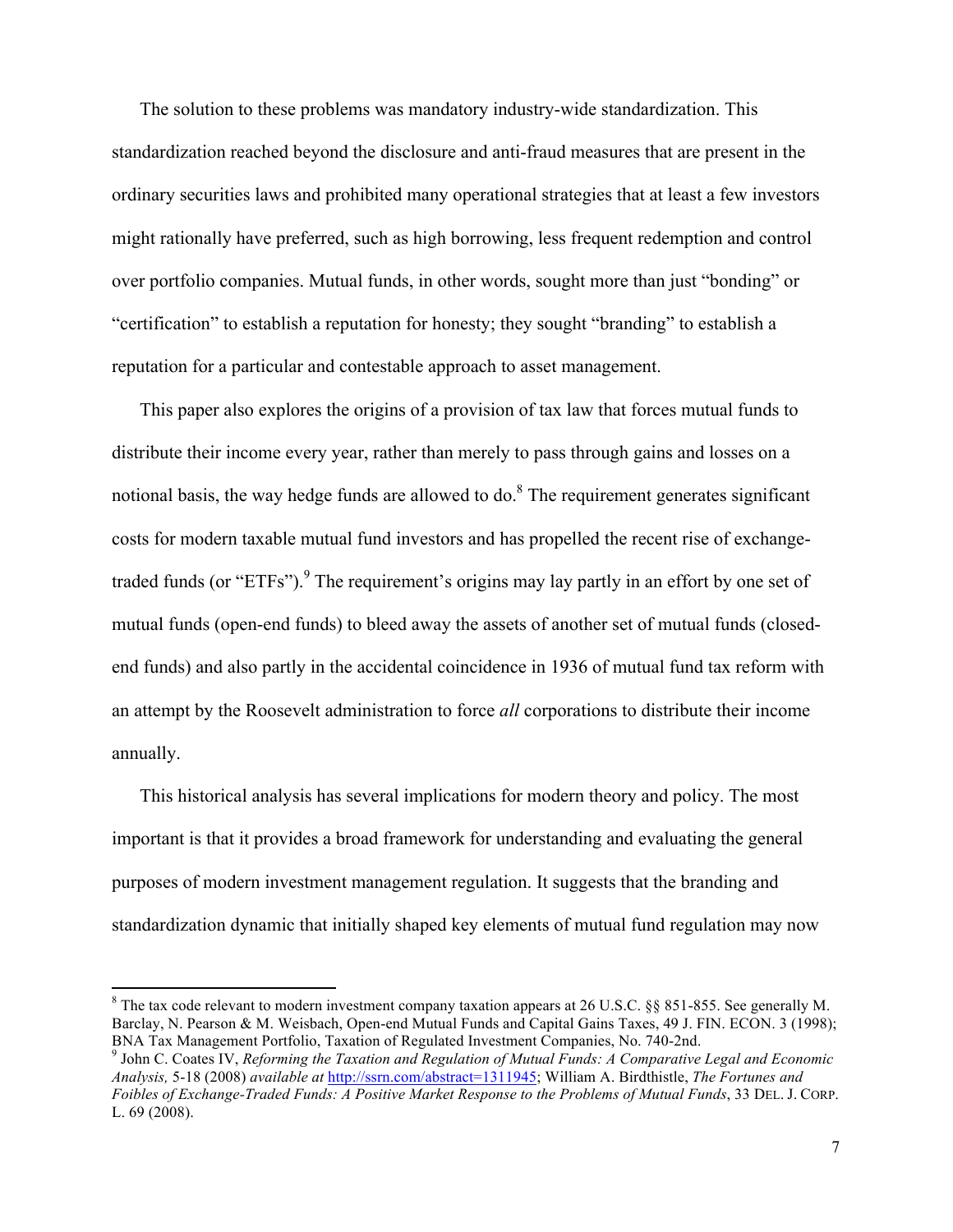The solution to these problems was mandatory industry-wide standardization. This standardization reached beyond the disclosure and anti-fraud measures that are present in the ordinary securities laws and prohibited many operational strategies that at least a few investors might rationally have preferred, such as high borrowing, less frequent redemption and control over portfolio companies. Mutual funds, in other words, sought more than just "bonding" or "certification" to establish a reputation for honesty; they sought "branding" to establish a reputation for a particular and contestable approach to asset management.

This paper also explores the origins of a provision of tax law that forces mutual funds to distribute their income every year, rather than merely to pass through gains and losses on a notional basis, the way hedge funds are allowed to do.[8] The requirement generates significant costs for modern taxable mutual fund investors and has propelled the recent rise of exchange-traded funds (or "ETFs").[9] The requirement's origins may lay partly in an effort by one set of mutual funds (open-end funds) to bleed away the assets of another set of mutual funds (closed-end funds) and also partly in the accidental coincidence in 1936 of mutual fund tax reform with an attempt by the Roosevelt administration to force *all* corporations to distribute their income annually.

This historical analysis has several implications for modern theory and policy. The most important is that it provides a broad framework for understanding and evaluating the general purposes of modern investment management regulation. It suggests that the branding and standardization dynamic that initially shaped key elements of mutual fund regulation may now

---

[8] The tax code relevant to modern investment company taxation appears at 26 U.S.C. §§ 851-855. See generally M. Barclay, N. Pearson & M. Weisbach, Open-end Mutual Funds and Capital Gains Taxes, 49 J. FIN. ECON. 3 (1998); BNA Tax Management Portfolio, Taxation of Regulated Investment Companies, No. 740-2nd.

[9] John C. Coates IV, *Reforming the Taxation and Regulation of Mutual Funds: A Comparative Legal and Economic Analysis,* 5-18 (2008) *available at* http://ssrn.com/abstract=1311945; William A. Birdthistle, *The Fortunes and Foibles of Exchange-Traded Funds: A Positive Market Response to the Problems of Mutual Funds*, 33 DEL. J. CORP. L. 69 (2008).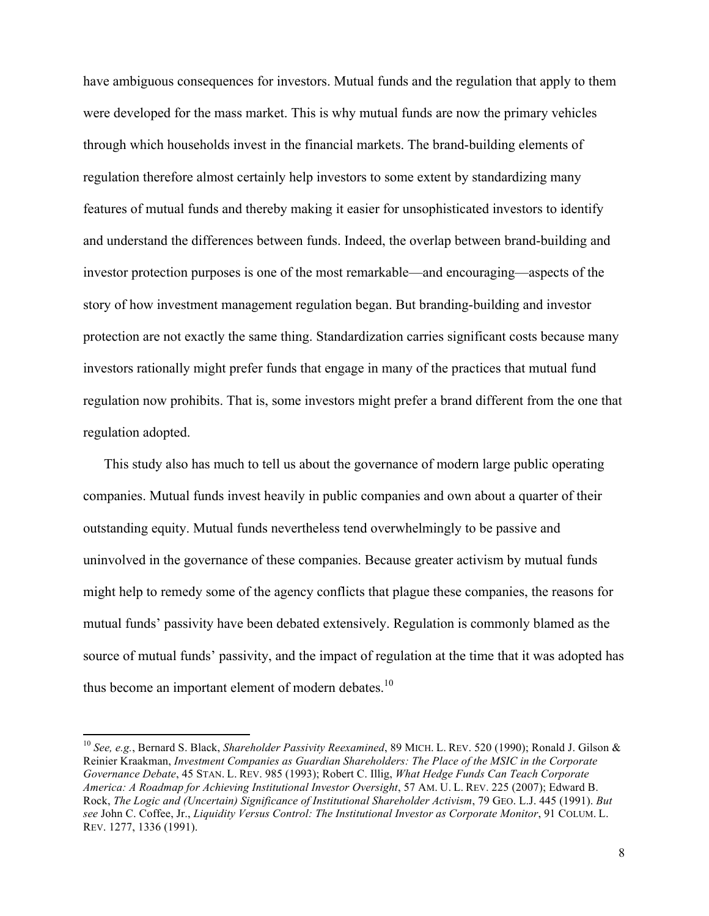have ambiguous consequences for investors. Mutual funds and the regulation that apply to them were developed for the mass market. This is why mutual funds are now the primary vehicles through which households invest in the financial markets. The brand-building elements of regulation therefore almost certainly help investors to some extent by standardizing many features of mutual funds and thereby making it easier for unsophisticated investors to identify and understand the differences between funds. Indeed, the overlap between brand-building and investor protection purposes is one of the most remarkable—and encouraging—aspects of the story of how investment management regulation began. But branding-building and investor protection are not exactly the same thing. Standardization carries significant costs because many investors rationally might prefer funds that engage in many of the practices that mutual fund regulation now prohibits. That is, some investors might prefer a brand different from the one that regulation adopted.

This study also has much to tell us about the governance of modern large public operating companies. Mutual funds invest heavily in public companies and own about a quarter of their outstanding equity. Mutual funds nevertheless tend overwhelmingly to be passive and uninvolved in the governance of these companies. Because greater activism by mutual funds might help to remedy some of the agency conflicts that plague these companies, the reasons for mutual funds' passivity have been debated extensively. Regulation is commonly blamed as the source of mutual funds' passivity, and the impact of regulation at the time that it was adopted has thus become an important element of modern debates.[10]

---

[10] *See, e.g.*, Bernard S. Black, *Shareholder Passivity Reexamined*, 89 MICH. L. REV. 520 (1990); Ronald J. Gilson & Reinier Kraakman, *Investment Companies as Guardian Shareholders: The Place of the MSIC in the Corporate Governance Debate*, 45 STAN. L. REV. 985 (1993); Robert C. Illig, *What Hedge Funds Can Teach Corporate America: A Roadmap for Achieving Institutional Investor Oversight*, 57 AM. U. L. REV. 225 (2007); Edward B. Rock, *The Logic and (Uncertain) Significance of Institutional Shareholder Activism*, 79 GEO. L.J. 445 (1991). *But see* John C. Coffee, Jr., *Liquidity Versus Control: The Institutional Investor as Corporate Monitor*, 91 COLUM. L. REV. 1277, 1336 (1991).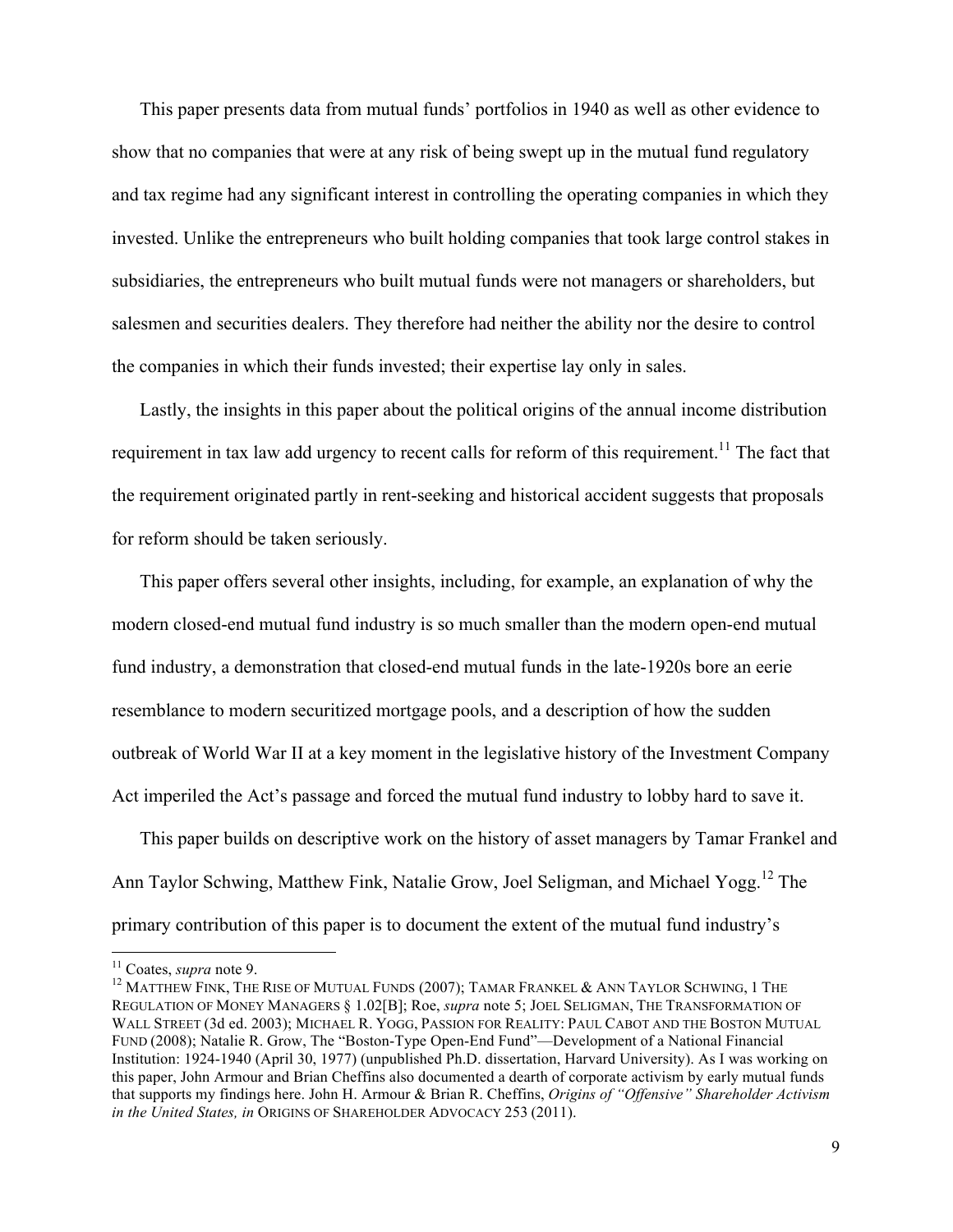This paper presents data from mutual funds' portfolios in 1940 as well as other evidence to show that no companies that were at any risk of being swept up in the mutual fund regulatory and tax regime had any significant interest in controlling the operating companies in which they invested. Unlike the entrepreneurs who built holding companies that took large control stakes in subsidiaries, the entrepreneurs who built mutual funds were not managers or shareholders, but salesmen and securities dealers. They therefore had neither the ability nor the desire to control the companies in which their funds invested; their expertise lay only in sales.

Lastly, the insights in this paper about the political origins of the annual income distribution requirement in tax law add urgency to recent calls for reform of this requirement.[11] The fact that the requirement originated partly in rent-seeking and historical accident suggests that proposals for reform should be taken seriously.

This paper offers several other insights, including, for example, an explanation of why the modern closed-end mutual fund industry is so much smaller than the modern open-end mutual fund industry, a demonstration that closed-end mutual funds in the late-1920s bore an eerie resemblance to modern securitized mortgage pools, and a description of how the sudden outbreak of World War II at a key moment in the legislative history of the Investment Company Act imperiled the Act's passage and forced the mutual fund industry to lobby hard to save it.

This paper builds on descriptive work on the history of asset managers by Tamar Frankel and Ann Taylor Schwing, Matthew Fink, Natalie Grow, Joel Seligman, and Michael Yogg.[12] The primary contribution of this paper is to document the extent of the mutual fund industry's

---

[11] Coates, *supra* note 9.

[12] MATTHEW FINK, THE RISE OF MUTUAL FUNDS (2007); TAMAR FRANKEL & ANN TAYLOR SCHWING, 1 THE REGULATION OF MONEY MANAGERS § 1.02[B]; Roe, *supra* note 5; JOEL SELIGMAN, THE TRANSFORMATION OF WALL STREET (3d ed. 2003); MICHAEL R. YOGG, PASSION FOR REALITY: PAUL CABOT AND THE BOSTON MUTUAL FUND (2008); Natalie R. Grow, The "Boston-Type Open-End Fund"—Development of a National Financial Institution: 1924-1940 (April 30, 1977) (unpublished Ph.D. dissertation, Harvard University). As I was working on this paper, John Armour and Brian Cheffins also documented a dearth of corporate activism by early mutual funds that supports my findings here. John H. Armour & Brian R. Cheffins, *Origins of "Offensive" Shareholder Activism in the United States, in* ORIGINS OF SHAREHOLDER ADVOCACY 253 (2011).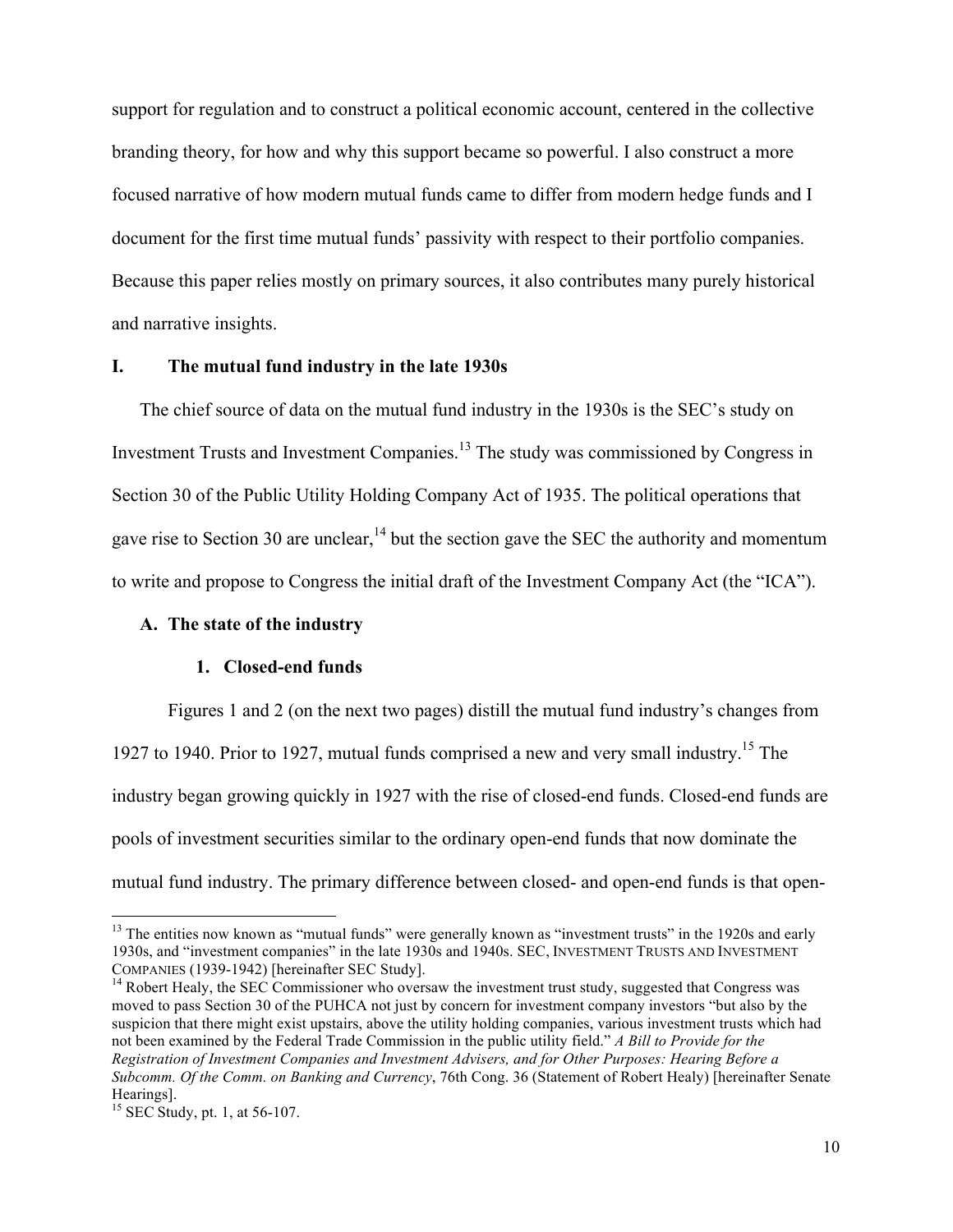support for regulation and to construct a political economic account, centered in the collective branding theory, for how and why this support became so powerful. I also construct a more focused narrative of how modern mutual funds came to differ from modern hedge funds and I document for the first time mutual funds' passivity with respect to their portfolio companies. Because this paper relies mostly on primary sources, it also contributes many purely historical and narrative insights.

## I. The mutual fund industry in the late 1930s

The chief source of data on the mutual fund industry in the 1930s is the SEC's study on Investment Trusts and Investment Companies.[13] The study was commissioned by Congress in Section 30 of the Public Utility Holding Company Act of 1935. The political operations that gave rise to Section 30 are unclear,[14] but the section gave the SEC the authority and momentum to write and propose to Congress the initial draft of the Investment Company Act (the "ICA").

### A. The state of the industry

#### 1. Closed-end funds

Figures 1 and 2 (on the next two pages) distill the mutual fund industry's changes from 1927 to 1940. Prior to 1927, mutual funds comprised a new and very small industry.[15] The industry began growing quickly in 1927 with the rise of closed-end funds. Closed-end funds are pools of investment securities similar to the ordinary open-end funds that now dominate the mutual fund industry. The primary difference between closed- and open-end funds is that open-

---

[13] The entities now known as "mutual funds" were generally known as "investment trusts" in the 1920s and early 1930s, and "investment companies" in the late 1930s and 1940s. SEC, INVESTMENT TRUSTS AND INVESTMENT COMPANIES (1939-1942) [hereinafter SEC Study].

[14] Robert Healy, the SEC Commissioner who oversaw the investment trust study, suggested that Congress was moved to pass Section 30 of the PUHCA not just by concern for investment company investors "but also by the suspicion that there might exist upstairs, above the utility holding companies, various investment trusts which had not been examined by the Federal Trade Commission in the public utility field." *A Bill to Provide for the Registration of Investment Companies and Investment Advisers, and for Other Purposes: Hearing Before a Subcomm. Of the Comm. on Banking and Currency*, 76th Cong. 36 (Statement of Robert Healy) [hereinafter Senate Hearings].

[15] SEC Study, pt. 1, at 56-107.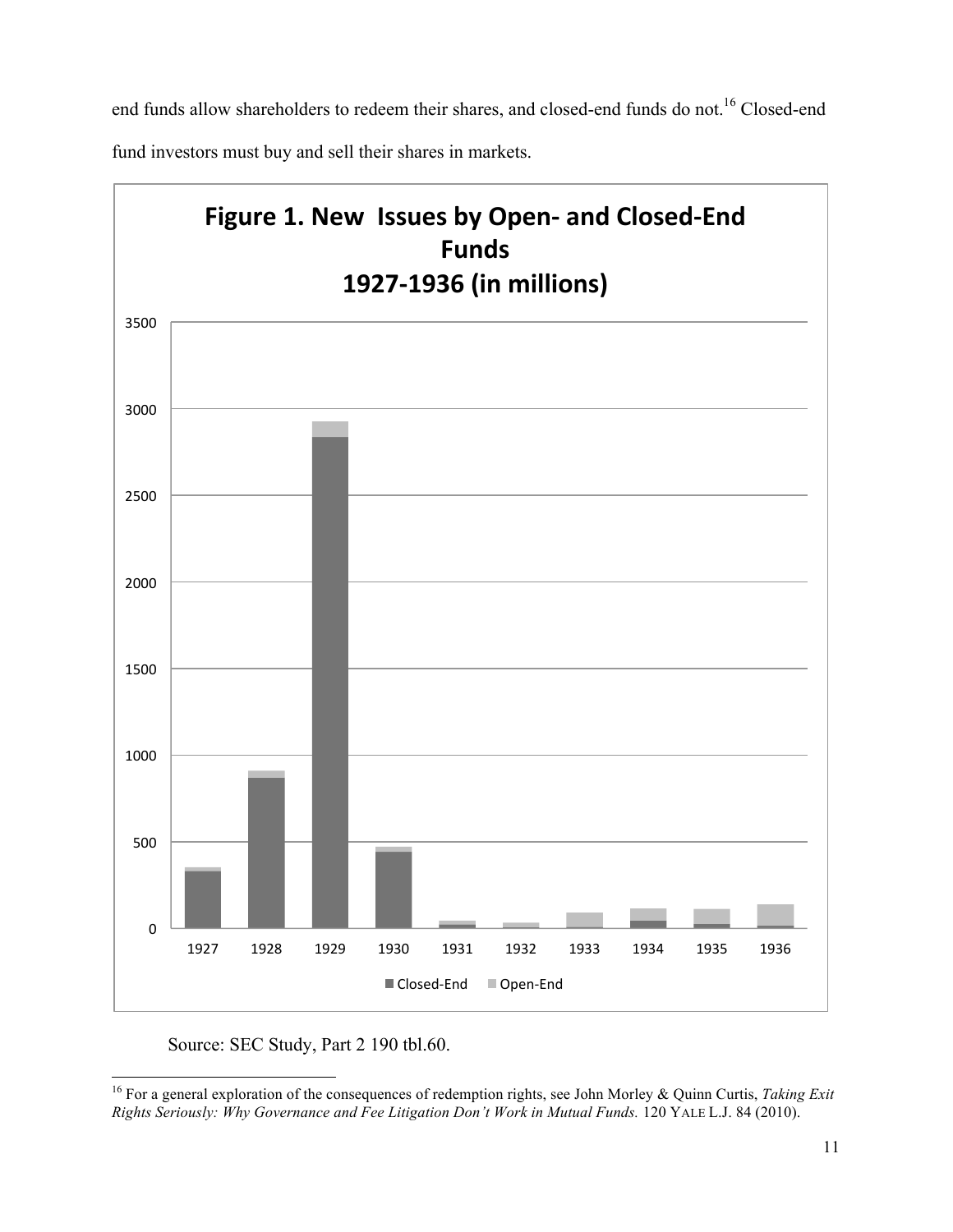end funds allow shareholders to redeem their shares, and closed-end funds do not.[16] Closed-end fund investors must buy and sell their shares in markets.

**Figure 1. New Issues by Open- and Closed-End Funds 1927-1936 (in millions)**

Source: SEC Study, Part 2 190 tbl.60.

[16] For a general exploration of the consequences of redemption rights, see John Morley & Quinn Curtis, *Taking Exit Rights Seriously: Why Governance and Fee Litigation Don't Work in Mutual Funds.* 120 YALE L.J. 84 (2010).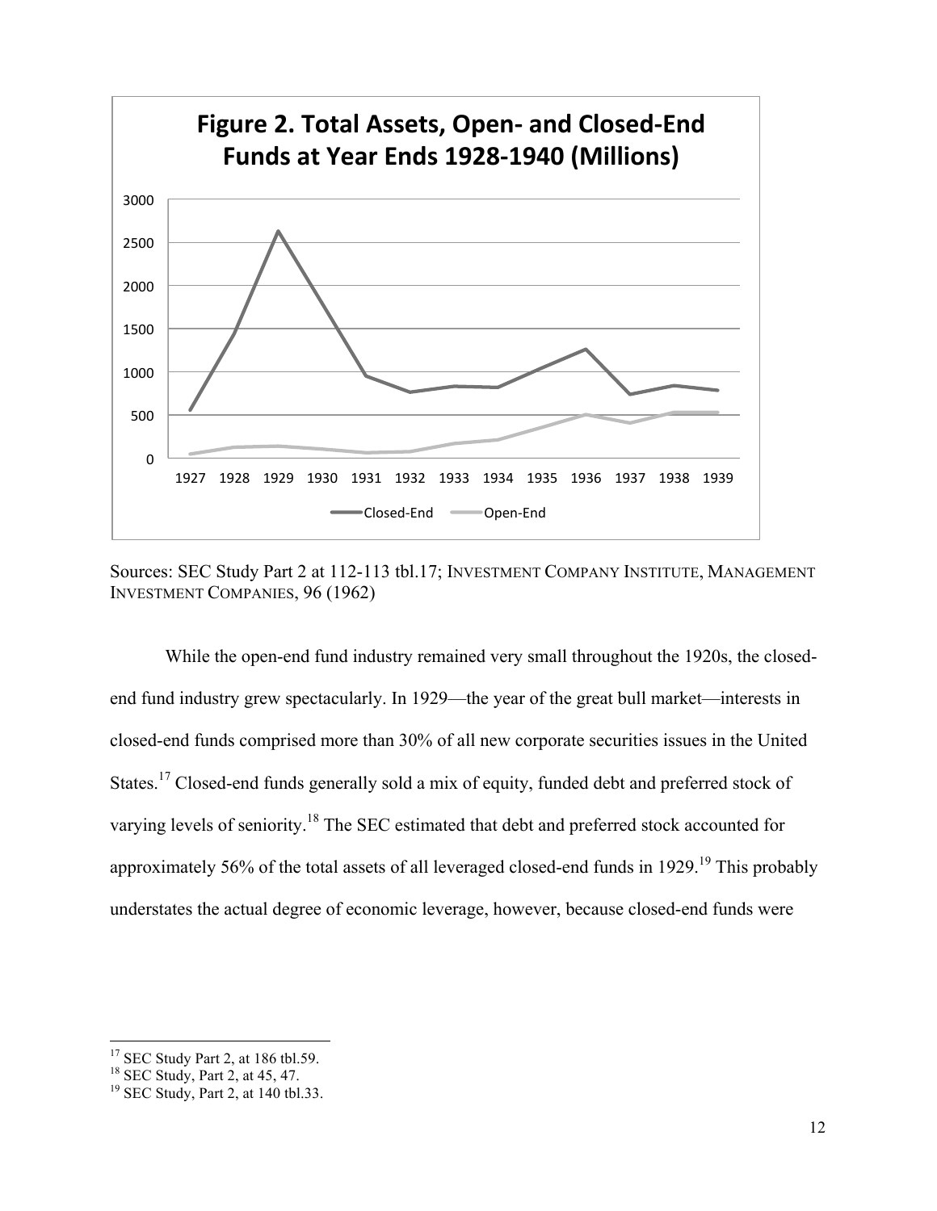**Figure 2. Total Assets, Open- and Closed-End Funds at Year Ends 1928-1940 (Millions)**

Sources: SEC Study Part 2 at 112-113 tbl.17; INVESTMENT COMPANY INSTITUTE, MANAGEMENT INVESTMENT COMPANIES, 96 (1962)

While the open-end fund industry remained very small throughout the 1920s, the closed-end fund industry grew spectacularly. In 1929—the year of the great bull market—interests in closed-end funds comprised more than 30% of all new corporate securities issues in the United States.[17] Closed-end funds generally sold a mix of equity, funded debt and preferred stock of varying levels of seniority.[18] The SEC estimated that debt and preferred stock accounted for approximately 56% of the total assets of all leveraged closed-end funds in 1929.[19] This probably understates the actual degree of economic leverage, however, because closed-end funds were

---

[17] SEC Study Part 2, at 186 tbl.59.

[18] SEC Study, Part 2, at 45, 47.

[19] SEC Study, Part 2, at 140 tbl.33.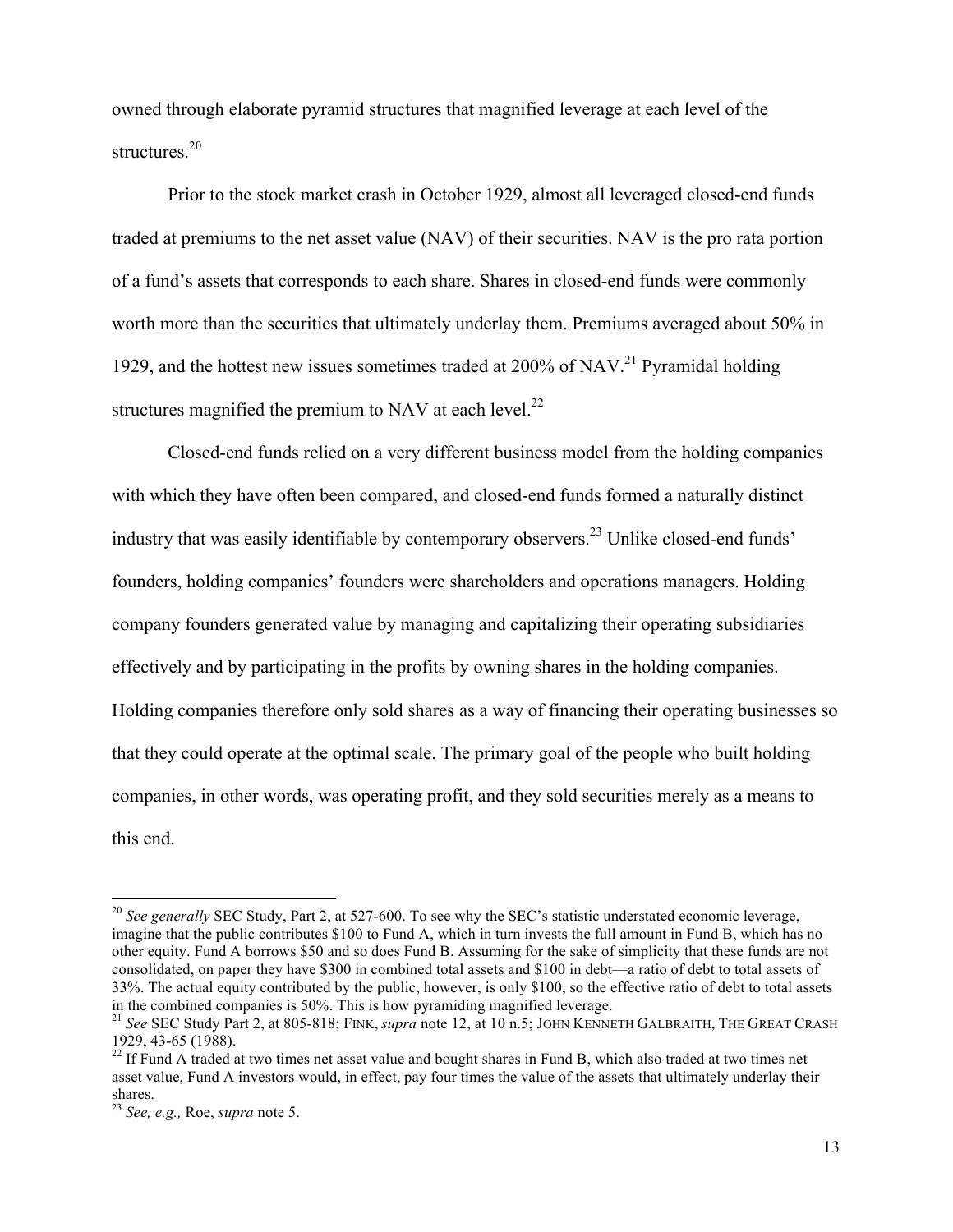owned through elaborate pyramid structures that magnified leverage at each level of the structures.[20]

Prior to the stock market crash in October 1929, almost all leveraged closed-end funds traded at premiums to the net asset value (NAV) of their securities. NAV is the pro rata portion of a fund's assets that corresponds to each share. Shares in closed-end funds were commonly worth more than the securities that ultimately underlay them. Premiums averaged about 50% in 1929, and the hottest new issues sometimes traded at 200% of NAV.[21] Pyramidal holding structures magnified the premium to NAV at each level.[22]

Closed-end funds relied on a very different business model from the holding companies with which they have often been compared, and closed-end funds formed a naturally distinct industry that was easily identifiable by contemporary observers.[23] Unlike closed-end funds' founders, holding companies' founders were shareholders and operations managers. Holding company founders generated value by managing and capitalizing their operating subsidiaries effectively and by participating in the profits by owning shares in the holding companies. Holding companies therefore only sold shares as a way of financing their operating businesses so that they could operate at the optimal scale. The primary goal of the people who built holding companies, in other words, was operating profit, and they sold securities merely as a means to this end.

---

[20] *See generally* SEC Study, Part 2, at 527-600. To see why the SEC's statistic understated economic leverage, imagine that the public contributes $100 to Fund A, which in turn invests the full amount in Fund B, which has no other equity. Fund A borrows $50 and so does Fund B. Assuming for the sake of simplicity that these funds are not consolidated, on paper they have $300 in combined total assets and $100 in debt—a ratio of debt to total assets of 33%. The actual equity contributed by the public, however, is only $100, so the effective ratio of debt to total assets in the combined companies is 50%. This is how pyramiding magnified leverage.

[21] *See* SEC Study Part 2, at 805-818; FINK, *supra* note 12, at 10 n.5; JOHN KENNETH GALBRAITH, THE GREAT CRASH 1929, 43-65 (1988).

[22] If Fund A traded at two times net asset value and bought shares in Fund B, which also traded at two times net asset value, Fund A investors would, in effect, pay four times the value of the assets that ultimately underlay their shares.

[23] *See, e.g.,* Roe, *supra* note 5.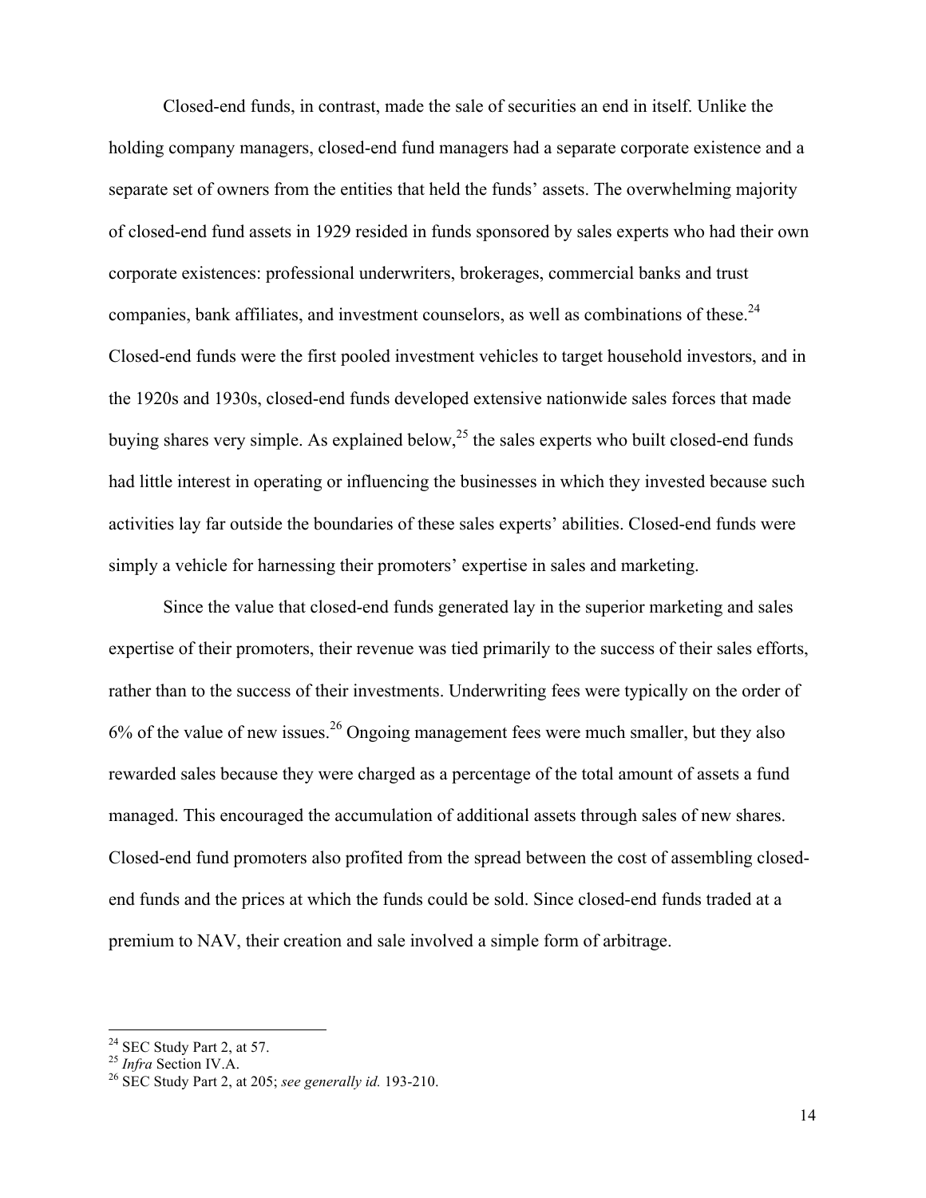Closed-end funds, in contrast, made the sale of securities an end in itself. Unlike the holding company managers, closed-end fund managers had a separate corporate existence and a separate set of owners from the entities that held the funds' assets. The overwhelming majority of closed-end fund assets in 1929 resided in funds sponsored by sales experts who had their own corporate existences: professional underwriters, brokerages, commercial banks and trust companies, bank affiliates, and investment counselors, as well as combinations of these.[24] Closed-end funds were the first pooled investment vehicles to target household investors, and in the 1920s and 1930s, closed-end funds developed extensive nationwide sales forces that made buying shares very simple. As explained below,[25] the sales experts who built closed-end funds had little interest in operating or influencing the businesses in which they invested because such activities lay far outside the boundaries of these sales experts' abilities. Closed-end funds were simply a vehicle for harnessing their promoters' expertise in sales and marketing.

Since the value that closed-end funds generated lay in the superior marketing and sales expertise of their promoters, their revenue was tied primarily to the success of their sales efforts, rather than to the success of their investments. Underwriting fees were typically on the order of 6% of the value of new issues.[26] Ongoing management fees were much smaller, but they also rewarded sales because they were charged as a percentage of the total amount of assets a fund managed. This encouraged the accumulation of additional assets through sales of new shares. Closed-end fund promoters also profited from the spread between the cost of assembling closed-end funds and the prices at which the funds could be sold. Since closed-end funds traded at a premium to NAV, their creation and sale involved a simple form of arbitrage.

---

[24] SEC Study Part 2, at 57.

[25] *Infra* Section IV.A.

[26] SEC Study Part 2, at 205; *see generally id.* 193-210.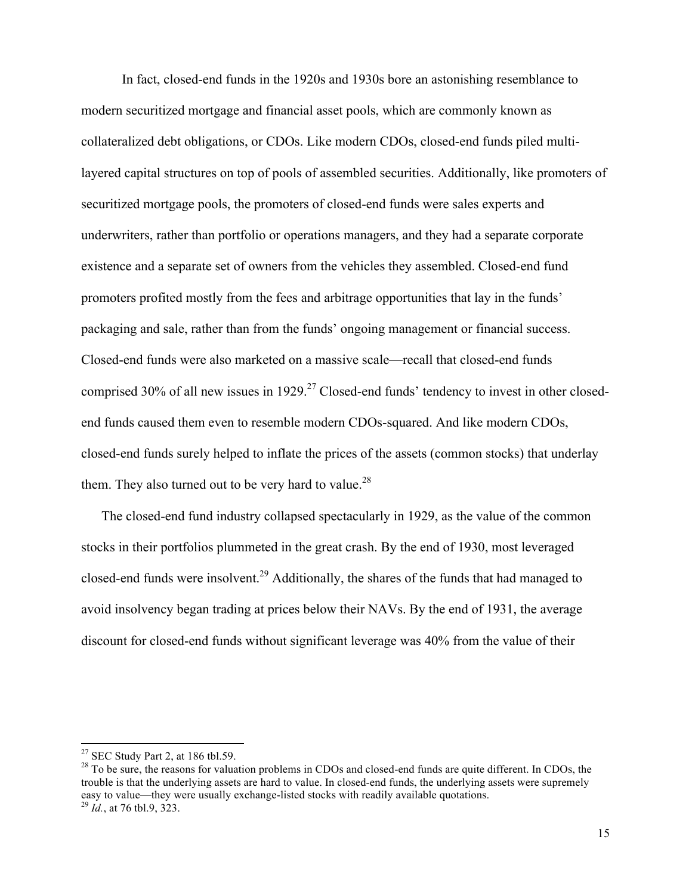In fact, closed-end funds in the 1920s and 1930s bore an astonishing resemblance to modern securitized mortgage and financial asset pools, which are commonly known as collateralized debt obligations, or CDOs. Like modern CDOs, closed-end funds piled multi-layered capital structures on top of pools of assembled securities. Additionally, like promoters of securitized mortgage pools, the promoters of closed-end funds were sales experts and underwriters, rather than portfolio or operations managers, and they had a separate corporate existence and a separate set of owners from the vehicles they assembled. Closed-end fund promoters profited mostly from the fees and arbitrage opportunities that lay in the funds' packaging and sale, rather than from the funds' ongoing management or financial success. Closed-end funds were also marketed on a massive scale—recall that closed-end funds comprised 30% of all new issues in 1929.[27] Closed-end funds' tendency to invest in other closed-end funds caused them even to resemble modern CDOs-squared. And like modern CDOs, closed-end funds surely helped to inflate the prices of the assets (common stocks) that underlay them. They also turned out to be very hard to value.[28]

The closed-end fund industry collapsed spectacularly in 1929, as the value of the common stocks in their portfolios plummeted in the great crash. By the end of 1930, most leveraged closed-end funds were insolvent.[29] Additionally, the shares of the funds that had managed to avoid insolvency began trading at prices below their NAVs. By the end of 1931, the average discount for closed-end funds without significant leverage was 40% from the value of their

---

[27] SEC Study Part 2, at 186 tbl.59.

[28] To be sure, the reasons for valuation problems in CDOs and closed-end funds are quite different. In CDOs, the trouble is that the underlying assets are hard to value. In closed-end funds, the underlying assets were supremely easy to value—they were usually exchange-listed stocks with readily available quotations.

[29] *Id.*, at 76 tbl.9, 323.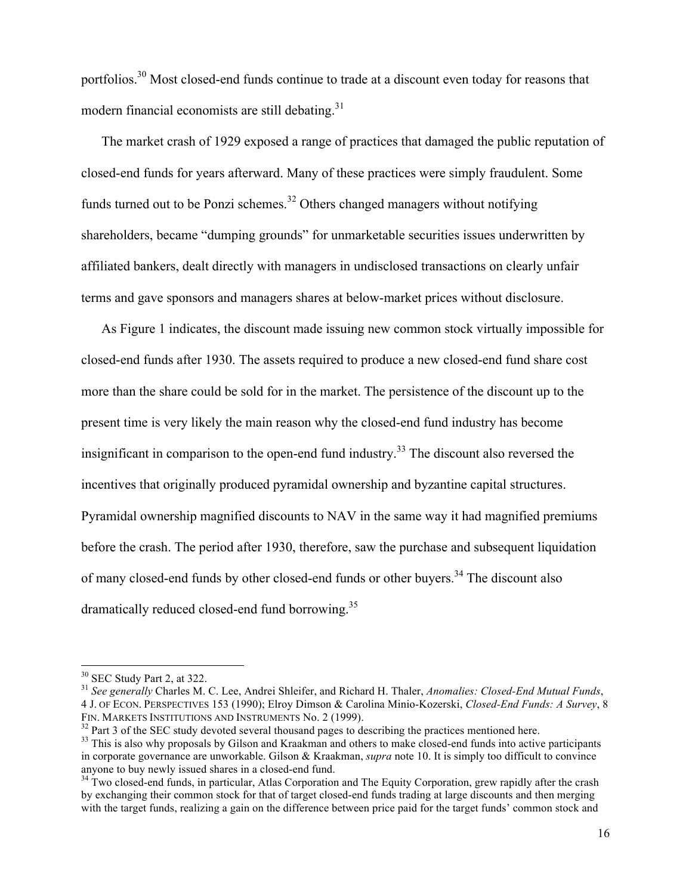portfolios.[30] Most closed-end funds continue to trade at a discount even today for reasons that modern financial economists are still debating.[31]

The market crash of 1929 exposed a range of practices that damaged the public reputation of closed-end funds for years afterward. Many of these practices were simply fraudulent. Some funds turned out to be Ponzi schemes.[32] Others changed managers without notifying shareholders, became "dumping grounds" for unmarketable securities issues underwritten by affiliated bankers, dealt directly with managers in undisclosed transactions on clearly unfair terms and gave sponsors and managers shares at below-market prices without disclosure.

As Figure 1 indicates, the discount made issuing new common stock virtually impossible for closed-end funds after 1930. The assets required to produce a new closed-end fund share cost more than the share could be sold for in the market. The persistence of the discount up to the present time is very likely the main reason why the closed-end fund industry has become insignificant in comparison to the open-end fund industry.[33] The discount also reversed the incentives that originally produced pyramidal ownership and byzantine capital structures. Pyramidal ownership magnified discounts to NAV in the same way it had magnified premiums before the crash. The period after 1930, therefore, saw the purchase and subsequent liquidation of many closed-end funds by other closed-end funds or other buyers.[34] The discount also dramatically reduced closed-end fund borrowing.[35]

---

[30] SEC Study Part 2, at 322.

[31] *See generally* Charles M. C. Lee, Andrei Shleifer, and Richard H. Thaler, *Anomalies: Closed-End Mutual Funds*, 4 J. OF ECON. PERSPECTIVES 153 (1990); Elroy Dimson & Carolina Minio-Kozerski, *Closed-End Funds: A Survey*, 8 FIN. MARKETS INSTITUTIONS AND INSTRUMENTS No. 2 (1999).

[32] Part 3 of the SEC study devoted several thousand pages to describing the practices mentioned here.

[33] This is also why proposals by Gilson and Kraakman and others to make closed-end funds into active participants in corporate governance are unworkable. Gilson & Kraakman, *supra* note 10. It is simply too difficult to convince anyone to buy newly issued shares in a closed-end fund.

[34] Two closed-end funds, in particular, Atlas Corporation and The Equity Corporation, grew rapidly after the crash by exchanging their common stock for that of target closed-end funds trading at large discounts and then merging with the target funds, realizing a gain on the difference between price paid for the target funds' common stock and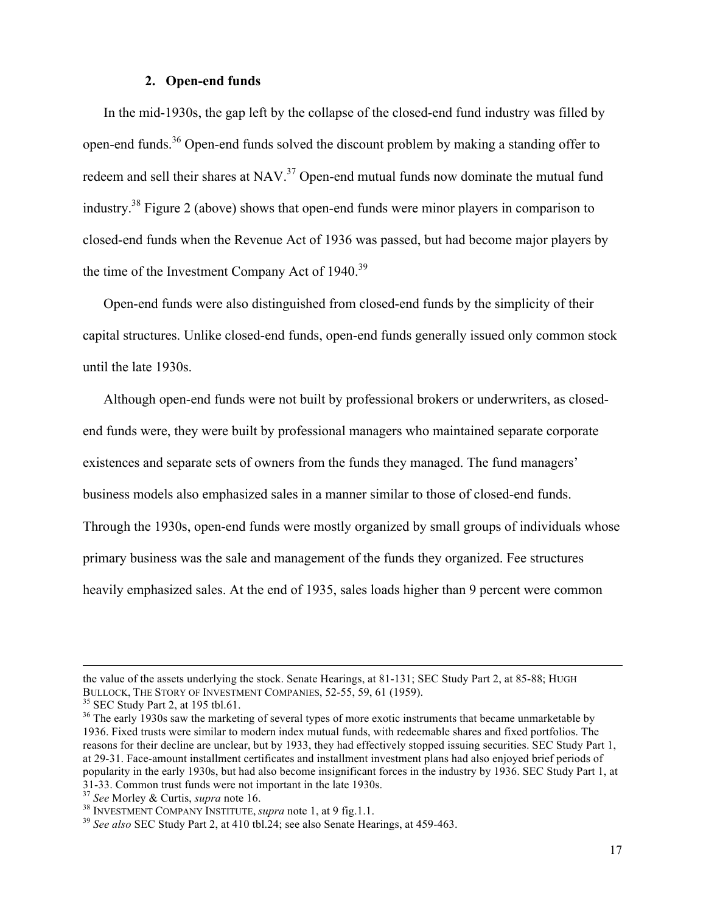### 2. Open-end funds

In the mid-1930s, the gap left by the collapse of the closed-end fund industry was filled by open-end funds.[36] Open-end funds solved the discount problem by making a standing offer to redeem and sell their shares at NAV.[37] Open-end mutual funds now dominate the mutual fund industry.[38] Figure 2 (above) shows that open-end funds were minor players in comparison to closed-end funds when the Revenue Act of 1936 was passed, but had become major players by the time of the Investment Company Act of 1940.[39]

Open-end funds were also distinguished from closed-end funds by the simplicity of their capital structures. Unlike closed-end funds, open-end funds generally issued only common stock until the late 1930s.

Although open-end funds were not built by professional brokers or underwriters, as closed-end funds were, they were built by professional managers who maintained separate corporate existences and separate sets of owners from the funds they managed. The fund managers' business models also emphasized sales in a manner similar to those of closed-end funds. Through the 1930s, open-end funds were mostly organized by small groups of individuals whose primary business was the sale and management of the funds they organized. Fee structures heavily emphasized sales. At the end of 1935, sales loads higher than 9 percent were common

---

the value of the assets underlying the stock. Senate Hearings, at 81-131; SEC Study Part 2, at 85-88; HUGH BULLOCK, THE STORY OF INVESTMENT COMPANIES, 52-55, 59, 61 (1959).

[35] SEC Study Part 2, at 195 tbl.61.

[36] The early 1930s saw the marketing of several types of more exotic instruments that became unmarketable by 1936. Fixed trusts were similar to modern index mutual funds, with redeemable shares and fixed portfolios. The reasons for their decline are unclear, but by 1933, they had effectively stopped issuing securities. SEC Study Part 1, at 29-31. Face-amount installment certificates and installment investment plans had also enjoyed brief periods of popularity in the early 1930s, but had also become insignificant forces in the industry by 1936. SEC Study Part 1, at 31-33. Common trust funds were not important in the late 1930s.

[37] *See* Morley & Curtis, *supra* note 16.

[38] INVESTMENT COMPANY INSTITUTE, *supra* note 1, at 9 fig.1.1.

[39] *See also* SEC Study Part 2, at 410 tbl.24; see also Senate Hearings, at 459-463.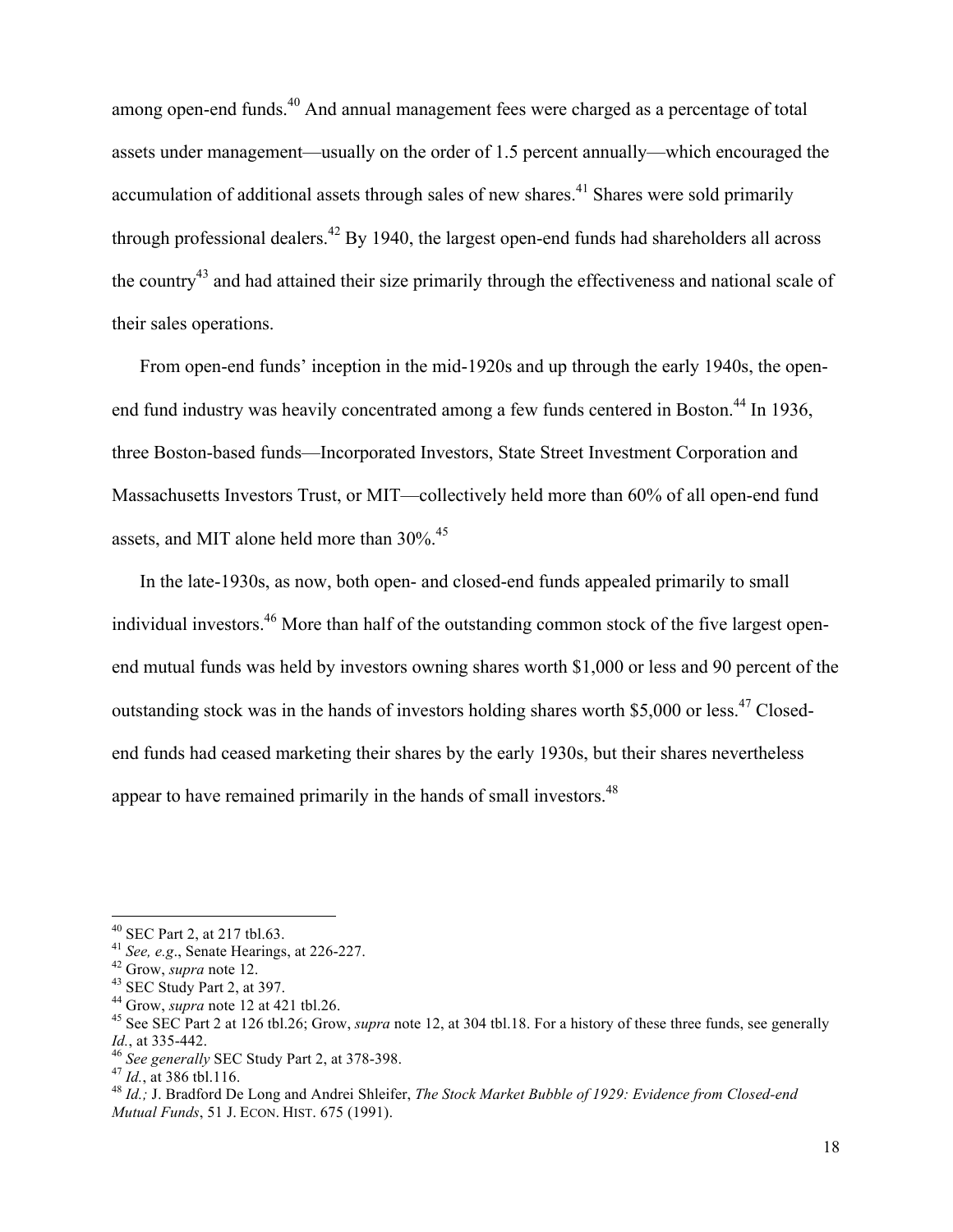among open-end funds.[40] And annual management fees were charged as a percentage of total assets under management—usually on the order of 1.5 percent annually—which encouraged the accumulation of additional assets through sales of new shares.[41] Shares were sold primarily through professional dealers.[42] By 1940, the largest open-end funds had shareholders all across the country[43] and had attained their size primarily through the effectiveness and national scale of their sales operations.

From open-end funds' inception in the mid-1920s and up through the early 1940s, the open-end fund industry was heavily concentrated among a few funds centered in Boston.[44] In 1936, three Boston-based funds—Incorporated Investors, State Street Investment Corporation and Massachusetts Investors Trust, or MIT—collectively held more than 60% of all open-end fund assets, and MIT alone held more than 30%.[45]

In the late-1930s, as now, both open- and closed-end funds appealed primarily to small individual investors.[46] More than half of the outstanding common stock of the five largest open-end mutual funds was held by investors owning shares worth $1,000 or less and 90 percent of the outstanding stock was in the hands of investors holding shares worth $5,000 or less.[47] Closed-end funds had ceased marketing their shares by the early 1930s, but their shares nevertheless appear to have remained primarily in the hands of small investors.[48]

---

[40] SEC Part 2, at 217 tbl.63.

[41] *See, e.g*., Senate Hearings, at 226-227.

[42] Grow, *supra* note 12.

[43] SEC Study Part 2, at 397.

[44] Grow, *supra* note 12 at 421 tbl.26.

[45] See SEC Part 2 at 126 tbl.26; Grow, *supra* note 12, at 304 tbl.18. For a history of these three funds, see generally *Id.*, at 335-442.

[46] *See generally* SEC Study Part 2, at 378-398.

[47] *Id.*, at 386 tbl.116.

[48] *Id.;* J. Bradford De Long and Andrei Shleifer, *The Stock Market Bubble of 1929: Evidence from Closed-end Mutual Funds*, 51 J. ECON. HIST. 675 (1991).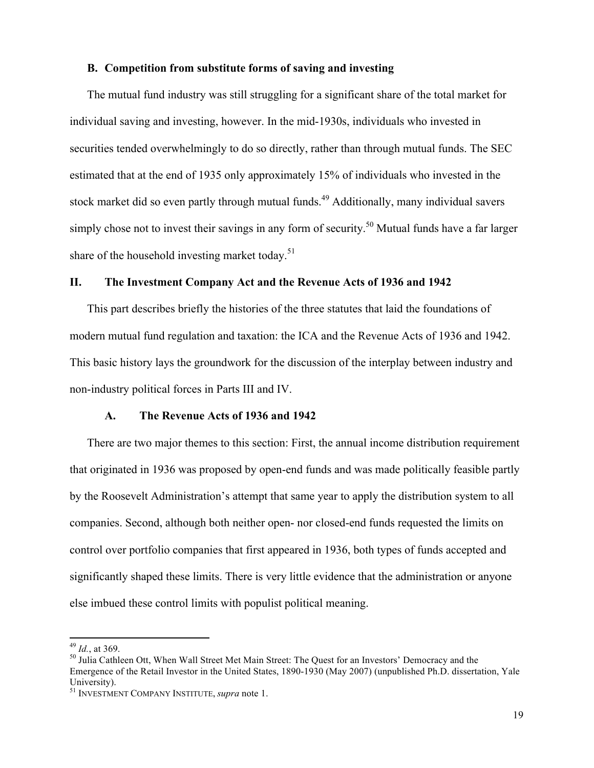### B. Competition from substitute forms of saving and investing

The mutual fund industry was still struggling for a significant share of the total market for individual saving and investing, however. In the mid-1930s, individuals who invested in securities tended overwhelmingly to do so directly, rather than through mutual funds. The SEC estimated that at the end of 1935 only approximately 15% of individuals who invested in the stock market did so even partly through mutual funds.[49] Additionally, many individual savers simply chose not to invest their savings in any form of security.[50] Mutual funds have a far larger share of the household investing market today.[51]

## II. The Investment Company Act and the Revenue Acts of 1936 and 1942

This part describes briefly the histories of the three statutes that laid the foundations of modern mutual fund regulation and taxation: the ICA and the Revenue Acts of 1936 and 1942. This basic history lays the groundwork for the discussion of the interplay between industry and non-industry political forces in Parts III and IV.

### A. The Revenue Acts of 1936 and 1942

There are two major themes to this section: First, the annual income distribution requirement that originated in 1936 was proposed by open-end funds and was made politically feasible partly by the Roosevelt Administration's attempt that same year to apply the distribution system to all companies. Second, although both neither open- nor closed-end funds requested the limits on control over portfolio companies that first appeared in 1936, both types of funds accepted and significantly shaped these limits. There is very little evidence that the administration or anyone else imbued these control limits with populist political meaning.

---

[49] *Id.*, at 369.

[50] Julia Cathleen Ott, When Wall Street Met Main Street: The Quest for an Investors' Democracy and the Emergence of the Retail Investor in the United States, 1890-1930 (May 2007) (unpublished Ph.D. dissertation, Yale University).

[51] INVESTMENT COMPANY INSTITUTE, *supra* note 1.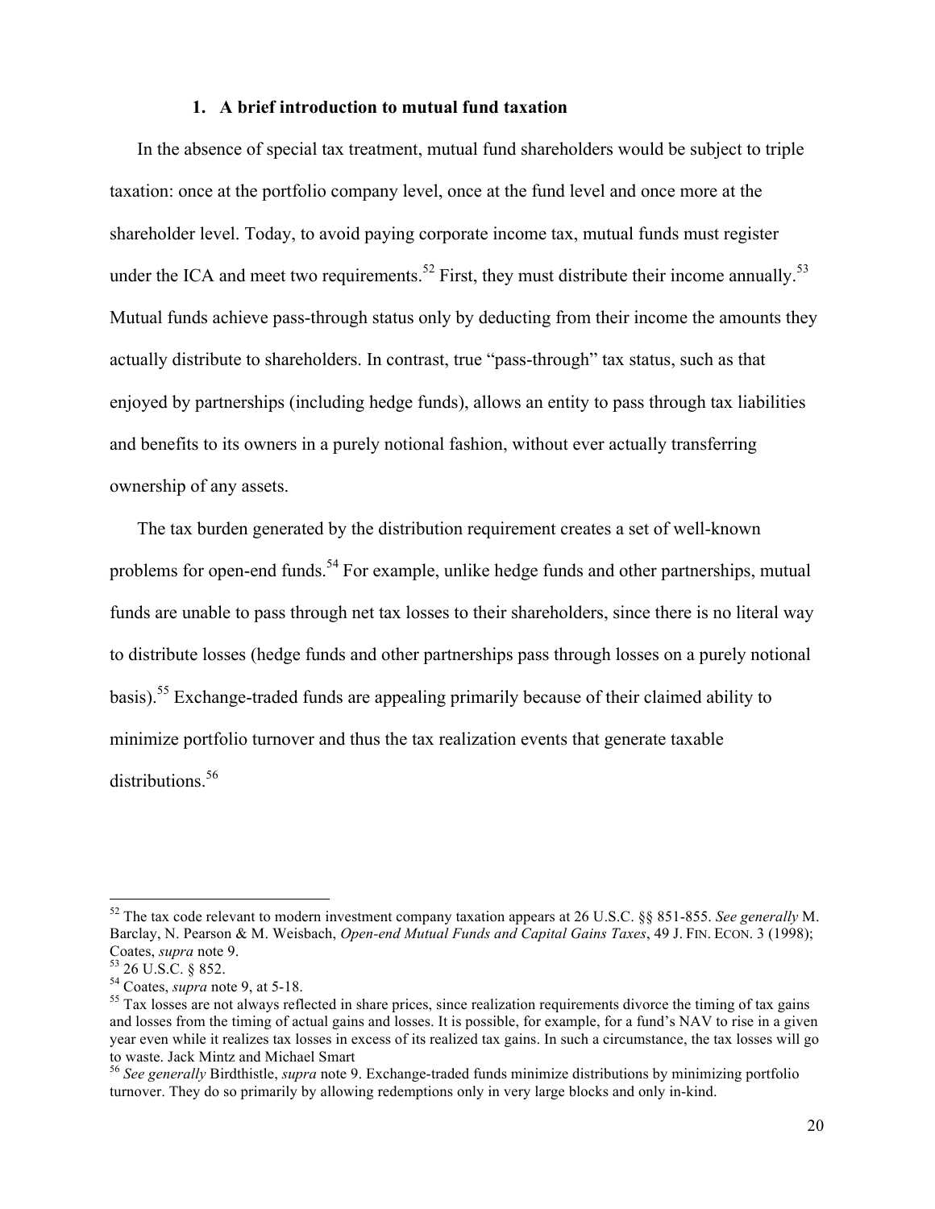### 1. A brief introduction to mutual fund taxation

In the absence of special tax treatment, mutual fund shareholders would be subject to triple taxation: once at the portfolio company level, once at the fund level and once more at the shareholder level. Today, to avoid paying corporate income tax, mutual funds must register under the ICA and meet two requirements.[52] First, they must distribute their income annually.[53] Mutual funds achieve pass-through status only by deducting from their income the amounts they actually distribute to shareholders. In contrast, true "pass-through" tax status, such as that enjoyed by partnerships (including hedge funds), allows an entity to pass through tax liabilities and benefits to its owners in a purely notional fashion, without ever actually transferring ownership of any assets.

The tax burden generated by the distribution requirement creates a set of well-known problems for open-end funds.[54] For example, unlike hedge funds and other partnerships, mutual funds are unable to pass through net tax losses to their shareholders, since there is no literal way to distribute losses (hedge funds and other partnerships pass through losses on a purely notional basis).[55] Exchange-traded funds are appealing primarily because of their claimed ability to minimize portfolio turnover and thus the tax realization events that generate taxable distributions.[56]

---

[52] The tax code relevant to modern investment company taxation appears at 26 U.S.C. §§ 851-855. *See generally* M. Barclay, N. Pearson & M. Weisbach, *Open-end Mutual Funds and Capital Gains Taxes*, 49 J. FIN. ECON. 3 (1998); Coates, *supra* note 9.

[53] 26 U.S.C. § 852.

[54] Coates, *supra* note 9, at 5-18.

[55] Tax losses are not always reflected in share prices, since realization requirements divorce the timing of tax gains and losses from the timing of actual gains and losses. It is possible, for example, for a fund's NAV to rise in a given year even while it realizes tax losses in excess of its realized tax gains. In such a circumstance, the tax losses will go to waste. Jack Mintz and Michael Smart

[56] *See generally* Birdthistle, *supra* note 9. Exchange-traded funds minimize distributions by minimizing portfolio turnover. They do so primarily by allowing redemptions only in very large blocks and only in-kind.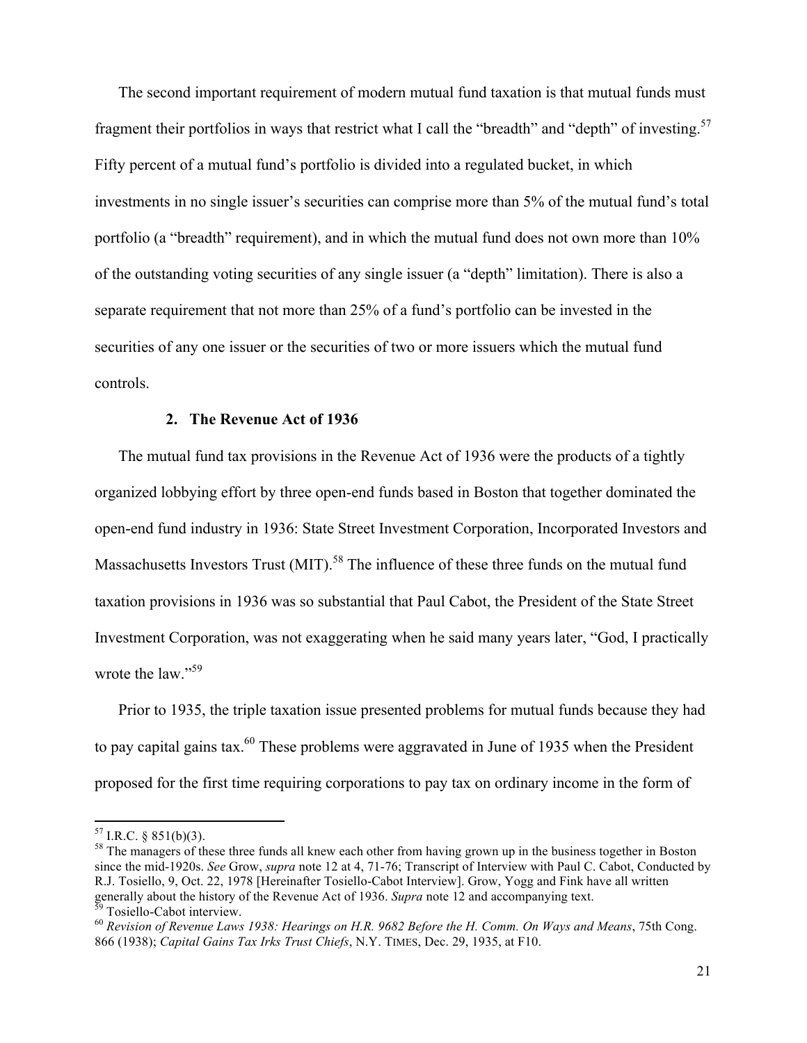The second important requirement of modern mutual fund taxation is that mutual funds must fragment their portfolios in ways that restrict what I call the "breadth" and "depth" of investing.[57] Fifty percent of a mutual fund's portfolio is divided into a regulated bucket, in which investments in no single issuer's securities can comprise more than 5% of the mutual fund's total portfolio (a "breadth" requirement), and in which the mutual fund does not own more than 10% of the outstanding voting securities of any single issuer (a "depth" limitation). There is also a separate requirement that not more than 25% of a fund's portfolio can be invested in the securities of any one issuer or the securities of two or more issuers which the mutual fund controls.

### 2. The Revenue Act of 1936

The mutual fund tax provisions in the Revenue Act of 1936 were the products of a tightly organized lobbying effort by three open-end funds based in Boston that together dominated the open-end fund industry in 1936: State Street Investment Corporation, Incorporated Investors and Massachusetts Investors Trust (MIT).[58] The influence of these three funds on the mutual fund taxation provisions in 1936 was so substantial that Paul Cabot, the President of the State Street Investment Corporation, was not exaggerating when he said many years later, "God, I practically wrote the law."[59]

Prior to 1935, the triple taxation issue presented problems for mutual funds because they had to pay capital gains tax.[60] These problems were aggravated in June of 1935 when the President proposed for the first time requiring corporations to pay tax on ordinary income in the form of

---

[57] I.R.C. § 851(b)(3).

[58] The managers of these three funds all knew each other from having grown up in the business together in Boston since the mid-1920s. *See* Grow, *supra* note 12 at 4, 71-76; Transcript of Interview with Paul C. Cabot, Conducted by R.J. Tosiello, 9, Oct. 22, 1978 [Hereinafter Tosiello-Cabot Interview]. Grow, Yogg and Fink have all written generally about the history of the Revenue Act of 1936. *Supra* note 12 and accompanying text.

[59] Tosiello-Cabot interview.

[60] *Revision of Revenue Laws 1938: Hearings on H.R. 9682 Before the H. Comm. On Ways and Means*, 75th Cong. 866 (1938); *Capital Gains Tax Irks Trust Chiefs*, N.Y. TIMES, Dec. 29, 1935, at F10.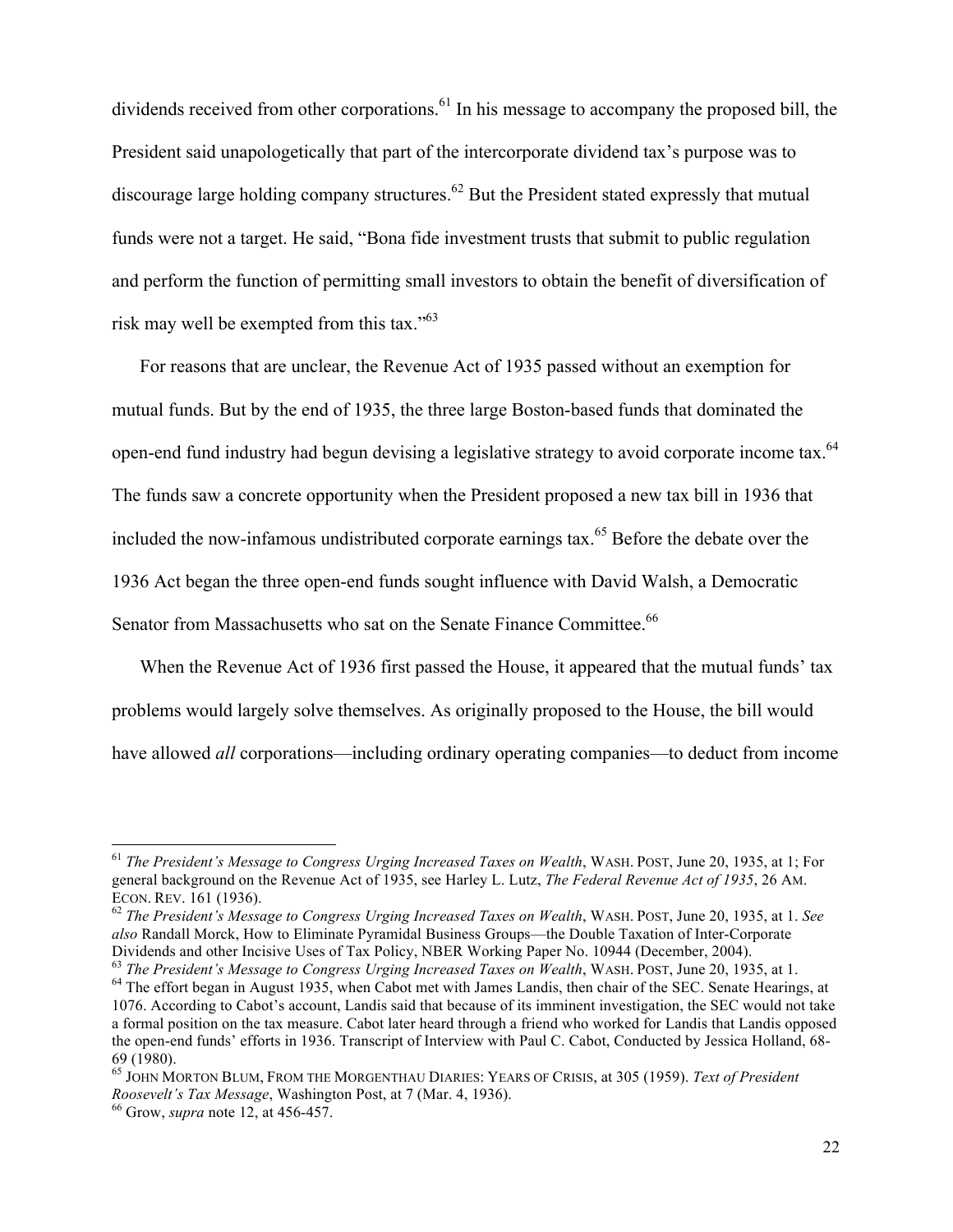dividends received from other corporations.[61] In his message to accompany the proposed bill, the President said unapologetically that part of the intercorporate dividend tax's purpose was to discourage large holding company structures.[62] But the President stated expressly that mutual funds were not a target. He said, "Bona fide investment trusts that submit to public regulation and perform the function of permitting small investors to obtain the benefit of diversification of risk may well be exempted from this tax."[63]

For reasons that are unclear, the Revenue Act of 1935 passed without an exemption for mutual funds. But by the end of 1935, the three large Boston-based funds that dominated the open-end fund industry had begun devising a legislative strategy to avoid corporate income tax.[64] The funds saw a concrete opportunity when the President proposed a new tax bill in 1936 that included the now-infamous undistributed corporate earnings tax.[65] Before the debate over the 1936 Act began the three open-end funds sought influence with David Walsh, a Democratic Senator from Massachusetts who sat on the Senate Finance Committee.[66]

When the Revenue Act of 1936 first passed the House, it appeared that the mutual funds' tax problems would largely solve themselves. As originally proposed to the House, the bill would have allowed *all* corporations—including ordinary operating companies—to deduct from income

---

[61] *The President's Message to Congress Urging Increased Taxes on Wealth*, WASH. POST, June 20, 1935, at 1; For general background on the Revenue Act of 1935, see Harley L. Lutz, *The Federal Revenue Act of 1935*, 26 AM. ECON. REV. 161 (1936).

[62] *The President's Message to Congress Urging Increased Taxes on Wealth*, WASH. POST, June 20, 1935, at 1. *See also* Randall Morck, How to Eliminate Pyramidal Business Groups—the Double Taxation of Inter-Corporate Dividends and other Incisive Uses of Tax Policy, NBER Working Paper No. 10944 (December, 2004).

[63] *The President's Message to Congress Urging Increased Taxes on Wealth*, WASH. POST, June 20, 1935, at 1.

[64] The effort began in August 1935, when Cabot met with James Landis, then chair of the SEC. Senate Hearings, at 1076. According to Cabot's account, Landis said that because of its imminent investigation, the SEC would not take a formal position on the tax measure. Cabot later heard through a friend who worked for Landis that Landis opposed the open-end funds' efforts in 1936. Transcript of Interview with Paul C. Cabot, Conducted by Jessica Holland, 68-69 (1980).

[65] JOHN MORTON BLUM, FROM THE MORGENTHAU DIARIES: YEARS OF CRISIS, at 305 (1959). *Text of President Roosevelt's Tax Message*, Washington Post, at 7 (Mar. 4, 1936).

[66] Grow, *supra* note 12, at 456-457.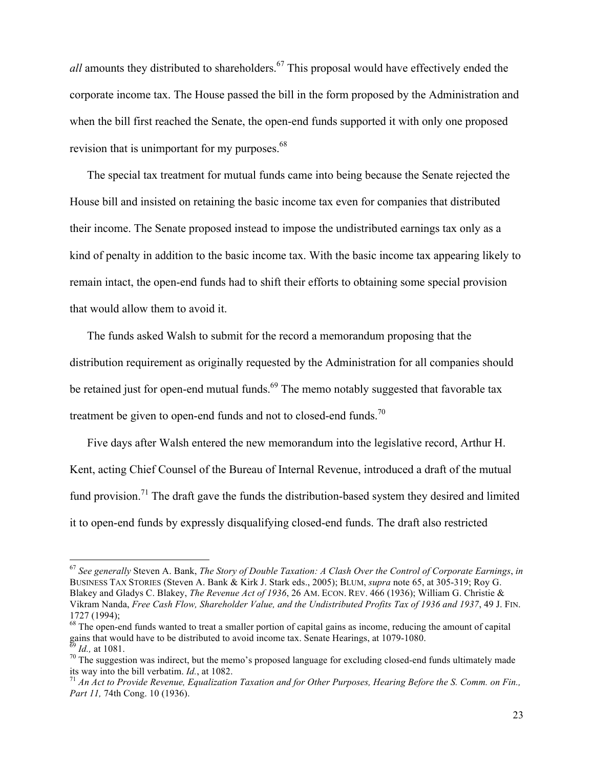*all* amounts they distributed to shareholders.[67] This proposal would have effectively ended the corporate income tax. The House passed the bill in the form proposed by the Administration and when the bill first reached the Senate, the open-end funds supported it with only one proposed revision that is unimportant for my purposes.[68]

The special tax treatment for mutual funds came into being because the Senate rejected the House bill and insisted on retaining the basic income tax even for companies that distributed their income. The Senate proposed instead to impose the undistributed earnings tax only as a kind of penalty in addition to the basic income tax. With the basic income tax appearing likely to remain intact, the open-end funds had to shift their efforts to obtaining some special provision that would allow them to avoid it.

The funds asked Walsh to submit for the record a memorandum proposing that the distribution requirement as originally requested by the Administration for all companies should be retained just for open-end mutual funds.[69] The memo notably suggested that favorable tax treatment be given to open-end funds and not to closed-end funds.[70]

Five days after Walsh entered the new memorandum into the legislative record, Arthur H. Kent, acting Chief Counsel of the Bureau of Internal Revenue, introduced a draft of the mutual fund provision.[71] The draft gave the funds the distribution-based system they desired and limited it to open-end funds by expressly disqualifying closed-end funds. The draft also restricted

---

[67] *See generally* Steven A. Bank, *The Story of Double Taxation: A Clash Over the Control of Corporate Earnings*, *in* BUSINESS TAX STORIES (Steven A. Bank & Kirk J. Stark eds., 2005); BLUM, *supra* note 65, at 305-319; Roy G. Blakey and Gladys C. Blakey, *The Revenue Act of 1936*, 26 AM. ECON. REV. 466 (1936); William G. Christie & Vikram Nanda, *Free Cash Flow, Shareholder Value, and the Undistributed Profits Tax of 1936 and 1937*, 49 J. FIN. 1727 (1994);

[68] The open-end funds wanted to treat a smaller portion of capital gains as income, reducing the amount of capital gains that would have to be distributed to avoid income tax. Senate Hearings, at 1079-1080.

[69] *Id.,* at 1081.

[70] The suggestion was indirect, but the memo's proposed language for excluding closed-end funds ultimately made its way into the bill verbatim. *Id.*, at 1082.

[71] *An Act to Provide Revenue, Equalization Taxation and for Other Purposes, Hearing Before the S. Comm. on Fin., Part 11,* 74th Cong. 10 (1936).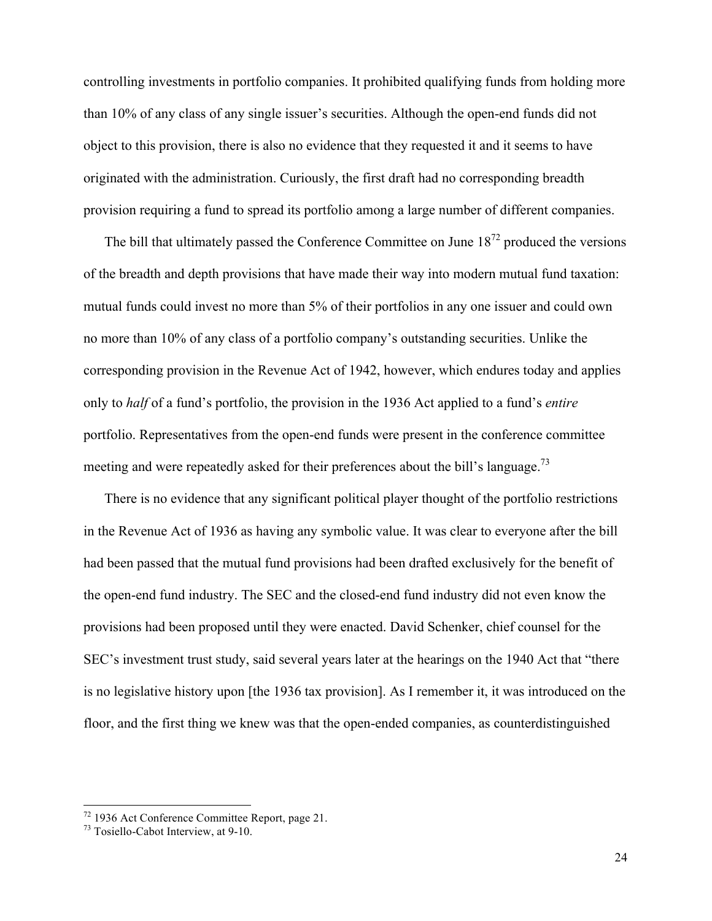controlling investments in portfolio companies. It prohibited qualifying funds from holding more than 10% of any class of any single issuer's securities. Although the open-end funds did not object to this provision, there is also no evidence that they requested it and it seems to have originated with the administration. Curiously, the first draft had no corresponding breadth provision requiring a fund to spread its portfolio among a large number of different companies.

The bill that ultimately passed the Conference Committee on June 18[72] produced the versions of the breadth and depth provisions that have made their way into modern mutual fund taxation: mutual funds could invest no more than 5% of their portfolios in any one issuer and could own no more than 10% of any class of a portfolio company's outstanding securities. Unlike the corresponding provision in the Revenue Act of 1942, however, which endures today and applies only to *half* of a fund's portfolio, the provision in the 1936 Act applied to a fund's *entire* portfolio. Representatives from the open-end funds were present in the conference committee meeting and were repeatedly asked for their preferences about the bill's language.[73]

There is no evidence that any significant political player thought of the portfolio restrictions in the Revenue Act of 1936 as having any symbolic value. It was clear to everyone after the bill had been passed that the mutual fund provisions had been drafted exclusively for the benefit of the open-end fund industry. The SEC and the closed-end fund industry did not even know the provisions had been proposed until they were enacted. David Schenker, chief counsel for the SEC's investment trust study, said several years later at the hearings on the 1940 Act that "there is no legislative history upon [the 1936 tax provision]. As I remember it, it was introduced on the floor, and the first thing we knew was that the open-ended companies, as counterdistinguished

---

[72] 1936 Act Conference Committee Report, page 21.

[73] Tosiello-Cabot Interview, at 9-10.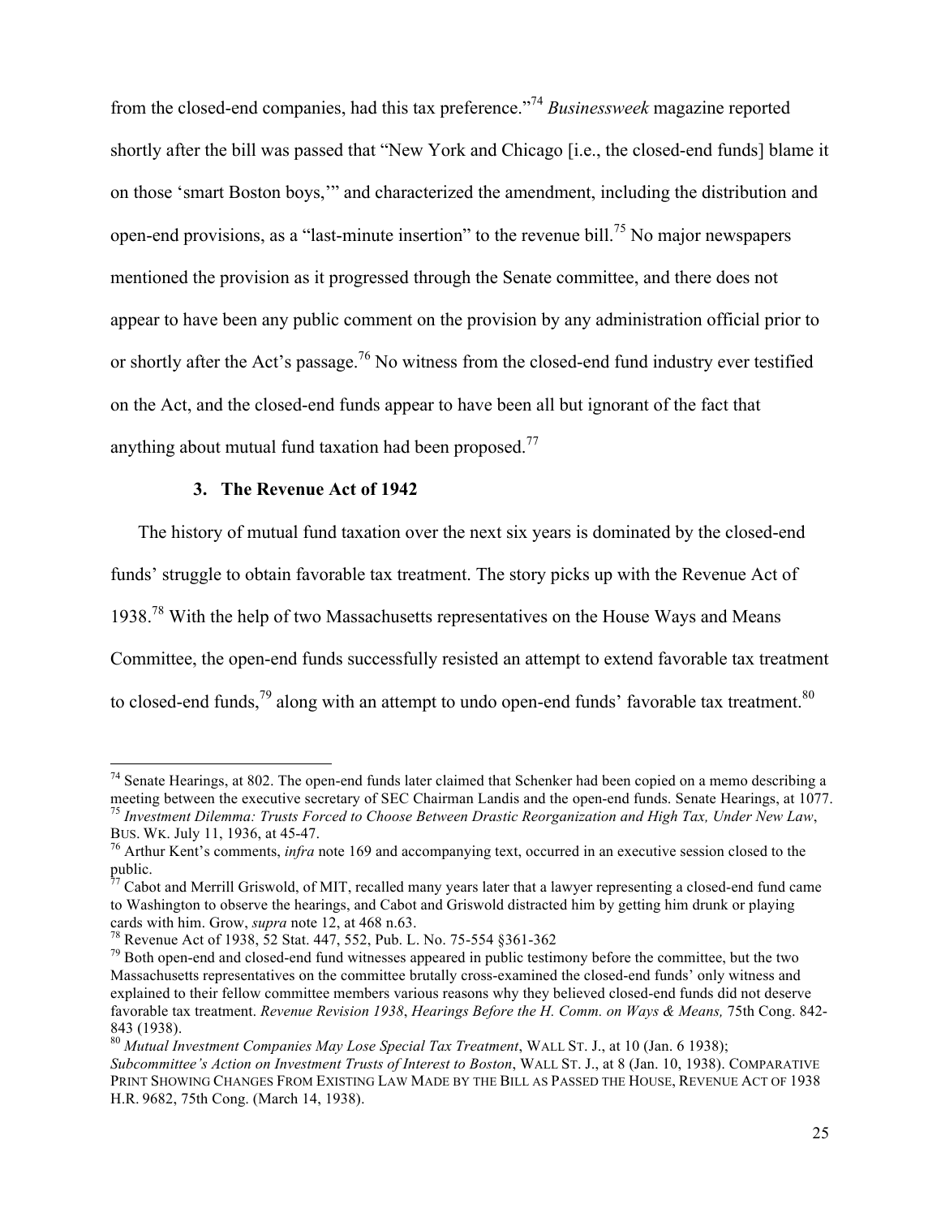from the closed-end companies, had this tax preference."[74] *Businessweek* magazine reported shortly after the bill was passed that "New York and Chicago [i.e., the closed-end funds] blame it on those 'smart Boston boys,'" and characterized the amendment, including the distribution and open-end provisions, as a "last-minute insertion" to the revenue bill.[75] No major newspapers mentioned the provision as it progressed through the Senate committee, and there does not appear to have been any public comment on the provision by any administration official prior to or shortly after the Act's passage.[76] No witness from the closed-end fund industry ever testified on the Act, and the closed-end funds appear to have been all but ignorant of the fact that anything about mutual fund taxation had been proposed.[77]

### 3. The Revenue Act of 1942

The history of mutual fund taxation over the next six years is dominated by the closed-end funds' struggle to obtain favorable tax treatment. The story picks up with the Revenue Act of 1938.[78] With the help of two Massachusetts representatives on the House Ways and Means Committee, the open-end funds successfully resisted an attempt to extend favorable tax treatment to closed-end funds,[79] along with an attempt to undo open-end funds' favorable tax treatment.[80]

---

[74] Senate Hearings, at 802. The open-end funds later claimed that Schenker had been copied on a memo describing a meeting between the executive secretary of SEC Chairman Landis and the open-end funds. Senate Hearings, at 1077.

[75] *Investment Dilemma: Trusts Forced to Choose Between Drastic Reorganization and High Tax, Under New Law*, BUS. WK. July 11, 1936, at 45-47.

[76] Arthur Kent's comments, *infra* note 169 and accompanying text, occurred in an executive session closed to the public.

[77] Cabot and Merrill Griswold, of MIT, recalled many years later that a lawyer representing a closed-end fund came to Washington to observe the hearings, and Cabot and Griswold distracted him by getting him drunk or playing cards with him. Grow, *supra* note 12, at 468 n.63.

[78] Revenue Act of 1938, 52 Stat. 447, 552, Pub. L. No. 75-554 §361-362

[79] Both open-end and closed-end fund witnesses appeared in public testimony before the committee, but the two Massachusetts representatives on the committee brutally cross-examined the closed-end funds' only witness and explained to their fellow committee members various reasons why they believed closed-end funds did not deserve favorable tax treatment. *Revenue Revision 1938*, *Hearings Before the H. Comm. on Ways & Means,* 75th Cong. 842-843 (1938).

[80] *Mutual Investment Companies May Lose Special Tax Treatment*, WALL ST. J., at 10 (Jan. 6 1938); *Subcommittee's Action on Investment Trusts of Interest to Boston*, WALL ST. J., at 8 (Jan. 10, 1938). COMPARATIVE PRINT SHOWING CHANGES FROM EXISTING LAW MADE BY THE BILL AS PASSED THE HOUSE, REVENUE ACT OF 1938 H.R. 9682, 75th Cong. (March 14, 1938).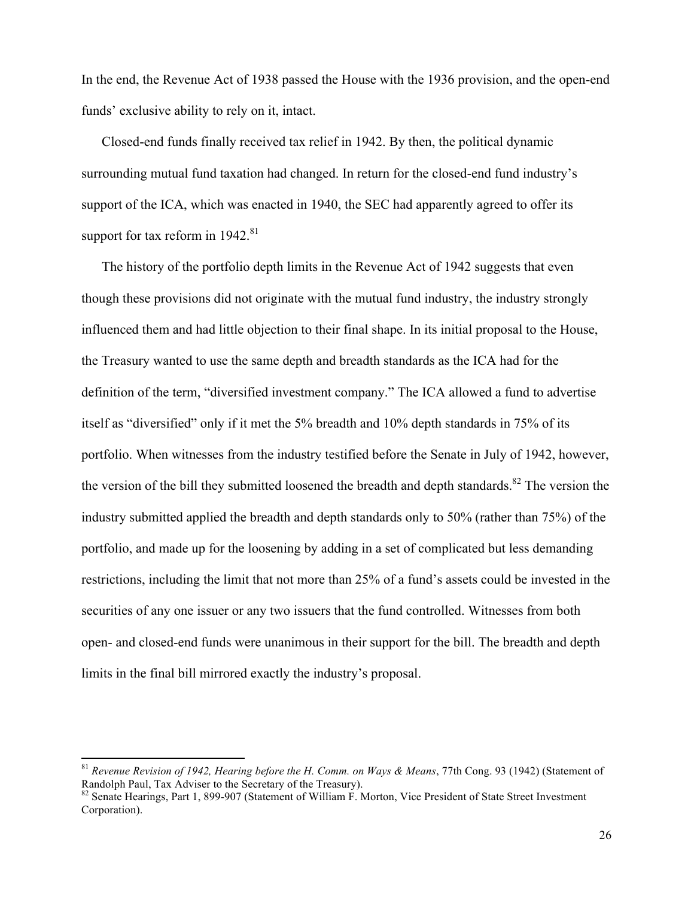In the end, the Revenue Act of 1938 passed the House with the 1936 provision, and the open-end funds' exclusive ability to rely on it, intact.

Closed-end funds finally received tax relief in 1942. By then, the political dynamic surrounding mutual fund taxation had changed. In return for the closed-end fund industry's support of the ICA, which was enacted in 1940, the SEC had apparently agreed to offer its support for tax reform in 1942.[81]

The history of the portfolio depth limits in the Revenue Act of 1942 suggests that even though these provisions did not originate with the mutual fund industry, the industry strongly influenced them and had little objection to their final shape. In its initial proposal to the House, the Treasury wanted to use the same depth and breadth standards as the ICA had for the definition of the term, "diversified investment company." The ICA allowed a fund to advertise itself as "diversified" only if it met the 5% breadth and 10% depth standards in 75% of its portfolio. When witnesses from the industry testified before the Senate in July of 1942, however, the version of the bill they submitted loosened the breadth and depth standards.[82] The version the industry submitted applied the breadth and depth standards only to 50% (rather than 75%) of the portfolio, and made up for the loosening by adding in a set of complicated but less demanding restrictions, including the limit that not more than 25% of a fund's assets could be invested in the securities of any one issuer or any two issuers that the fund controlled. Witnesses from both open- and closed-end funds were unanimous in their support for the bill. The breadth and depth limits in the final bill mirrored exactly the industry's proposal.

---

[81] *Revenue Revision of 1942, Hearing before the H. Comm. on Ways & Means*, 77th Cong. 93 (1942) (Statement of Randolph Paul, Tax Adviser to the Secretary of the Treasury).

[82] Senate Hearings, Part 1, 899-907 (Statement of William F. Morton, Vice President of State Street Investment Corporation).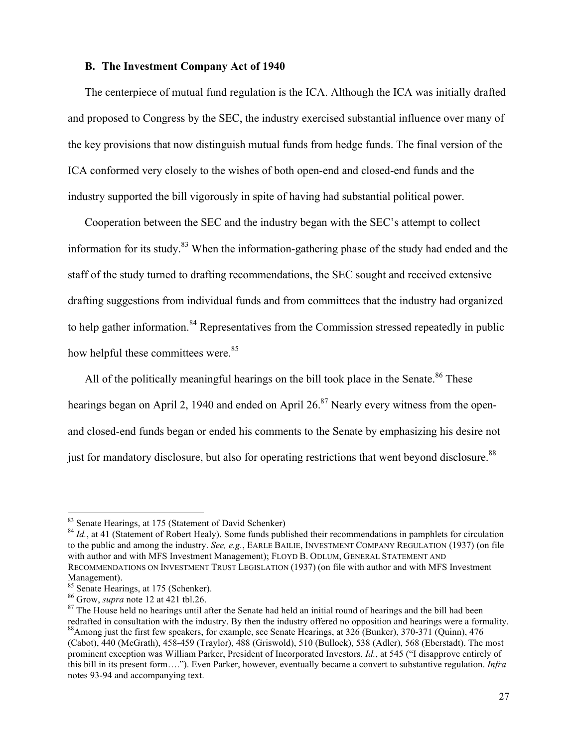### B. The Investment Company Act of 1940

The centerpiece of mutual fund regulation is the ICA. Although the ICA was initially drafted and proposed to Congress by the SEC, the industry exercised substantial influence over many of the key provisions that now distinguish mutual funds from hedge funds. The final version of the ICA conformed very closely to the wishes of both open-end and closed-end funds and the industry supported the bill vigorously in spite of having had substantial political power.

Cooperation between the SEC and the industry began with the SEC's attempt to collect information for its study.[83] When the information-gathering phase of the study had ended and the staff of the study turned to drafting recommendations, the SEC sought and received extensive drafting suggestions from individual funds and from committees that the industry had organized to help gather information.[84] Representatives from the Commission stressed repeatedly in public how helpful these committees were.[85]

All of the politically meaningful hearings on the bill took place in the Senate.[86] These hearings began on April 2, 1940 and ended on April 26.[87] Nearly every witness from the open- and closed-end funds began or ended his comments to the Senate by emphasizing his desire not just for mandatory disclosure, but also for operating restrictions that went beyond disclosure.[88]

---

[83] Senate Hearings, at 175 (Statement of David Schenker)

[84] *Id.*, at 41 (Statement of Robert Healy). Some funds published their recommendations in pamphlets for circulation to the public and among the industry. *See, e.g.*, EARLE BAILIE, INVESTMENT COMPANY REGULATION (1937) (on file with author and with MFS Investment Management); FLOYD B. ODLUM, GENERAL STATEMENT AND RECOMMENDATIONS ON INVESTMENT TRUST LEGISLATION (1937) (on file with author and with MFS Investment Management).

[85] Senate Hearings, at 175 (Schenker).

[86] Grow, *supra* note 12 at 421 tbl.26.

[87] The House held no hearings until after the Senate had held an initial round of hearings and the bill had been redrafted in consultation with the industry. By then the industry offered no opposition and hearings were a formality.

[88] Among just the first few speakers, for example, see Senate Hearings, at 326 (Bunker), 370-371 (Quinn), 476 (Cabot), 440 (McGrath), 458-459 (Traylor), 488 (Griswold), 510 (Bullock), 538 (Adler), 568 (Eberstadt). The most prominent exception was William Parker, President of Incorporated Investors. *Id.*, at 545 ("I disapprove entirely of this bill in its present form…."). Even Parker, however, eventually became a convert to substantive regulation. *Infra* notes 93-94 and accompanying text.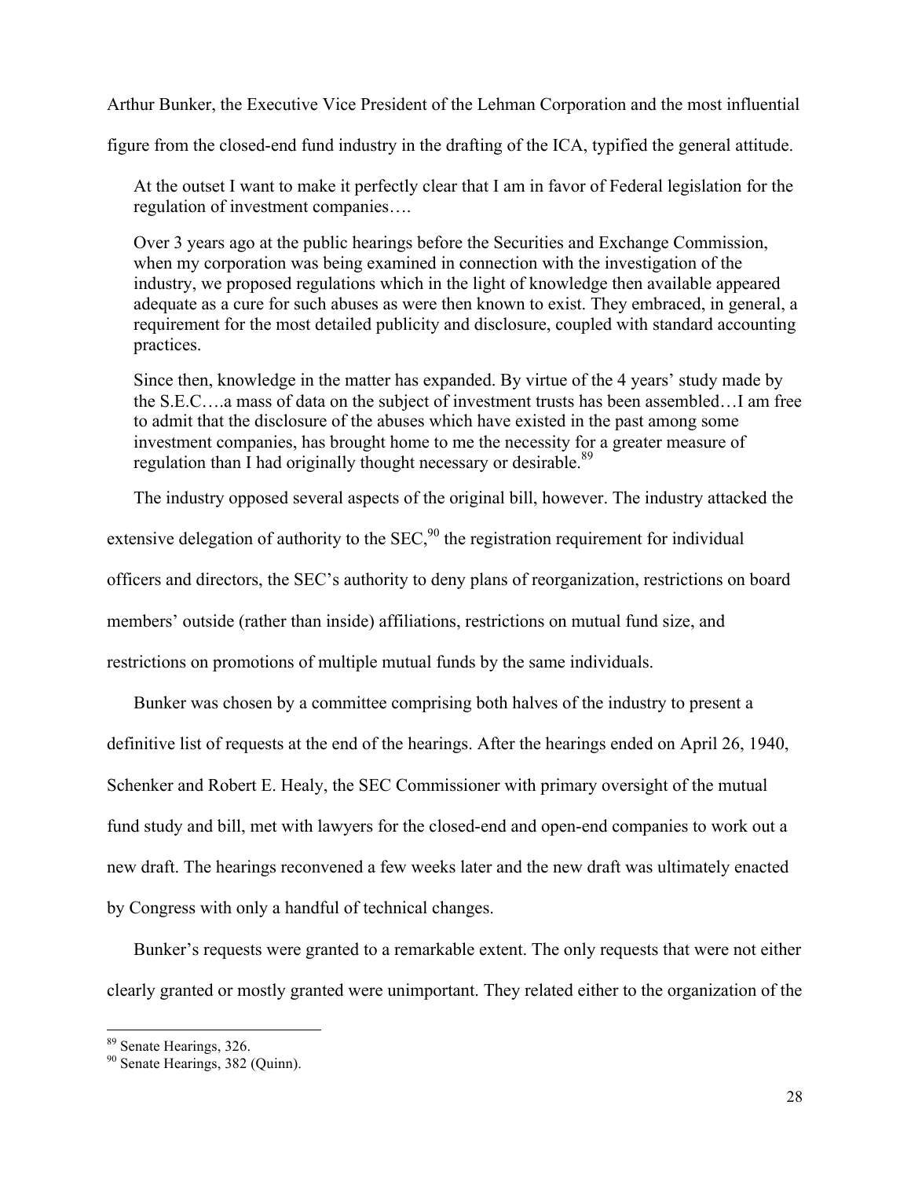Arthur Bunker, the Executive Vice President of the Lehman Corporation and the most influential figure from the closed-end fund industry in the drafting of the ICA, typified the general attitude.

> At the outset I want to make it perfectly clear that I am in favor of Federal legislation for the regulation of investment companies….
>
> Over 3 years ago at the public hearings before the Securities and Exchange Commission, when my corporation was being examined in connection with the investigation of the industry, we proposed regulations which in the light of knowledge then available appeared adequate as a cure for such abuses as were then known to exist. They embraced, in general, a requirement for the most detailed publicity and disclosure, coupled with standard accounting practices.
>
> Since then, knowledge in the matter has expanded. By virtue of the 4 years' study made by the S.E.C….a mass of data on the subject of investment trusts has been assembled…I am free to admit that the disclosure of the abuses which have existed in the past among some investment companies, has brought home to me the necessity for a greater measure of regulation than I had originally thought necessary or desirable.[89]

The industry opposed several aspects of the original bill, however. The industry attacked the extensive delegation of authority to the SEC,[90] the registration requirement for individual officers and directors, the SEC's authority to deny plans of reorganization, restrictions on board members' outside (rather than inside) affiliations, restrictions on mutual fund size, and restrictions on promotions of multiple mutual funds by the same individuals.

Bunker was chosen by a committee comprising both halves of the industry to present a definitive list of requests at the end of the hearings. After the hearings ended on April 26, 1940, Schenker and Robert E. Healy, the SEC Commissioner with primary oversight of the mutual fund study and bill, met with lawyers for the closed-end and open-end companies to work out a new draft. The hearings reconvened a few weeks later and the new draft was ultimately enacted by Congress with only a handful of technical changes.

Bunker's requests were granted to a remarkable extent. The only requests that were not either clearly granted or mostly granted were unimportant. They related either to the organization of the

---

[89] Senate Hearings, 326.

[90] Senate Hearings, 382 (Quinn).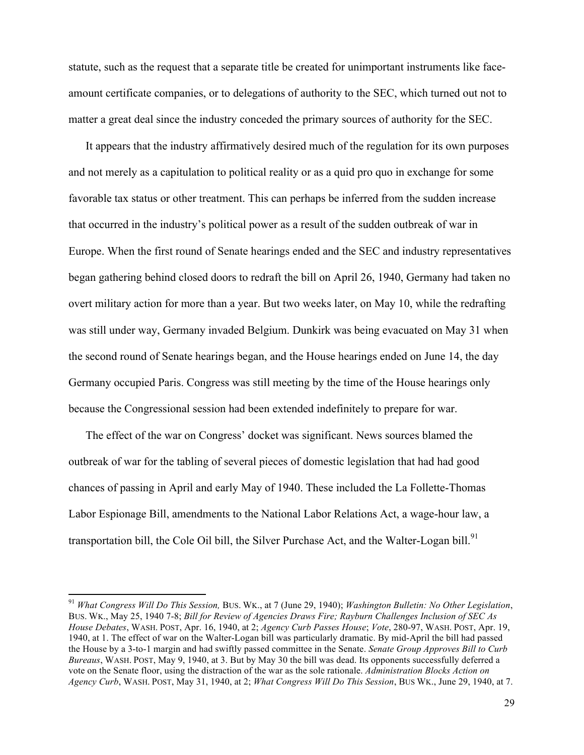statute, such as the request that a separate title be created for unimportant instruments like face-amount certificate companies, or to delegations of authority to the SEC, which turned out not to matter a great deal since the industry conceded the primary sources of authority for the SEC.

It appears that the industry affirmatively desired much of the regulation for its own purposes and not merely as a capitulation to political reality or as a quid pro quo in exchange for some favorable tax status or other treatment. This can perhaps be inferred from the sudden increase that occurred in the industry's political power as a result of the sudden outbreak of war in Europe. When the first round of Senate hearings ended and the SEC and industry representatives began gathering behind closed doors to redraft the bill on April 26, 1940, Germany had taken no overt military action for more than a year. But two weeks later, on May 10, while the redrafting was still under way, Germany invaded Belgium. Dunkirk was being evacuated on May 31 when the second round of Senate hearings began, and the House hearings ended on June 14, the day Germany occupied Paris. Congress was still meeting by the time of the House hearings only because the Congressional session had been extended indefinitely to prepare for war.

The effect of the war on Congress' docket was significant. News sources blamed the outbreak of war for the tabling of several pieces of domestic legislation that had had good chances of passing in April and early May of 1940. These included the La Follette-Thomas Labor Espionage Bill, amendments to the National Labor Relations Act, a wage-hour law, a transportation bill, the Cole Oil bill, the Silver Purchase Act, and the Walter-Logan bill.[91]

---

[91] *What Congress Will Do This Session,* BUS. WK., at 7 (June 29, 1940); *Washington Bulletin: No Other Legislation*, BUS. WK., May 25, 1940 7-8; *Bill for Review of Agencies Draws Fire; Rayburn Challenges Inclusion of SEC As House Debates*, WASH. POST, Apr. 16, 1940, at 2; *Agency Curb Passes House*; *Vote*, 280-97, WASH. POST, Apr. 19, 1940, at 1. The effect of war on the Walter-Logan bill was particularly dramatic. By mid-April the bill had passed the House by a 3-to-1 margin and had swiftly passed committee in the Senate. *Senate Group Approves Bill to Curb Bureaus*, WASH. POST, May 9, 1940, at 3. But by May 30 the bill was dead. Its opponents successfully deferred a vote on the Senate floor, using the distraction of the war as the sole rationale. *Administration Blocks Action on Agency Curb*, WASH. POST, May 31, 1940, at 2; *What Congress Will Do This Session*, BUS WK., June 29, 1940, at 7.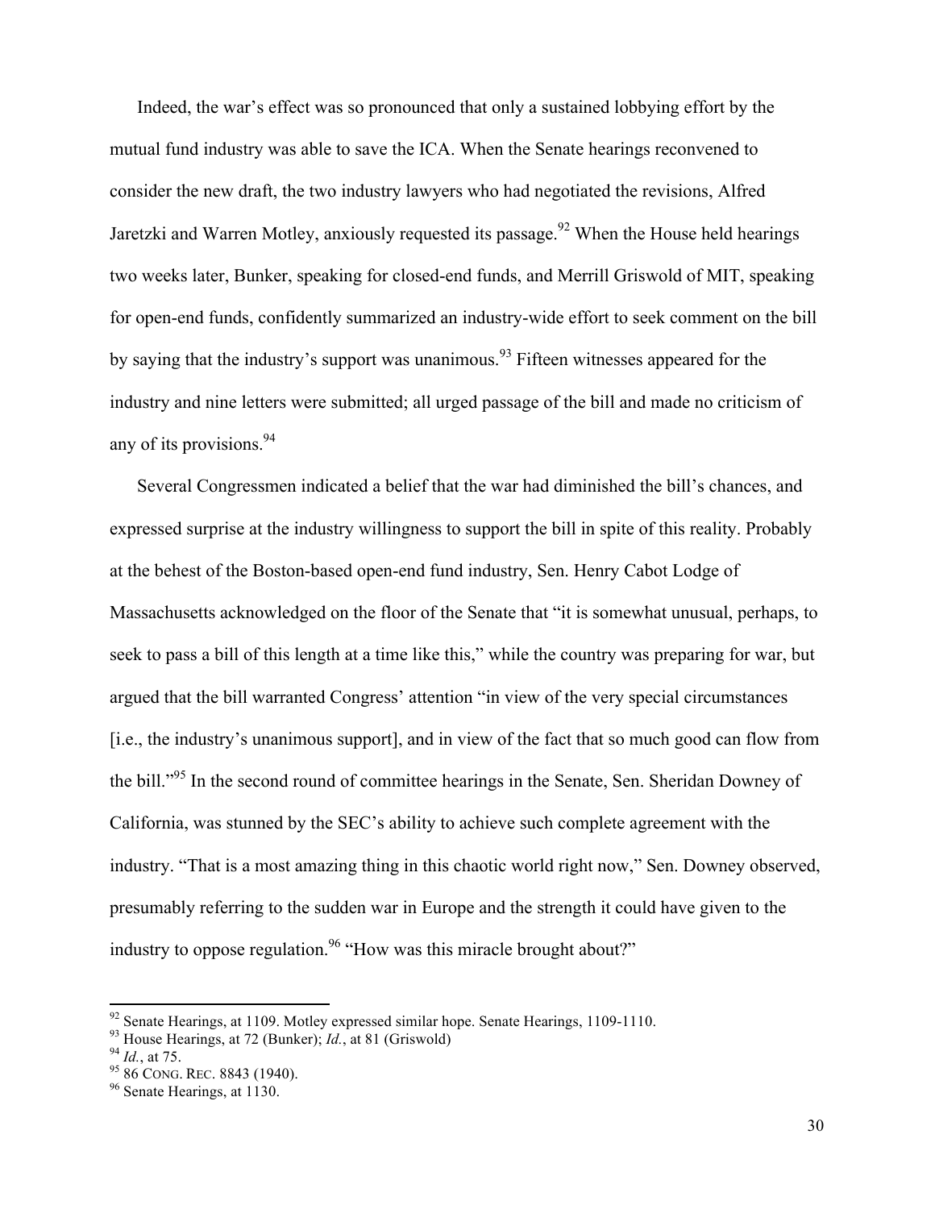Indeed, the war's effect was so pronounced that only a sustained lobbying effort by the mutual fund industry was able to save the ICA. When the Senate hearings reconvened to consider the new draft, the two industry lawyers who had negotiated the revisions, Alfred Jaretzki and Warren Motley, anxiously requested its passage.[92] When the House held hearings two weeks later, Bunker, speaking for closed-end funds, and Merrill Griswold of MIT, speaking for open-end funds, confidently summarized an industry-wide effort to seek comment on the bill by saying that the industry's support was unanimous.[93] Fifteen witnesses appeared for the industry and nine letters were submitted; all urged passage of the bill and made no criticism of any of its provisions.[94]

Several Congressmen indicated a belief that the war had diminished the bill's chances, and expressed surprise at the industry willingness to support the bill in spite of this reality. Probably at the behest of the Boston-based open-end fund industry, Sen. Henry Cabot Lodge of Massachusetts acknowledged on the floor of the Senate that "it is somewhat unusual, perhaps, to seek to pass a bill of this length at a time like this," while the country was preparing for war, but argued that the bill warranted Congress' attention "in view of the very special circumstances [i.e., the industry's unanimous support], and in view of the fact that so much good can flow from the bill."[95] In the second round of committee hearings in the Senate, Sen. Sheridan Downey of California, was stunned by the SEC's ability to achieve such complete agreement with the industry. "That is a most amazing thing in this chaotic world right now," Sen. Downey observed, presumably referring to the sudden war in Europe and the strength it could have given to the industry to oppose regulation.[96] "How was this miracle brought about?"

---

[92] Senate Hearings, at 1109. Motley expressed similar hope. Senate Hearings, 1109-1110.

[93] House Hearings, at 72 (Bunker); *Id.*, at 81 (Griswold)

[94] *Id.*, at 75.

[95] 86 CONG. REC. 8843 (1940).

[96] Senate Hearings, at 1130.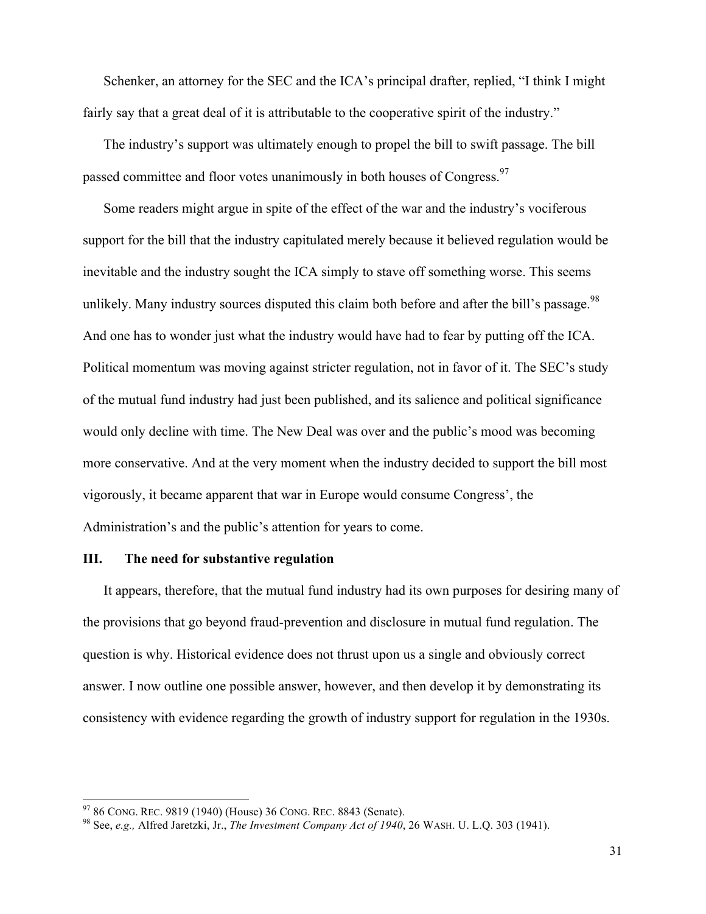Schenker, an attorney for the SEC and the ICA's principal drafter, replied, "I think I might fairly say that a great deal of it is attributable to the cooperative spirit of the industry."

The industry's support was ultimately enough to propel the bill to swift passage. The bill passed committee and floor votes unanimously in both houses of Congress.[97]

Some readers might argue in spite of the effect of the war and the industry's vociferous support for the bill that the industry capitulated merely because it believed regulation would be inevitable and the industry sought the ICA simply to stave off something worse. This seems unlikely. Many industry sources disputed this claim both before and after the bill's passage.[98] And one has to wonder just what the industry would have had to fear by putting off the ICA. Political momentum was moving against stricter regulation, not in favor of it. The SEC's study of the mutual fund industry had just been published, and its salience and political significance would only decline with time. The New Deal was over and the public's mood was becoming more conservative. And at the very moment when the industry decided to support the bill most vigorously, it became apparent that war in Europe would consume Congress', the Administration's and the public's attention for years to come.

## III. The need for substantive regulation

It appears, therefore, that the mutual fund industry had its own purposes for desiring many of the provisions that go beyond fraud-prevention and disclosure in mutual fund regulation. The question is why. Historical evidence does not thrust upon us a single and obviously correct answer. I now outline one possible answer, however, and then develop it by demonstrating its consistency with evidence regarding the growth of industry support for regulation in the 1930s.

---

[97] 86 CONG. REC. 9819 (1940) (House) 36 CONG. REC. 8843 (Senate).

[98] See, *e.g.,* Alfred Jaretzki, Jr., *The Investment Company Act of 1940*, 26 WASH. U. L.Q. 303 (1941).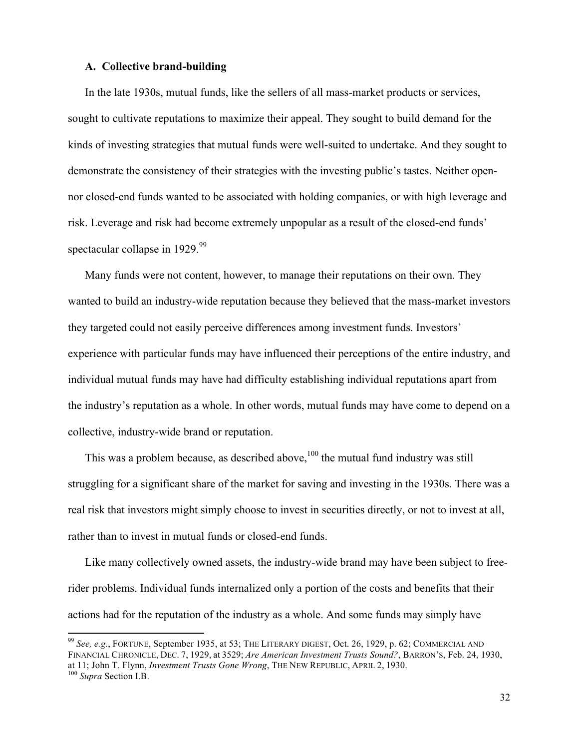### A. Collective brand-building

In the late 1930s, mutual funds, like the sellers of all mass-market products or services, sought to cultivate reputations to maximize their appeal. They sought to build demand for the kinds of investing strategies that mutual funds were well-suited to undertake. And they sought to demonstrate the consistency of their strategies with the investing public's tastes. Neither open- nor closed-end funds wanted to be associated with holding companies, or with high leverage and risk. Leverage and risk had become extremely unpopular as a result of the closed-end funds' spectacular collapse in 1929.[99]

Many funds were not content, however, to manage their reputations on their own. They wanted to build an industry-wide reputation because they believed that the mass-market investors they targeted could not easily perceive differences among investment funds. Investors' experience with particular funds may have influenced their perceptions of the entire industry, and individual mutual funds may have had difficulty establishing individual reputations apart from the industry's reputation as a whole. In other words, mutual funds may have come to depend on a collective, industry-wide brand or reputation.

This was a problem because, as described above,[100] the mutual fund industry was still struggling for a significant share of the market for saving and investing in the 1930s. There was a real risk that investors might simply choose to invest in securities directly, or not to invest at all, rather than to invest in mutual funds or closed-end funds.

Like many collectively owned assets, the industry-wide brand may have been subject to free-rider problems. Individual funds internalized only a portion of the costs and benefits that their actions had for the reputation of the industry as a whole. And some funds may simply have

---

[99] *See, e.g.*, FORTUNE, September 1935, at 53; THE LITERARY DIGEST, Oct. 26, 1929, p. 62; COMMERCIAL AND FINANCIAL CHRONICLE, DEC. 7, 1929, at 3529; *Are American Investment Trusts Sound?*, BARRON'S, Feb. 24, 1930, at 11; John T. Flynn, *Investment Trusts Gone Wrong*, THE NEW REPUBLIC, APRIL 2, 1930.

[100] *Supra* Section I.B.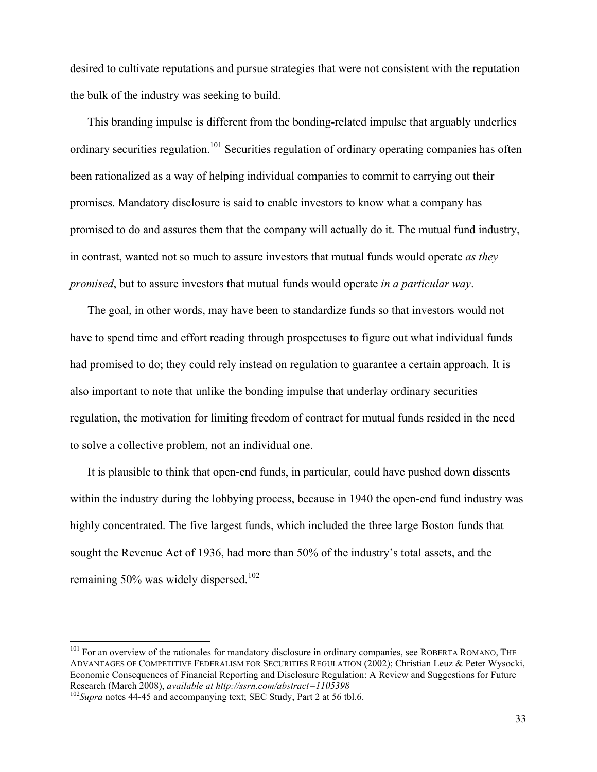desired to cultivate reputations and pursue strategies that were not consistent with the reputation the bulk of the industry was seeking to build.

This branding impulse is different from the bonding-related impulse that arguably underlies ordinary securities regulation.[101] Securities regulation of ordinary operating companies has often been rationalized as a way of helping individual companies to commit to carrying out their promises. Mandatory disclosure is said to enable investors to know what a company has promised to do and assures them that the company will actually do it. The mutual fund industry, in contrast, wanted not so much to assure investors that mutual funds would operate *as they promised*, but to assure investors that mutual funds would operate *in a particular way*.

The goal, in other words, may have been to standardize funds so that investors would not have to spend time and effort reading through prospectuses to figure out what individual funds had promised to do; they could rely instead on regulation to guarantee a certain approach. It is also important to note that unlike the bonding impulse that underlay ordinary securities regulation, the motivation for limiting freedom of contract for mutual funds resided in the need to solve a collective problem, not an individual one.

It is plausible to think that open-end funds, in particular, could have pushed down dissents within the industry during the lobbying process, because in 1940 the open-end fund industry was highly concentrated. The five largest funds, which included the three large Boston funds that sought the Revenue Act of 1936, had more than 50% of the industry's total assets, and the remaining 50% was widely dispersed.[102]

---

[101] For an overview of the rationales for mandatory disclosure in ordinary companies, see ROBERTA ROMANO, THE ADVANTAGES OF COMPETITIVE FEDERALISM FOR SECURITIES REGULATION (2002); Christian Leuz & Peter Wysocki, Economic Consequences of Financial Reporting and Disclosure Regulation: A Review and Suggestions for Future Research (March 2008), *available at http://ssrn.com/abstract=1105398*

[102] *Supra* notes 44-45 and accompanying text; SEC Study, Part 2 at 56 tbl.6.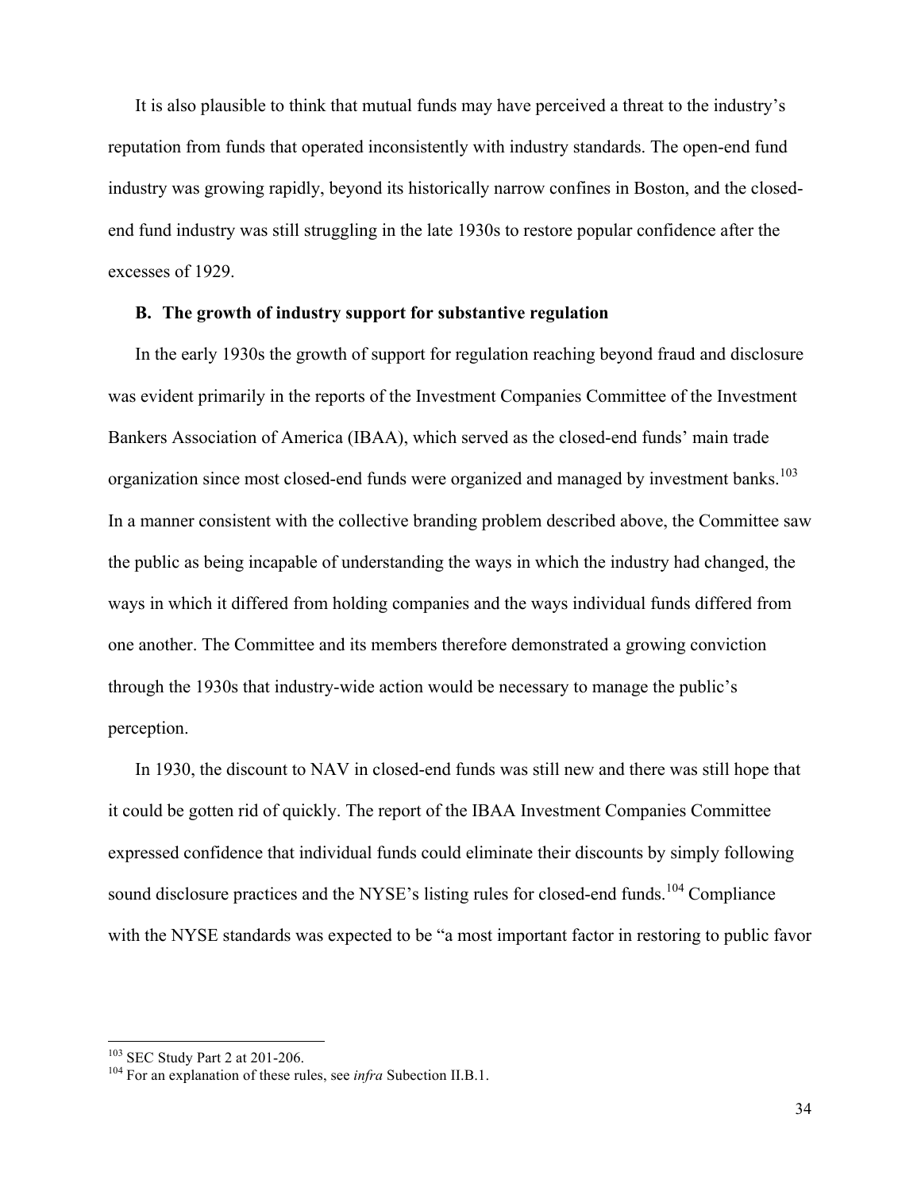It is also plausible to think that mutual funds may have perceived a threat to the industry's reputation from funds that operated inconsistently with industry standards. The open-end fund industry was growing rapidly, beyond its historically narrow confines in Boston, and the closed-end fund industry was still struggling in the late 1930s to restore popular confidence after the excesses of 1929.

### B. The growth of industry support for substantive regulation

In the early 1930s the growth of support for regulation reaching beyond fraud and disclosure was evident primarily in the reports of the Investment Companies Committee of the Investment Bankers Association of America (IBAA), which served as the closed-end funds' main trade organization since most closed-end funds were organized and managed by investment banks.[103] In a manner consistent with the collective branding problem described above, the Committee saw the public as being incapable of understanding the ways in which the industry had changed, the ways in which it differed from holding companies and the ways individual funds differed from one another. The Committee and its members therefore demonstrated a growing conviction through the 1930s that industry-wide action would be necessary to manage the public's perception.

In 1930, the discount to NAV in closed-end funds was still new and there was still hope that it could be gotten rid of quickly. The report of the IBAA Investment Companies Committee expressed confidence that individual funds could eliminate their discounts by simply following sound disclosure practices and the NYSE's listing rules for closed-end funds.[104] Compliance with the NYSE standards was expected to be "a most important factor in restoring to public favor

[103] SEC Study Part 2 at 201-206.

[104] For an explanation of these rules, see *infra* Subsection II.B.1.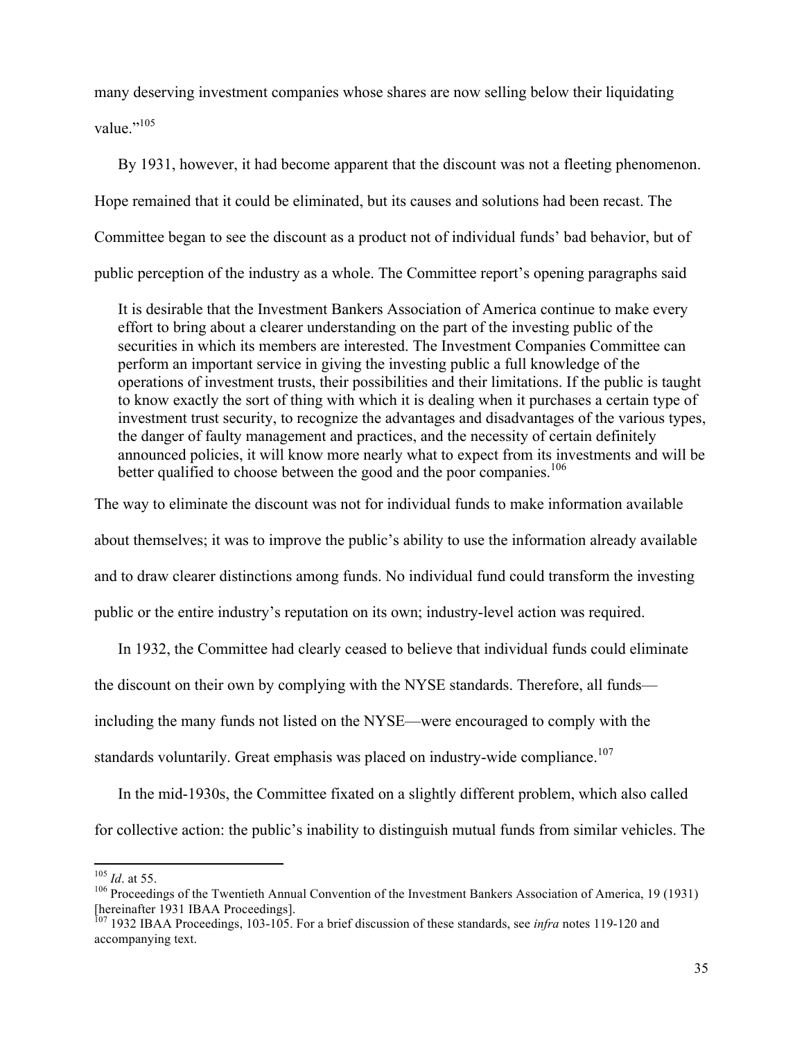many deserving investment companies whose shares are now selling below their liquidating value."[105]

By 1931, however, it had become apparent that the discount was not a fleeting phenomenon. Hope remained that it could be eliminated, but its causes and solutions had been recast. The Committee began to see the discount as a product not of individual funds' bad behavior, but of public perception of the industry as a whole. The Committee report's opening paragraphs said

> It is desirable that the Investment Bankers Association of America continue to make every effort to bring about a clearer understanding on the part of the investing public of the securities in which its members are interested. The Investment Companies Committee can perform an important service in giving the investing public a full knowledge of the operations of investment trusts, their possibilities and their limitations. If the public is taught to know exactly the sort of thing with which it is dealing when it purchases a certain type of investment trust security, to recognize the advantages and disadvantages of the various types, the danger of faulty management and practices, and the necessity of certain definitely announced policies, it will know more nearly what to expect from its investments and will be better qualified to choose between the good and the poor companies.[106]

The way to eliminate the discount was not for individual funds to make information available about themselves; it was to improve the public's ability to use the information already available and to draw clearer distinctions among funds. No individual fund could transform the investing public or the entire industry's reputation on its own; industry-level action was required.

In 1932, the Committee had clearly ceased to believe that individual funds could eliminate the discount on their own by complying with the NYSE standards. Therefore, all funds—including the many funds not listed on the NYSE—were encouraged to comply with the standards voluntarily. Great emphasis was placed on industry-wide compliance.[107]

In the mid-1930s, the Committee fixated on a slightly different problem, which also called for collective action: the public's inability to distinguish mutual funds from similar vehicles. The

---

[105] *Id*. at 55.

[106] Proceedings of the Twentieth Annual Convention of the Investment Bankers Association of America, 19 (1931) [hereinafter 1931 IBAA Proceedings].

[107] 1932 IBAA Proceedings, 103-105. For a brief discussion of these standards, see *infra* notes 119-120 and accompanying text.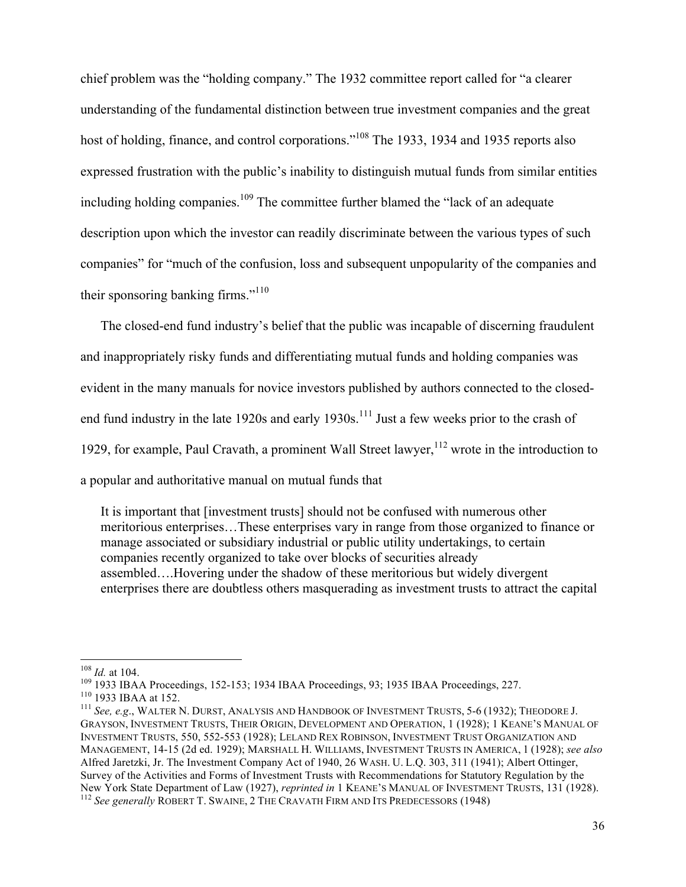chief problem was the "holding company." The 1932 committee report called for "a clearer understanding of the fundamental distinction between true investment companies and the great host of holding, finance, and control corporations."[108] The 1933, 1934 and 1935 reports also expressed frustration with the public's inability to distinguish mutual funds from similar entities including holding companies.[109] The committee further blamed the "lack of an adequate description upon which the investor can readily discriminate between the various types of such companies" for "much of the confusion, loss and subsequent unpopularity of the companies and their sponsoring banking firms."[110]

The closed-end fund industry's belief that the public was incapable of discerning fraudulent and inappropriately risky funds and differentiating mutual funds and holding companies was evident in the many manuals for novice investors published by authors connected to the closed-end fund industry in the late 1920s and early 1930s.[111] Just a few weeks prior to the crash of 1929, for example, Paul Cravath, a prominent Wall Street lawyer,[112] wrote in the introduction to a popular and authoritative manual on mutual funds that

> It is important that [investment trusts] should not be confused with numerous other meritorious enterprises…These enterprises vary in range from those organized to finance or manage associated or subsidiary industrial or public utility undertakings, to certain companies recently organized to take over blocks of securities already assembled….Hovering under the shadow of these meritorious but widely divergent enterprises there are doubtless others masquerading as investment trusts to attract the capital

---

[108] *Id.* at 104.

[109] 1933 IBAA Proceedings, 152-153; 1934 IBAA Proceedings, 93; 1935 IBAA Proceedings, 227.

[110] 1933 IBAA at 152.

[111] *See, e.g*., WALTER N. DURST, ANALYSIS AND HANDBOOK OF INVESTMENT TRUSTS, 5-6 (1932); THEODORE J. GRAYSON, INVESTMENT TRUSTS, THEIR ORIGIN, DEVELOPMENT AND OPERATION, 1 (1928); 1 KEANE'S MANUAL OF INVESTMENT TRUSTS, 550, 552-553 (1928); LELAND REX ROBINSON, INVESTMENT TRUST ORGANIZATION AND MANAGEMENT, 14-15 (2d ed. 1929); MARSHALL H. WILLIAMS, INVESTMENT TRUSTS IN AMERICA, 1 (1928); *see also* Alfred Jaretzki, Jr. The Investment Company Act of 1940, 26 WASH. U. L.Q. 303, 311 (1941); Albert Ottinger, Survey of the Activities and Forms of Investment Trusts with Recommendations for Statutory Regulation by the New York State Department of Law (1927), *reprinted in* 1 KEANE'S MANUAL OF INVESTMENT TRUSTS, 131 (1928).

[112] *See generally* ROBERT T. SWAINE, 2 THE CRAVATH FIRM AND ITS PREDECESSORS (1948)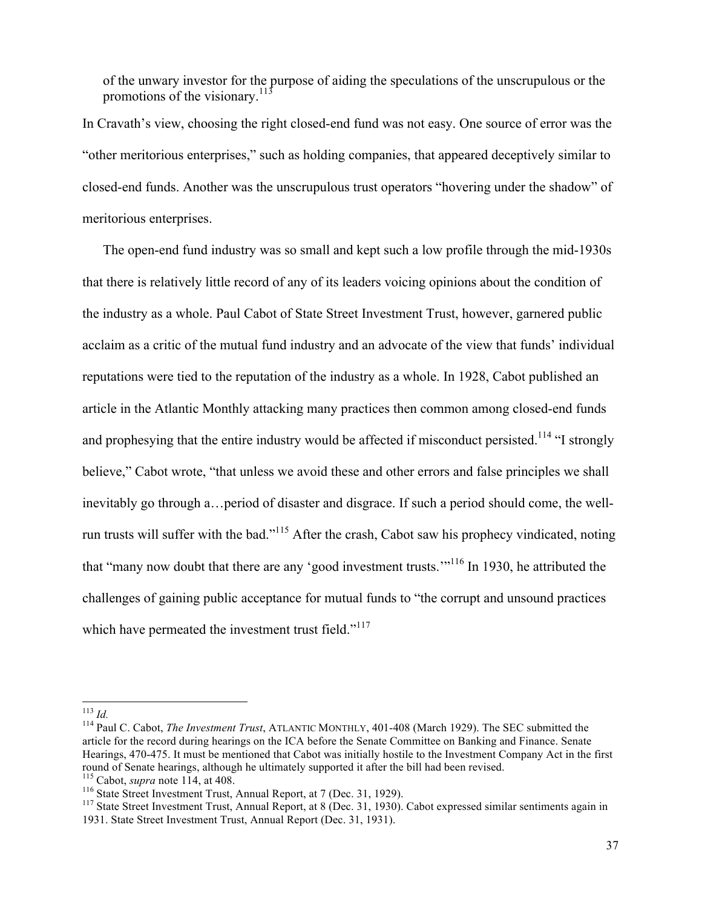of the unwary investor for the purpose of aiding the speculations of the unscrupulous or the promotions of the visionary.[113]

In Cravath's view, choosing the right closed-end fund was not easy. One source of error was the "other meritorious enterprises," such as holding companies, that appeared deceptively similar to closed-end funds. Another was the unscrupulous trust operators "hovering under the shadow" of meritorious enterprises.

The open-end fund industry was so small and kept such a low profile through the mid-1930s that there is relatively little record of any of its leaders voicing opinions about the condition of the industry as a whole. Paul Cabot of State Street Investment Trust, however, garnered public acclaim as a critic of the mutual fund industry and an advocate of the view that funds' individual reputations were tied to the reputation of the industry as a whole. In 1928, Cabot published an article in the Atlantic Monthly attacking many practices then common among closed-end funds and prophesying that the entire industry would be affected if misconduct persisted.[114] "I strongly believe," Cabot wrote, "that unless we avoid these and other errors and false principles we shall inevitably go through a…period of disaster and disgrace. If such a period should come, the well-run trusts will suffer with the bad."[115] After the crash, Cabot saw his prophecy vindicated, noting that "many now doubt that there are any 'good investment trusts.'"[116] In 1930, he attributed the challenges of gaining public acceptance for mutual funds to "the corrupt and unsound practices which have permeated the investment trust field."[117]

---

[113] *Id.*

[114] Paul C. Cabot, *The Investment Trust*, ATLANTIC MONTHLY, 401-408 (March 1929). The SEC submitted the article for the record during hearings on the ICA before the Senate Committee on Banking and Finance. Senate Hearings, 470-475. It must be mentioned that Cabot was initially hostile to the Investment Company Act in the first round of Senate hearings, although he ultimately supported it after the bill had been revised.

[115] Cabot, *supra* note 114, at 408.

[116] State Street Investment Trust, Annual Report, at 7 (Dec. 31, 1929).

[117] State Street Investment Trust, Annual Report, at 8 (Dec. 31, 1930). Cabot expressed similar sentiments again in 1931. State Street Investment Trust, Annual Report (Dec. 31, 1931).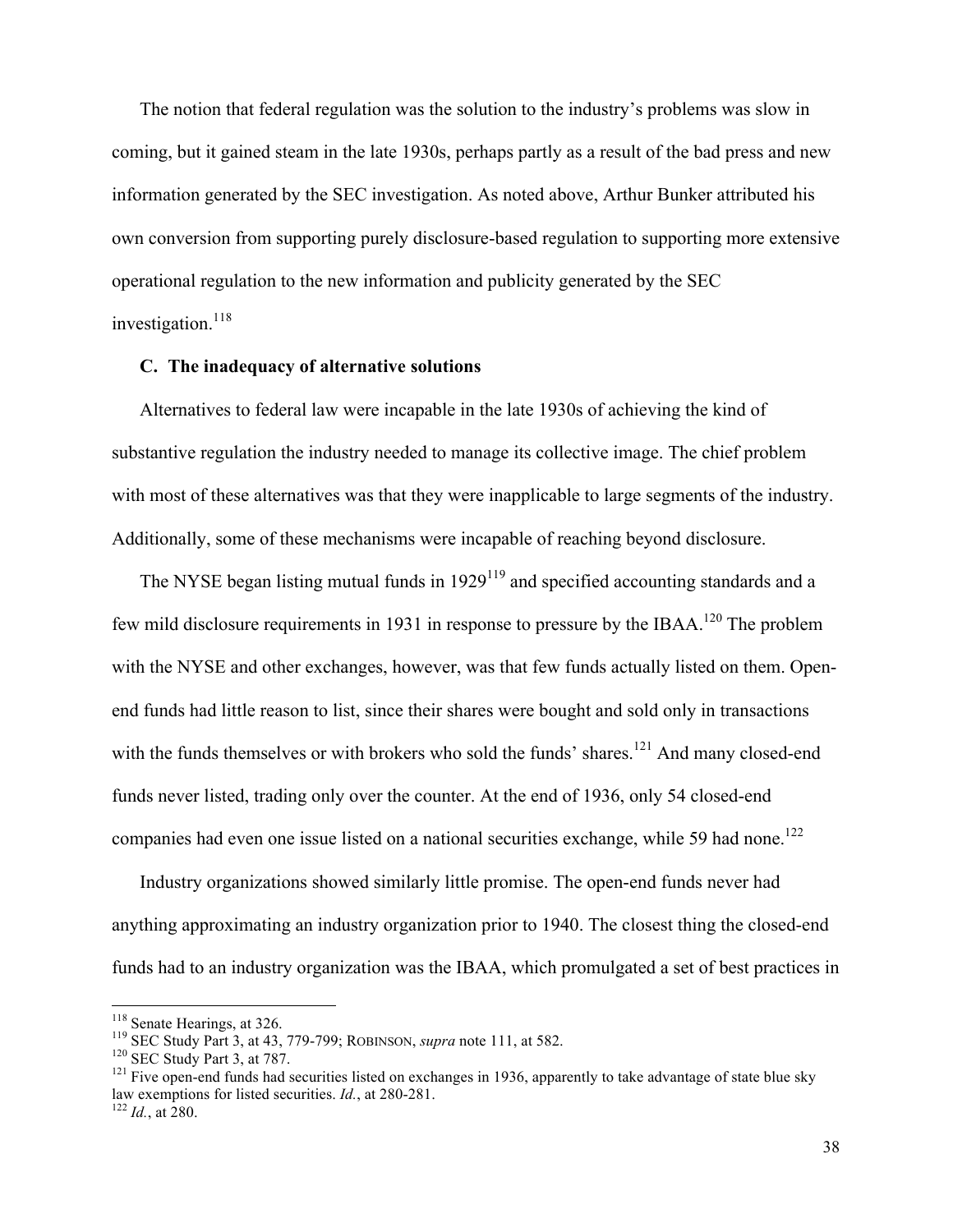The notion that federal regulation was the solution to the industry's problems was slow in coming, but it gained steam in the late 1930s, perhaps partly as a result of the bad press and new information generated by the SEC investigation. As noted above, Arthur Bunker attributed his own conversion from supporting purely disclosure-based regulation to supporting more extensive operational regulation to the new information and publicity generated by the SEC investigation.[118]

### C. The inadequacy of alternative solutions

Alternatives to federal law were incapable in the late 1930s of achieving the kind of substantive regulation the industry needed to manage its collective image. The chief problem with most of these alternatives was that they were inapplicable to large segments of the industry. Additionally, some of these mechanisms were incapable of reaching beyond disclosure.

The NYSE began listing mutual funds in 1929[119] and specified accounting standards and a few mild disclosure requirements in 1931 in response to pressure by the IBAA.[120] The problem with the NYSE and other exchanges, however, was that few funds actually listed on them. Open-end funds had little reason to list, since their shares were bought and sold only in transactions with the funds themselves or with brokers who sold the funds' shares.[121] And many closed-end funds never listed, trading only over the counter. At the end of 1936, only 54 closed-end companies had even one issue listed on a national securities exchange, while 59 had none.[122]

Industry organizations showed similarly little promise. The open-end funds never had anything approximating an industry organization prior to 1940. The closest thing the closed-end funds had to an industry organization was the IBAA, which promulgated a set of best practices in

---

[118] Senate Hearings, at 326.

[119] SEC Study Part 3, at 43, 779-799; ROBINSON, *supra* note 111, at 582.

[120] SEC Study Part 3, at 787.

[121] Five open-end funds had securities listed on exchanges in 1936, apparently to take advantage of state blue sky law exemptions for listed securities. *Id.*, at 280-281.

[122] *Id.*, at 280.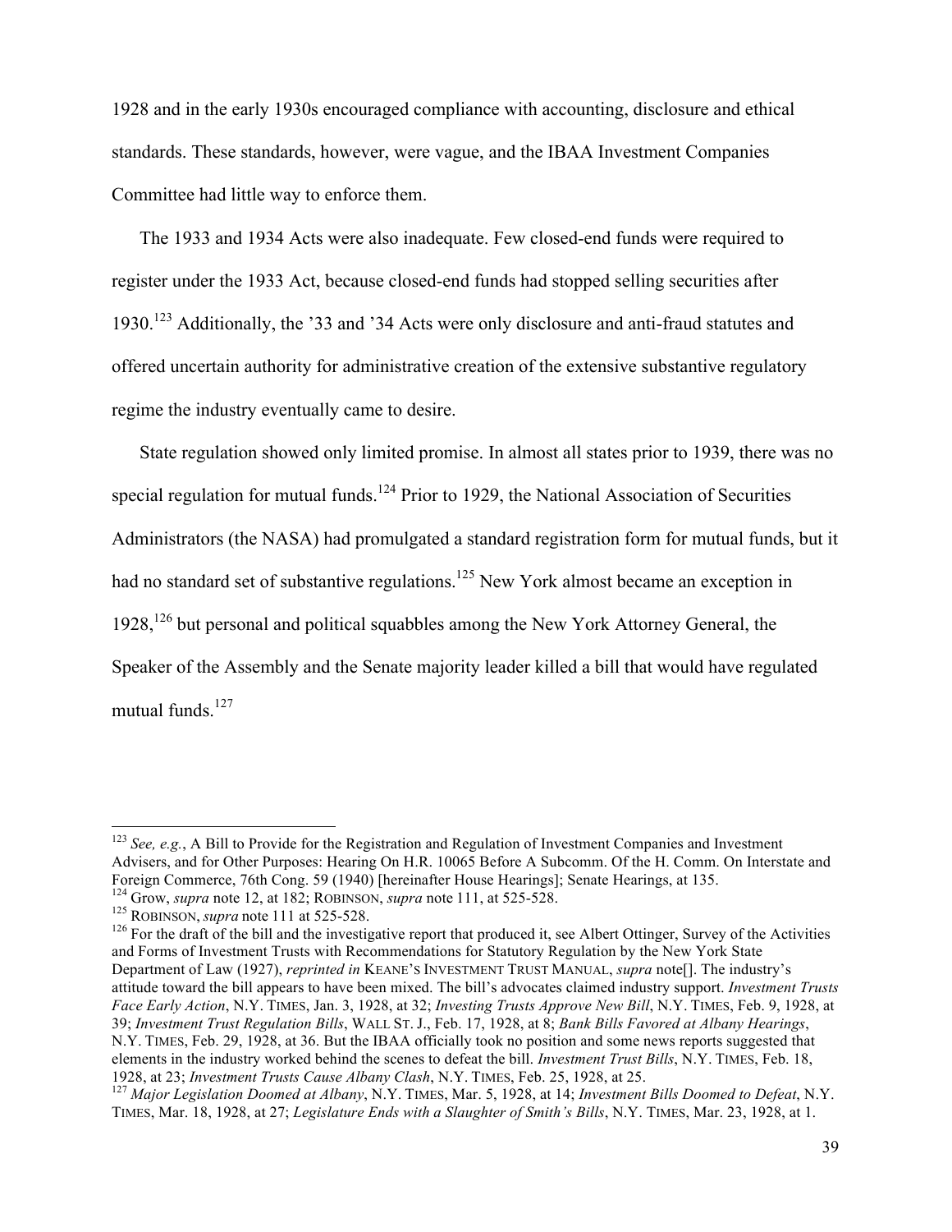1928 and in the early 1930s encouraged compliance with accounting, disclosure and ethical standards. These standards, however, were vague, and the IBAA Investment Companies Committee had little way to enforce them.

The 1933 and 1934 Acts were also inadequate. Few closed-end funds were required to register under the 1933 Act, because closed-end funds had stopped selling securities after 1930.[123] Additionally, the '33 and '34 Acts were only disclosure and anti-fraud statutes and offered uncertain authority for administrative creation of the extensive substantive regulatory regime the industry eventually came to desire.

State regulation showed only limited promise. In almost all states prior to 1939, there was no special regulation for mutual funds.[124] Prior to 1929, the National Association of Securities Administrators (the NASA) had promulgated a standard registration form for mutual funds, but it had no standard set of substantive regulations.[125] New York almost became an exception in 1928,[126] but personal and political squabbles among the New York Attorney General, the Speaker of the Assembly and the Senate majority leader killed a bill that would have regulated mutual funds.[127]

---

[123] *See, e.g.*, A Bill to Provide for the Registration and Regulation of Investment Companies and Investment Advisers, and for Other Purposes: Hearing On H.R. 10065 Before A Subcomm. Of the H. Comm. On Interstate and Foreign Commerce, 76th Cong. 59 (1940) [hereinafter House Hearings]; Senate Hearings, at 135.

[124] Grow, *supra* note 12, at 182; ROBINSON, *supra* note 111, at 525-528.

[125] ROBINSON, *supra* note 111 at 525-528.

[126] For the draft of the bill and the investigative report that produced it, see Albert Ottinger, Survey of the Activities and Forms of Investment Trusts with Recommendations for Statutory Regulation by the New York State Department of Law (1927), *reprinted in* KEANE'S INVESTMENT TRUST MANUAL, *supra* note[]. The industry's attitude toward the bill appears to have been mixed. The bill's advocates claimed industry support. *Investment Trusts Face Early Action*, N.Y. TIMES, Jan. 3, 1928, at 32; *Investing Trusts Approve New Bill*, N.Y. TIMES, Feb. 9, 1928, at 39; *Investment Trust Regulation Bills*, WALL ST. J., Feb. 17, 1928, at 8; *Bank Bills Favored at Albany Hearings*, N.Y. TIMES, Feb. 29, 1928, at 36. But the IBAA officially took no position and some news reports suggested that elements in the industry worked behind the scenes to defeat the bill. *Investment Trust Bills*, N.Y. TIMES, Feb. 18, 1928, at 23; *Investment Trusts Cause Albany Clash*, N.Y. TIMES, Feb. 25, 1928, at 25.

[127] *Major Legislation Doomed at Albany*, N.Y. TIMES, Mar. 5, 1928, at 14; *Investment Bills Doomed to Defeat*, N.Y. TIMES, Mar. 18, 1928, at 27; *Legislature Ends with a Slaughter of Smith's Bills*, N.Y. TIMES, Mar. 23, 1928, at 1.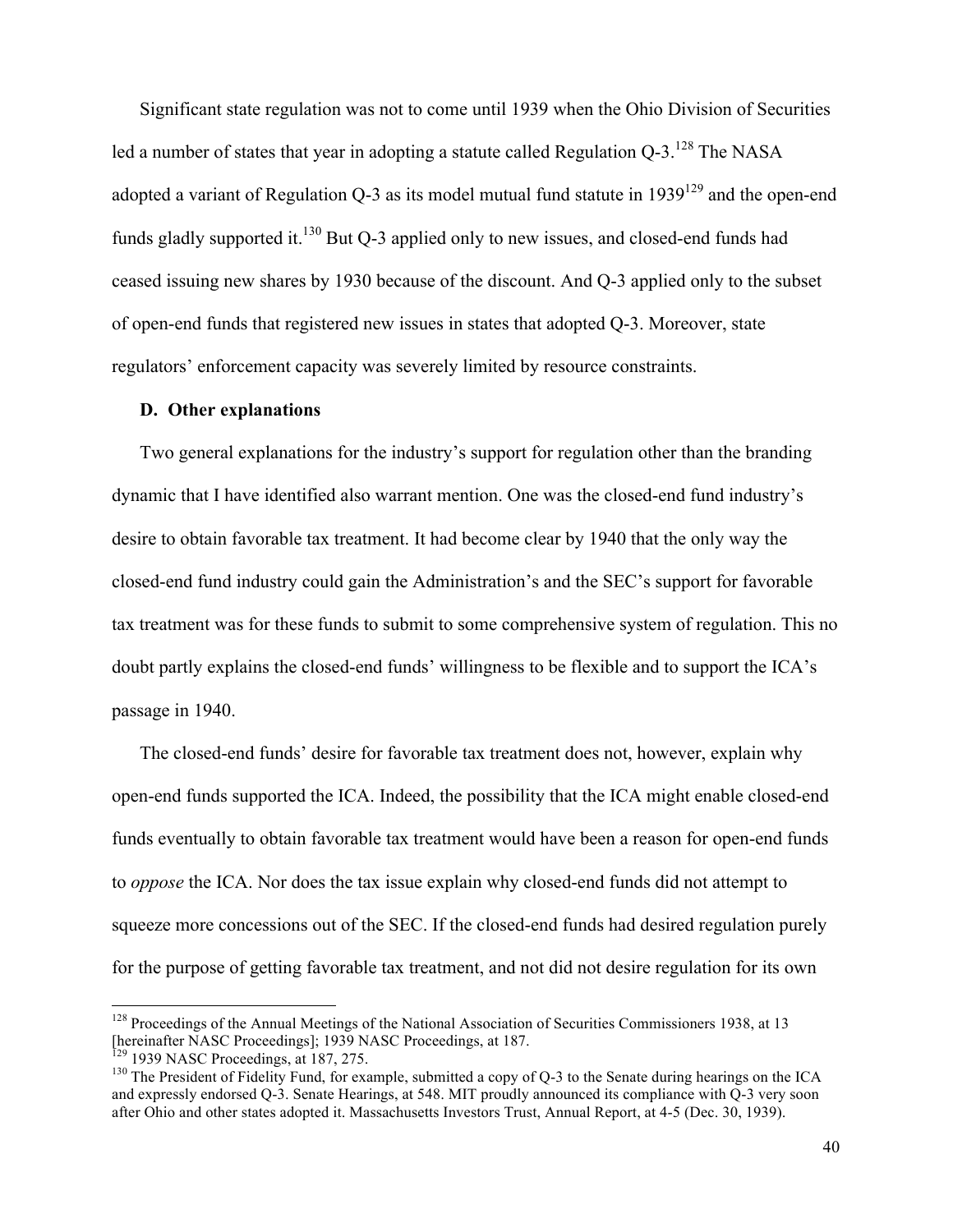Significant state regulation was not to come until 1939 when the Ohio Division of Securities led a number of states that year in adopting a statute called Regulation Q-3.[128] The NASA adopted a variant of Regulation Q-3 as its model mutual fund statute in 1939[129] and the open-end funds gladly supported it.[130] But Q-3 applied only to new issues, and closed-end funds had ceased issuing new shares by 1930 because of the discount. And Q-3 applied only to the subset of open-end funds that registered new issues in states that adopted Q-3. Moreover, state regulators' enforcement capacity was severely limited by resource constraints.

### D. Other explanations

Two general explanations for the industry's support for regulation other than the branding dynamic that I have identified also warrant mention. One was the closed-end fund industry's desire to obtain favorable tax treatment. It had become clear by 1940 that the only way the closed-end fund industry could gain the Administration's and the SEC's support for favorable tax treatment was for these funds to submit to some comprehensive system of regulation. This no doubt partly explains the closed-end funds' willingness to be flexible and to support the ICA's passage in 1940.

The closed-end funds' desire for favorable tax treatment does not, however, explain why open-end funds supported the ICA. Indeed, the possibility that the ICA might enable closed-end funds eventually to obtain favorable tax treatment would have been a reason for open-end funds to *oppose* the ICA. Nor does the tax issue explain why closed-end funds did not attempt to squeeze more concessions out of the SEC. If the closed-end funds had desired regulation purely for the purpose of getting favorable tax treatment, and not did not desire regulation for its own

---

[128] Proceedings of the Annual Meetings of the National Association of Securities Commissioners 1938, at 13 [hereinafter NASC Proceedings]; 1939 NASC Proceedings, at 187.

[129] 1939 NASC Proceedings, at 187, 275.

[130] The President of Fidelity Fund, for example, submitted a copy of Q-3 to the Senate during hearings on the ICA and expressly endorsed Q-3. Senate Hearings, at 548. MIT proudly announced its compliance with Q-3 very soon after Ohio and other states adopted it. Massachusetts Investors Trust, Annual Report, at 4-5 (Dec. 30, 1939).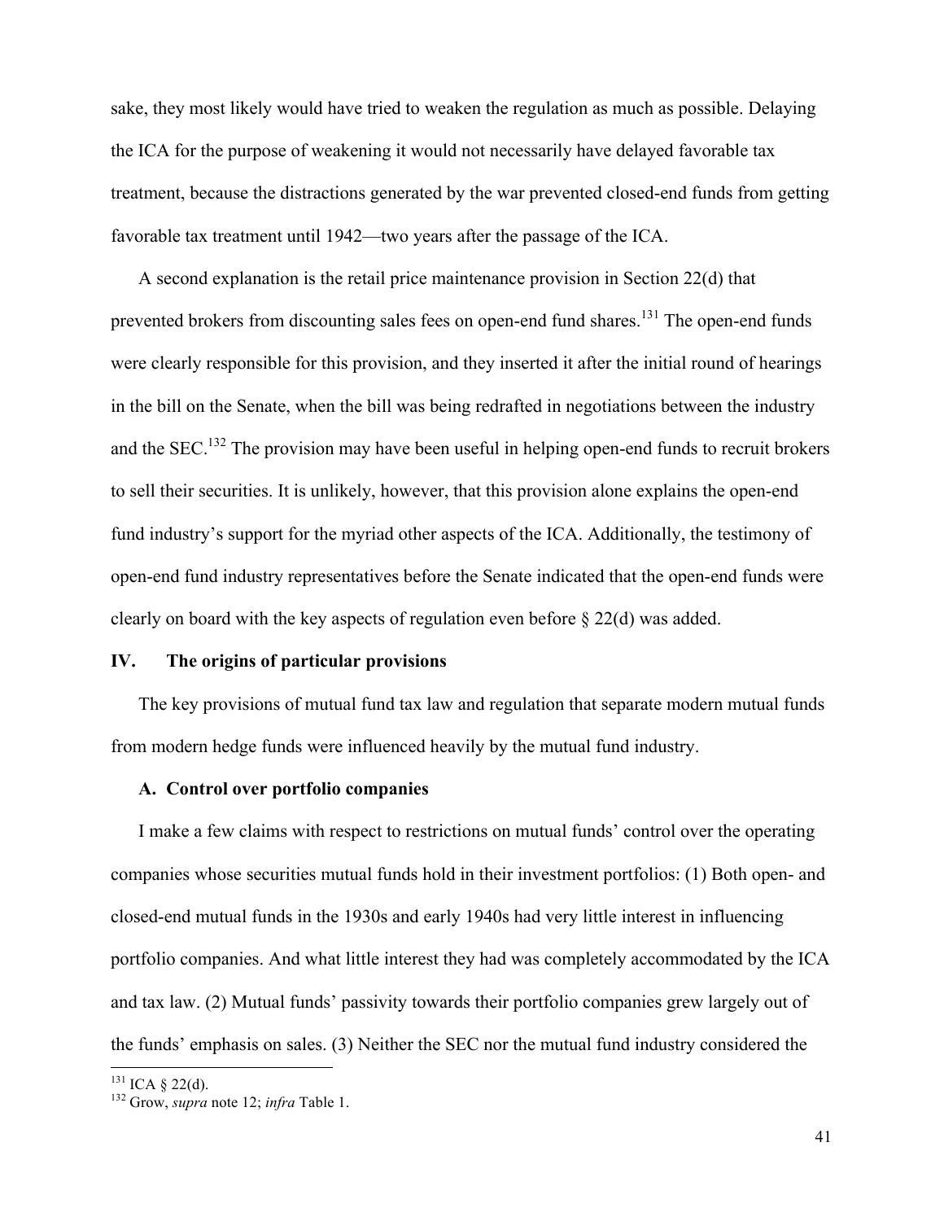sake, they most likely would have tried to weaken the regulation as much as possible. Delaying the ICA for the purpose of weakening it would not necessarily have delayed favorable tax treatment, because the distractions generated by the war prevented closed-end funds from getting favorable tax treatment until 1942—two years after the passage of the ICA.

A second explanation is the retail price maintenance provision in Section 22(d) that prevented brokers from discounting sales fees on open-end fund shares.[131] The open-end funds were clearly responsible for this provision, and they inserted it after the initial round of hearings in the bill on the Senate, when the bill was being redrafted in negotiations between the industry and the SEC.[132] The provision may have been useful in helping open-end funds to recruit brokers to sell their securities. It is unlikely, however, that this provision alone explains the open-end fund industry's support for the myriad other aspects of the ICA. Additionally, the testimony of open-end fund industry representatives before the Senate indicated that the open-end funds were clearly on board with the key aspects of regulation even before § 22(d) was added.

## IV. The origins of particular provisions

The key provisions of mutual fund tax law and regulation that separate modern mutual funds from modern hedge funds were influenced heavily by the mutual fund industry.

### A. Control over portfolio companies

I make a few claims with respect to restrictions on mutual funds' control over the operating companies whose securities mutual funds hold in their investment portfolios: (1) Both open- and closed-end mutual funds in the 1930s and early 1940s had very little interest in influencing portfolio companies. And what little interest they had was completely accommodated by the ICA and tax law. (2) Mutual funds' passivity towards their portfolio companies grew largely out of the funds' emphasis on sales. (3) Neither the SEC nor the mutual fund industry considered the

---

[131] ICA § 22(d).

[132] Grow, *supra* note 12; *infra* Table 1.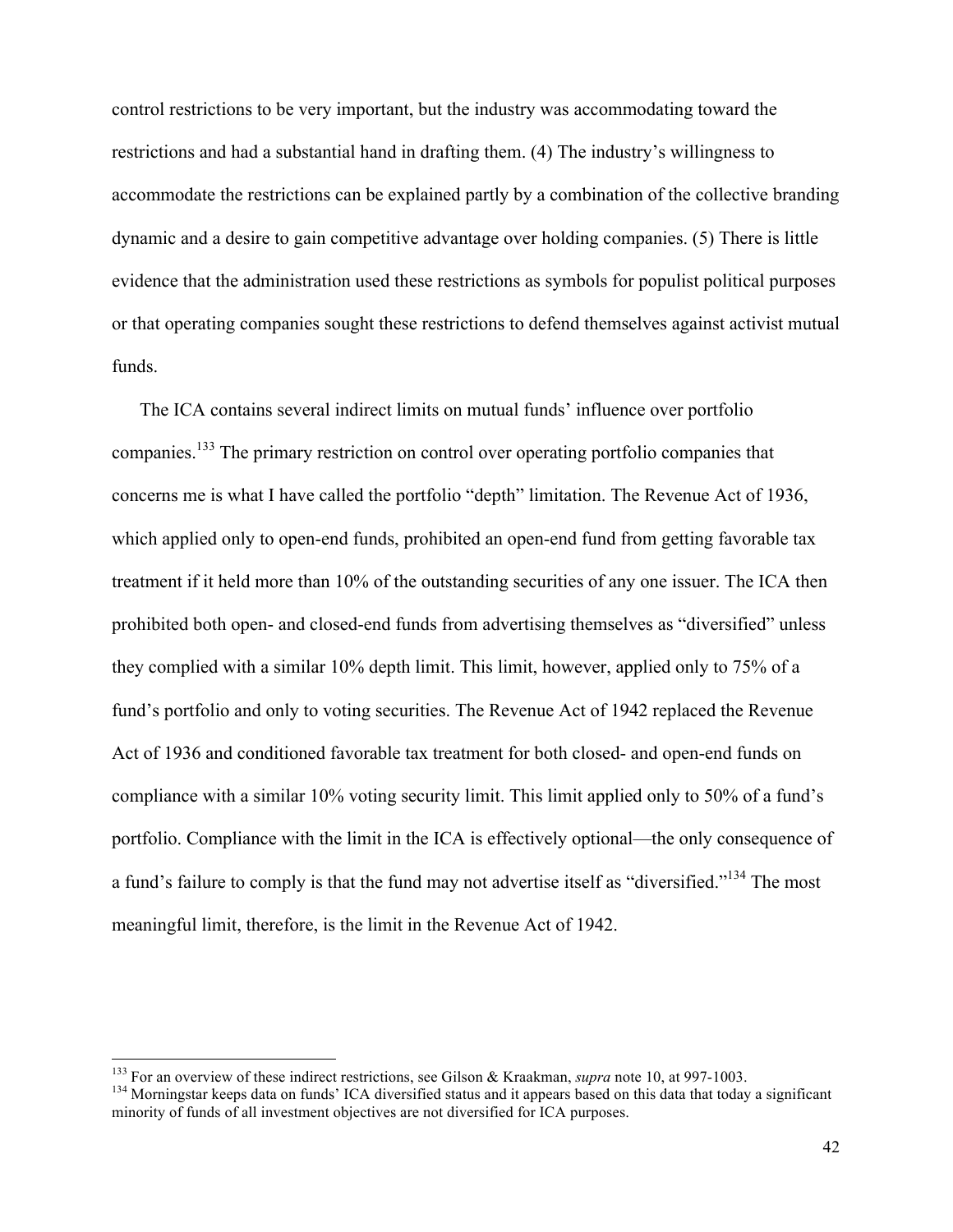control restrictions to be very important, but the industry was accommodating toward the restrictions and had a substantial hand in drafting them. (4) The industry's willingness to accommodate the restrictions can be explained partly by a combination of the collective branding dynamic and a desire to gain competitive advantage over holding companies. (5) There is little evidence that the administration used these restrictions as symbols for populist political purposes or that operating companies sought these restrictions to defend themselves against activist mutual funds.

The ICA contains several indirect limits on mutual funds' influence over portfolio companies.[133] The primary restriction on control over operating portfolio companies that concerns me is what I have called the portfolio "depth" limitation. The Revenue Act of 1936, which applied only to open-end funds, prohibited an open-end fund from getting favorable tax treatment if it held more than 10% of the outstanding securities of any one issuer. The ICA then prohibited both open- and closed-end funds from advertising themselves as "diversified" unless they complied with a similar 10% depth limit. This limit, however, applied only to 75% of a fund's portfolio and only to voting securities. The Revenue Act of 1942 replaced the Revenue Act of 1936 and conditioned favorable tax treatment for both closed- and open-end funds on compliance with a similar 10% voting security limit. This limit applied only to 50% of a fund's portfolio. Compliance with the limit in the ICA is effectively optional—the only consequence of a fund's failure to comply is that the fund may not advertise itself as "diversified."[134] The most meaningful limit, therefore, is the limit in the Revenue Act of 1942.

---

[133] For an overview of these indirect restrictions, see Gilson & Kraakman, *supra* note 10, at 997-1003.

[134] Morningstar keeps data on funds' ICA diversified status and it appears based on this data that today a significant minority of funds of all investment objectives are not diversified for ICA purposes.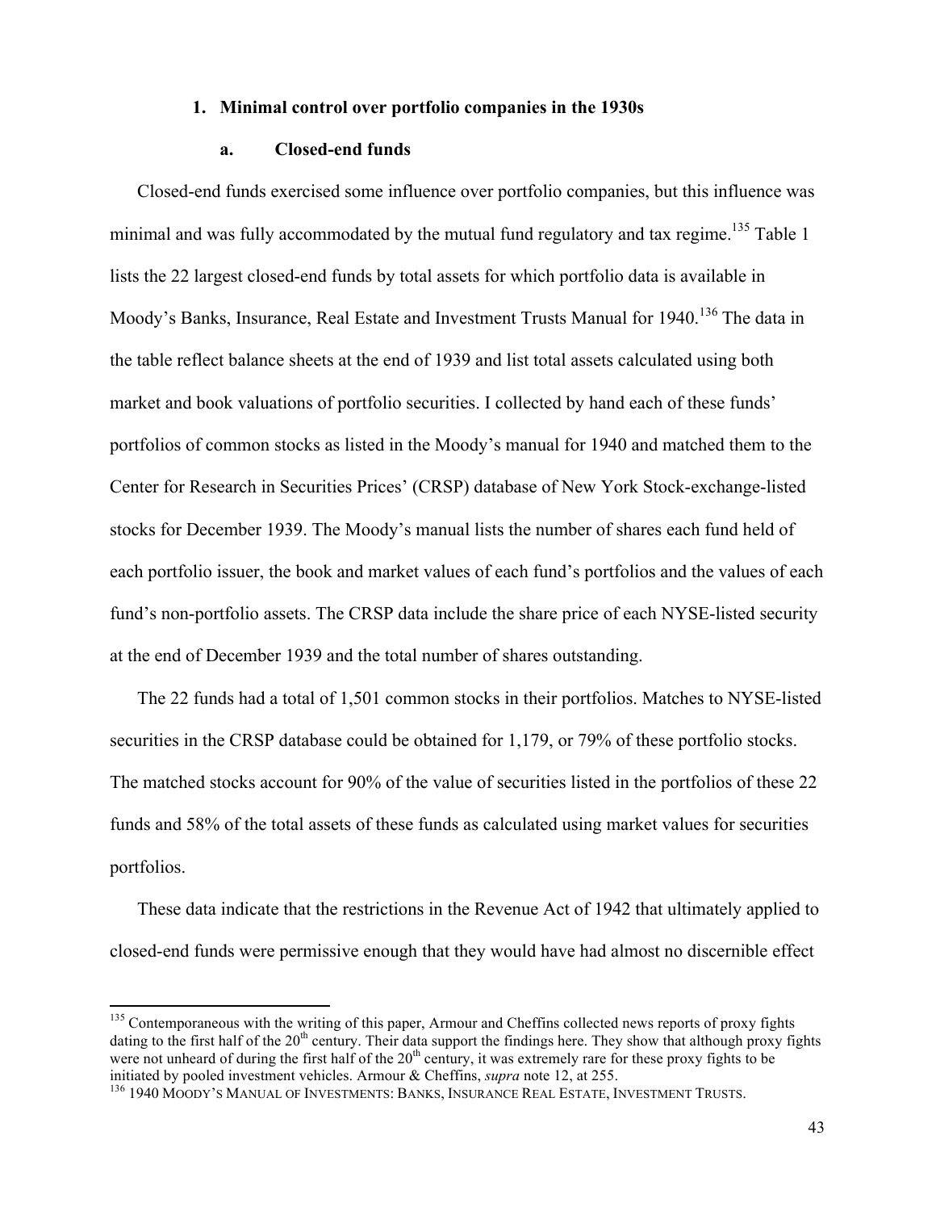### 1. Minimal control over portfolio companies in the 1930s

#### a. Closed-end funds

Closed-end funds exercised some influence over portfolio companies, but this influence was minimal and was fully accommodated by the mutual fund regulatory and tax regime.[135] Table 1 lists the 22 largest closed-end funds by total assets for which portfolio data is available in Moody's Banks, Insurance, Real Estate and Investment Trusts Manual for 1940.[136] The data in the table reflect balance sheets at the end of 1939 and list total assets calculated using both market and book valuations of portfolio securities. I collected by hand each of these funds' portfolios of common stocks as listed in the Moody's manual for 1940 and matched them to the Center for Research in Securities Prices' (CRSP) database of New York Stock-exchange-listed stocks for December 1939. The Moody's manual lists the number of shares each fund held of each portfolio issuer, the book and market values of each fund's portfolios and the values of each fund's non-portfolio assets. The CRSP data include the share price of each NYSE-listed security at the end of December 1939 and the total number of shares outstanding.

The 22 funds had a total of 1,501 common stocks in their portfolios. Matches to NYSE-listed securities in the CRSP database could be obtained for 1,179, or 79% of these portfolio stocks. The matched stocks account for 90% of the value of securities listed in the portfolios of these 22 funds and 58% of the total assets of these funds as calculated using market values for securities portfolios.

These data indicate that the restrictions in the Revenue Act of 1942 that ultimately applied to closed-end funds were permissive enough that they would have had almost no discernible effect

---

[135] Contemporaneous with the writing of this paper, Armour and Cheffins collected news reports of proxy fights dating to the first half of the 20th century. Their data support the findings here. They show that although proxy fights were not unheard of during the first half of the 20th century, it was extremely rare for these proxy fights to be initiated by pooled investment vehicles. Armour & Cheffins, *supra* note 12, at 255.

[136] 1940 MOODY'S MANUAL OF INVESTMENTS: BANKS, INSURANCE REAL ESTATE, INVESTMENT TRUSTS.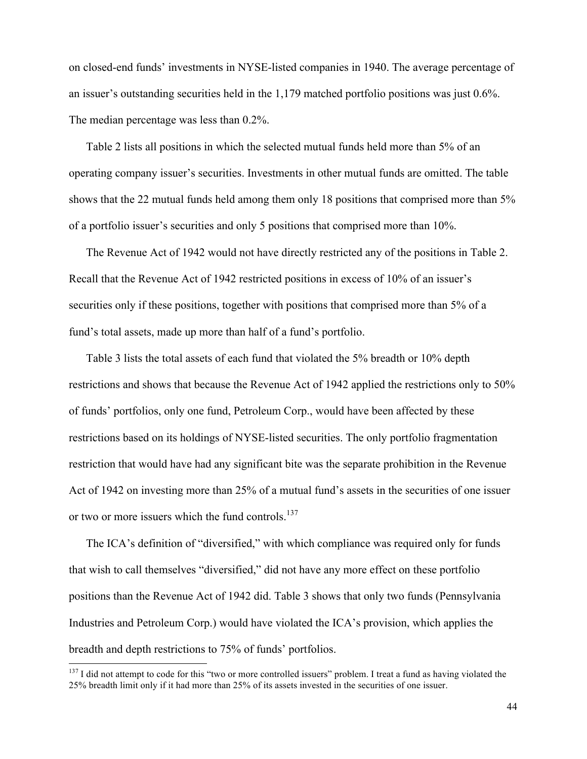on closed-end funds' investments in NYSE-listed companies in 1940. The average percentage of an issuer's outstanding securities held in the 1,179 matched portfolio positions was just 0.6%. The median percentage was less than 0.2%.

Table 2 lists all positions in which the selected mutual funds held more than 5% of an operating company issuer's securities. Investments in other mutual funds are omitted. The table shows that the 22 mutual funds held among them only 18 positions that comprised more than 5% of a portfolio issuer's securities and only 5 positions that comprised more than 10%.

The Revenue Act of 1942 would not have directly restricted any of the positions in Table 2. Recall that the Revenue Act of 1942 restricted positions in excess of 10% of an issuer's securities only if these positions, together with positions that comprised more than 5% of a fund's total assets, made up more than half of a fund's portfolio.

Table 3 lists the total assets of each fund that violated the 5% breadth or 10% depth restrictions and shows that because the Revenue Act of 1942 applied the restrictions only to 50% of funds' portfolios, only one fund, Petroleum Corp., would have been affected by these restrictions based on its holdings of NYSE-listed securities. The only portfolio fragmentation restriction that would have had any significant bite was the separate prohibition in the Revenue Act of 1942 on investing more than 25% of a mutual fund's assets in the securities of one issuer or two or more issuers which the fund controls.[137]

The ICA's definition of "diversified," with which compliance was required only for funds that wish to call themselves "diversified," did not have any more effect on these portfolio positions than the Revenue Act of 1942 did. Table 3 shows that only two funds (Pennsylvania Industries and Petroleum Corp.) would have violated the ICA's provision, which applies the breadth and depth restrictions to 75% of funds' portfolios.

[137] I did not attempt to code for this "two or more controlled issuers" problem. I treat a fund as having violated the 25% breadth limit only if it had more than 25% of its assets invested in the securities of one issuer.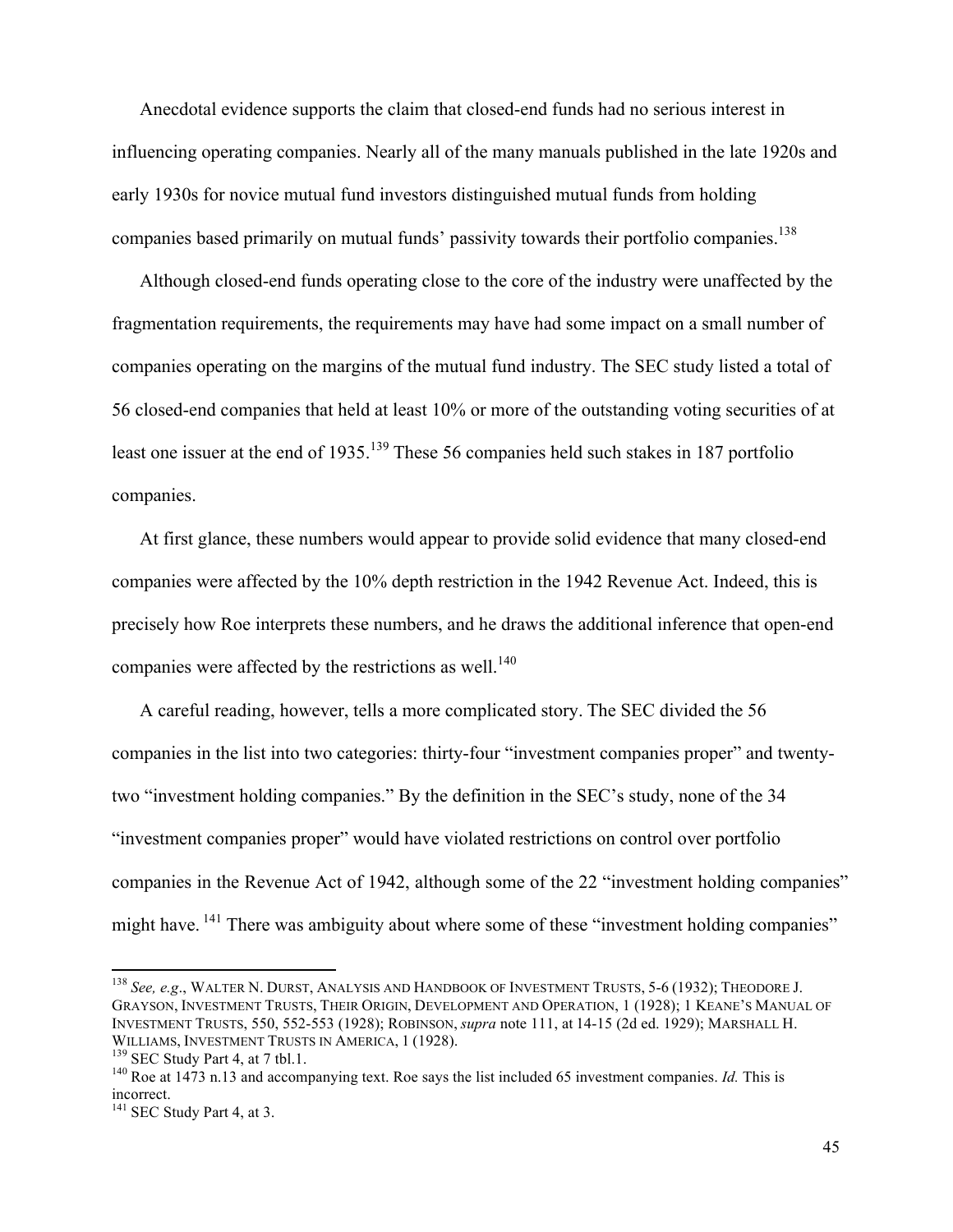Anecdotal evidence supports the claim that closed-end funds had no serious interest in influencing operating companies. Nearly all of the many manuals published in the late 1920s and early 1930s for novice mutual fund investors distinguished mutual funds from holding companies based primarily on mutual funds' passivity towards their portfolio companies.[138]

Although closed-end funds operating close to the core of the industry were unaffected by the fragmentation requirements, the requirements may have had some impact on a small number of companies operating on the margins of the mutual fund industry. The SEC study listed a total of 56 closed-end companies that held at least 10% or more of the outstanding voting securities of at least one issuer at the end of 1935.[139] These 56 companies held such stakes in 187 portfolio companies.

At first glance, these numbers would appear to provide solid evidence that many closed-end companies were affected by the 10% depth restriction in the 1942 Revenue Act. Indeed, this is precisely how Roe interprets these numbers, and he draws the additional inference that open-end companies were affected by the restrictions as well.[140]

A careful reading, however, tells a more complicated story. The SEC divided the 56 companies in the list into two categories: thirty-four "investment companies proper" and twenty-two "investment holding companies." By the definition in the SEC's study, none of the 34 "investment companies proper" would have violated restrictions on control over portfolio companies in the Revenue Act of 1942, although some of the 22 "investment holding companies" might have.[141] There was ambiguity about where some of these "investment holding companies"

---

[138] *See, e.g*., WALTER N. DURST, ANALYSIS AND HANDBOOK OF INVESTMENT TRUSTS, 5-6 (1932); THEODORE J. GRAYSON, INVESTMENT TRUSTS, THEIR ORIGIN, DEVELOPMENT AND OPERATION, 1 (1928); 1 KEANE'S MANUAL OF INVESTMENT TRUSTS, 550, 552-553 (1928); ROBINSON, *supra* note 111, at 14-15 (2d ed. 1929); MARSHALL H. WILLIAMS, INVESTMENT TRUSTS IN AMERICA, 1 (1928).

[139] SEC Study Part 4, at 7 tbl.1.

[140] Roe at 1473 n.13 and accompanying text. Roe says the list included 65 investment companies. *Id.* This is incorrect.

[141] SEC Study Part 4, at 3.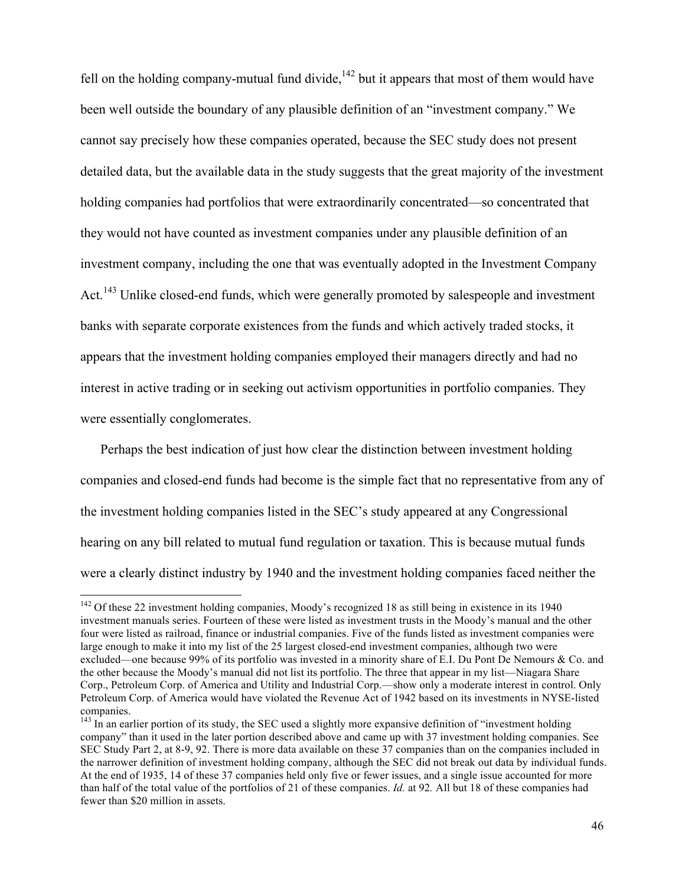fell on the holding company-mutual fund divide,[142] but it appears that most of them would have been well outside the boundary of any plausible definition of an "investment company." We cannot say precisely how these companies operated, because the SEC study does not present detailed data, but the available data in the study suggests that the great majority of the investment holding companies had portfolios that were extraordinarily concentrated—so concentrated that they would not have counted as investment companies under any plausible definition of an investment company, including the one that was eventually adopted in the Investment Company Act.[143] Unlike closed-end funds, which were generally promoted by salespeople and investment banks with separate corporate existences from the funds and which actively traded stocks, it appears that the investment holding companies employed their managers directly and had no interest in active trading or in seeking out activism opportunities in portfolio companies. They were essentially conglomerates.

Perhaps the best indication of just how clear the distinction between investment holding companies and closed-end funds had become is the simple fact that no representative from any of the investment holding companies listed in the SEC's study appeared at any Congressional hearing on any bill related to mutual fund regulation or taxation. This is because mutual funds were a clearly distinct industry by 1940 and the investment holding companies faced neither the

---

[142] Of these 22 investment holding companies, Moody's recognized 18 as still being in existence in its 1940 investment manuals series. Fourteen of these were listed as investment trusts in the Moody's manual and the other four were listed as railroad, finance or industrial companies. Five of the funds listed as investment companies were large enough to make it into my list of the 25 largest closed-end investment companies, although two were excluded—one because 99% of its portfolio was invested in a minority share of E.I. Du Pont De Nemours & Co. and the other because the Moody's manual did not list its portfolio. The three that appear in my list—Niagara Share Corp., Petroleum Corp. of America and Utility and Industrial Corp.—show only a moderate interest in control. Only Petroleum Corp. of America would have violated the Revenue Act of 1942 based on its investments in NYSE-listed companies.

[143] In an earlier portion of its study, the SEC used a slightly more expansive definition of "investment holding company" than it used in the later portion described above and came up with 37 investment holding companies. See SEC Study Part 2, at 8-9, 92. There is more data available on these 37 companies than on the companies included in the narrower definition of investment holding company, although the SEC did not break out data by individual funds. At the end of 1935, 14 of these 37 companies held only five or fewer issues, and a single issue accounted for more than half of the total value of the portfolios of 21 of these companies. *Id.* at 92. All but 18 of these companies had fewer than $20 million in assets.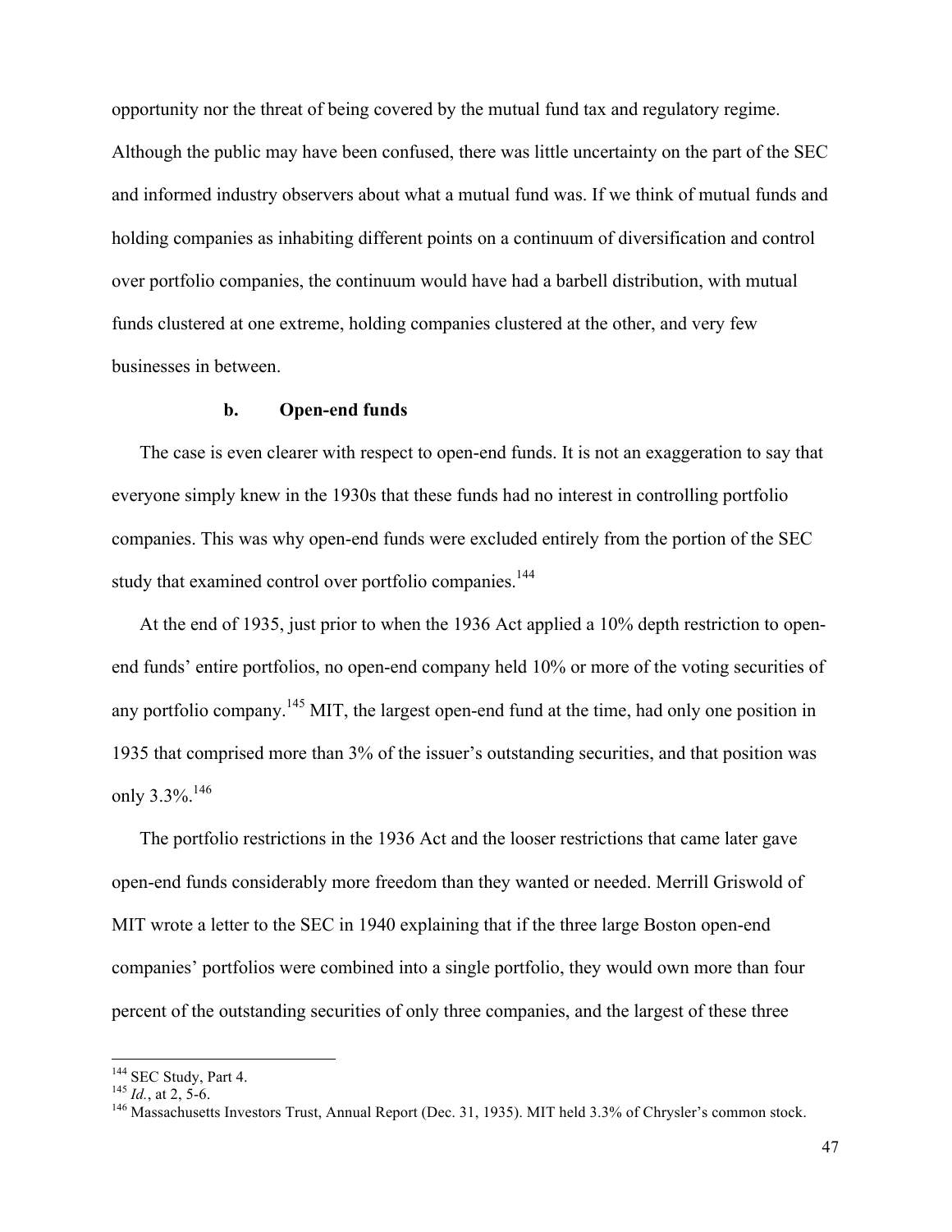opportunity nor the threat of being covered by the mutual fund tax and regulatory regime. Although the public may have been confused, there was little uncertainty on the part of the SEC and informed industry observers about what a mutual fund was. If we think of mutual funds and holding companies as inhabiting different points on a continuum of diversification and control over portfolio companies, the continuum would have had a barbell distribution, with mutual funds clustered at one extreme, holding companies clustered at the other, and very few businesses in between.

#### b. Open-end funds

The case is even clearer with respect to open-end funds. It is not an exaggeration to say that everyone simply knew in the 1930s that these funds had no interest in controlling portfolio companies. This was why open-end funds were excluded entirely from the portion of the SEC study that examined control over portfolio companies.[144]

At the end of 1935, just prior to when the 1936 Act applied a 10% depth restriction to open-end funds' entire portfolios, no open-end company held 10% or more of the voting securities of any portfolio company.[145] MIT, the largest open-end fund at the time, had only one position in 1935 that comprised more than 3% of the issuer's outstanding securities, and that position was only 3.3%.[146]

The portfolio restrictions in the 1936 Act and the looser restrictions that came later gave open-end funds considerably more freedom than they wanted or needed. Merrill Griswold of MIT wrote a letter to the SEC in 1940 explaining that if the three large Boston open-end companies' portfolios were combined into a single portfolio, they would own more than four percent of the outstanding securities of only three companies, and the largest of these three

---

[144] SEC Study, Part 4.

[145] *Id.*, at 2, 5-6.

[146] Massachusetts Investors Trust, Annual Report (Dec. 31, 1935). MIT held 3.3% of Chrysler's common stock.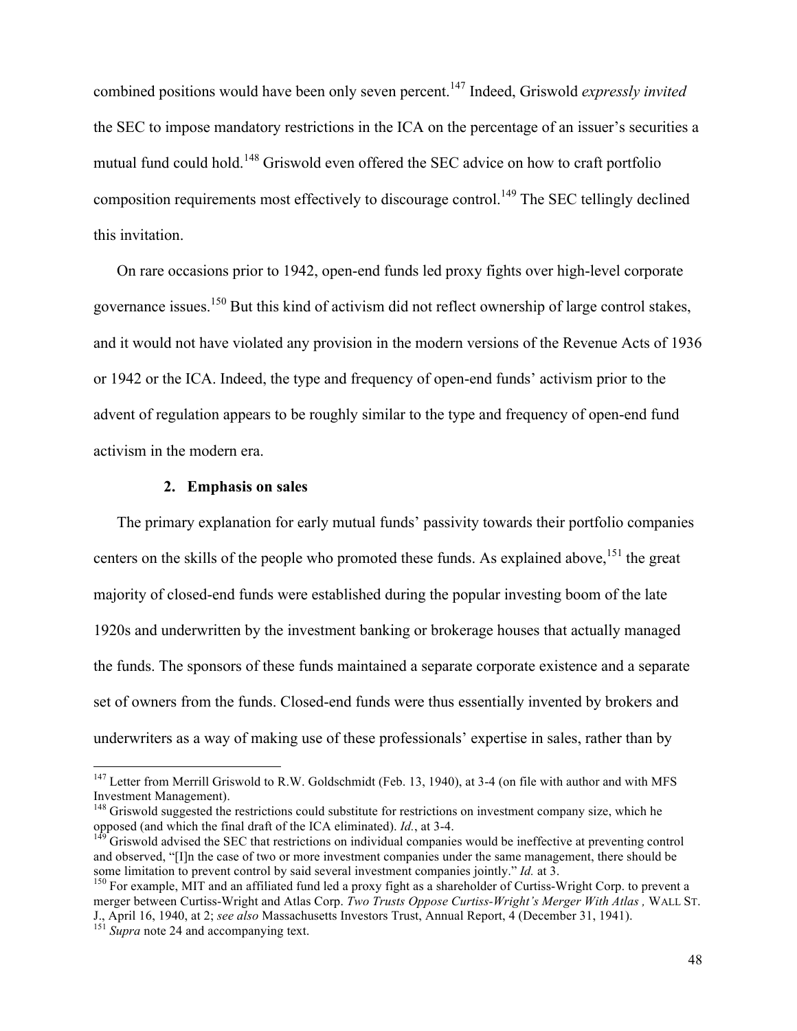combined positions would have been only seven percent.[147] Indeed, Griswold *expressly invited* the SEC to impose mandatory restrictions in the ICA on the percentage of an issuer's securities a mutual fund could hold.[148] Griswold even offered the SEC advice on how to craft portfolio composition requirements most effectively to discourage control.[149] The SEC tellingly declined this invitation.

On rare occasions prior to 1942, open-end funds led proxy fights over high-level corporate governance issues.[150] But this kind of activism did not reflect ownership of large control stakes, and it would not have violated any provision in the modern versions of the Revenue Acts of 1936 or 1942 or the ICA. Indeed, the type and frequency of open-end funds' activism prior to the advent of regulation appears to be roughly similar to the type and frequency of open-end fund activism in the modern era.

#### 2. Emphasis on sales

The primary explanation for early mutual funds' passivity towards their portfolio companies centers on the skills of the people who promoted these funds. As explained above,[151] the great majority of closed-end funds were established during the popular investing boom of the late 1920s and underwritten by the investment banking or brokerage houses that actually managed the funds. The sponsors of these funds maintained a separate corporate existence and a separate set of owners from the funds. Closed-end funds were thus essentially invented by brokers and underwriters as a way of making use of these professionals' expertise in sales, rather than by

---

[147] Letter from Merrill Griswold to R.W. Goldschmidt (Feb. 13, 1940), at 3-4 (on file with author and with MFS Investment Management).

[148] Griswold suggested the restrictions could substitute for restrictions on investment company size, which he opposed (and which the final draft of the ICA eliminated). *Id.*, at 3-4.

[149] Griswold advised the SEC that restrictions on individual companies would be ineffective at preventing control and observed, "[I]n the case of two or more investment companies under the same management, there should be some limitation to prevent control by said several investment companies jointly." *Id.* at 3.

[150] For example, MIT and an affiliated fund led a proxy fight as a shareholder of Curtiss-Wright Corp. to prevent a merger between Curtiss-Wright and Atlas Corp. *Two Trusts Oppose Curtiss-Wright's Merger With Atlas*, WALL ST. J., April 16, 1940, at 2; *see also* Massachusetts Investors Trust, Annual Report, 4 (December 31, 1941).

[151] *Supra* note 24 and accompanying text.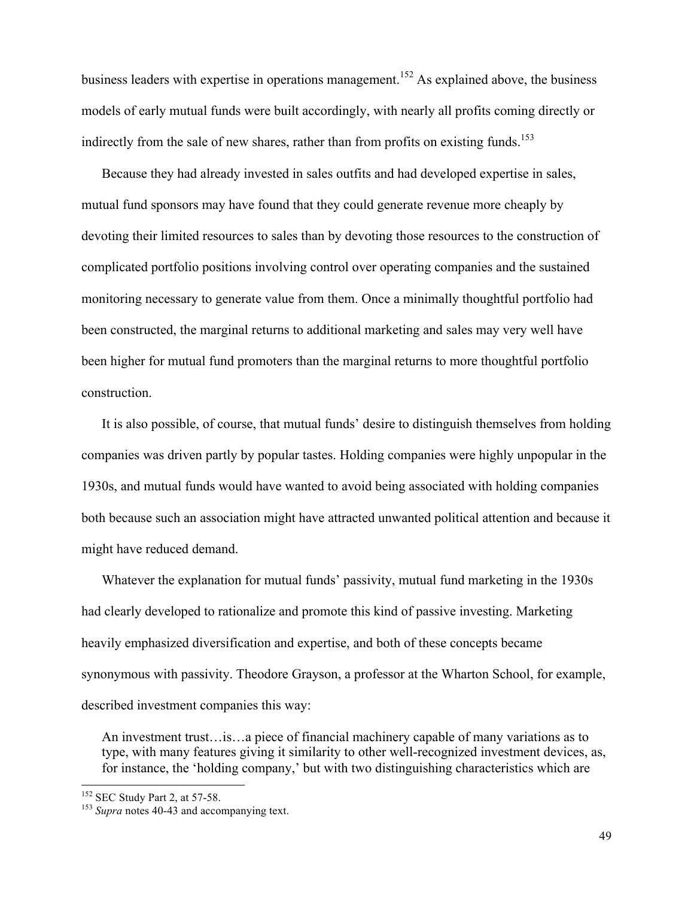business leaders with expertise in operations management.[152] As explained above, the business models of early mutual funds were built accordingly, with nearly all profits coming directly or indirectly from the sale of new shares, rather than from profits on existing funds.[153]

Because they had already invested in sales outfits and had developed expertise in sales, mutual fund sponsors may have found that they could generate revenue more cheaply by devoting their limited resources to sales than by devoting those resources to the construction of complicated portfolio positions involving control over operating companies and the sustained monitoring necessary to generate value from them. Once a minimally thoughtful portfolio had been constructed, the marginal returns to additional marketing and sales may very well have been higher for mutual fund promoters than the marginal returns to more thoughtful portfolio construction.

It is also possible, of course, that mutual funds' desire to distinguish themselves from holding companies was driven partly by popular tastes. Holding companies were highly unpopular in the 1930s, and mutual funds would have wanted to avoid being associated with holding companies both because such an association might have attracted unwanted political attention and because it might have reduced demand.

Whatever the explanation for mutual funds' passivity, mutual fund marketing in the 1930s had clearly developed to rationalize and promote this kind of passive investing. Marketing heavily emphasized diversification and expertise, and both of these concepts became synonymous with passivity. Theodore Grayson, a professor at the Wharton School, for example, described investment companies this way:

> An investment trust…is…a piece of financial machinery capable of many variations as to type, with many features giving it similarity to other well-recognized investment devices, as, for instance, the 'holding company,' but with two distinguishing characteristics which are

[152] SEC Study Part 2, at 57-58.

[153] *Supra* notes 40-43 and accompanying text.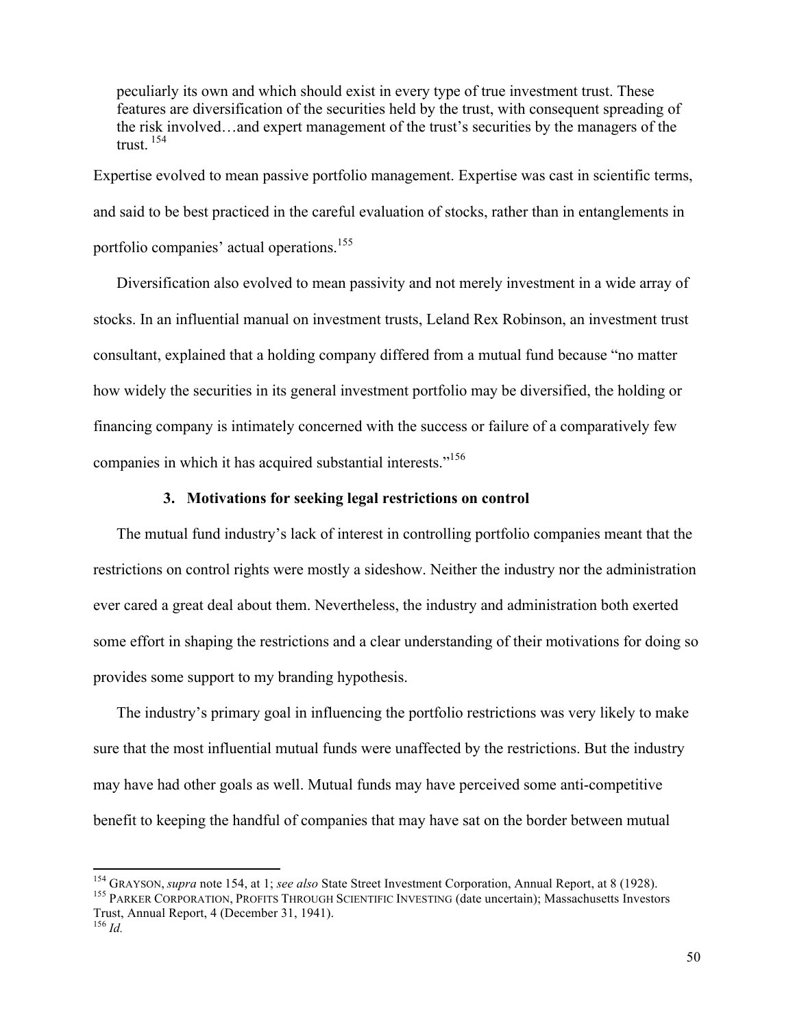> peculiarly its own and which should exist in every type of true investment trust. These features are diversification of the securities held by the trust, with consequent spreading of the risk involved…and expert management of the trust's securities by the managers of the trust. [154]

Expertise evolved to mean passive portfolio management. Expertise was cast in scientific terms, and said to be best practiced in the careful evaluation of stocks, rather than in entanglements in portfolio companies' actual operations.[155]

Diversification also evolved to mean passivity and not merely investment in a wide array of stocks. In an influential manual on investment trusts, Leland Rex Robinson, an investment trust consultant, explained that a holding company differed from a mutual fund because "no matter how widely the securities in its general investment portfolio may be diversified, the holding or financing company is intimately concerned with the success or failure of a comparatively few companies in which it has acquired substantial interests."[156]

### 3. Motivations for seeking legal restrictions on control

The mutual fund industry's lack of interest in controlling portfolio companies meant that the restrictions on control rights were mostly a sideshow. Neither the industry nor the administration ever cared a great deal about them. Nevertheless, the industry and administration both exerted some effort in shaping the restrictions and a clear understanding of their motivations for doing so provides some support to my branding hypothesis.

The industry's primary goal in influencing the portfolio restrictions was very likely to make sure that the most influential mutual funds were unaffected by the restrictions. But the industry may have had other goals as well. Mutual funds may have perceived some anti-competitive benefit to keeping the handful of companies that may have sat on the border between mutual

---

[154] GRAYSON, *supra* note 154, at 1; *see also* State Street Investment Corporation, Annual Report, at 8 (1928).

[155] PARKER CORPORATION, PROFITS THROUGH SCIENTIFIC INVESTING (date uncertain); Massachusetts Investors Trust, Annual Report, 4 (December 31, 1941).

[156] *Id.*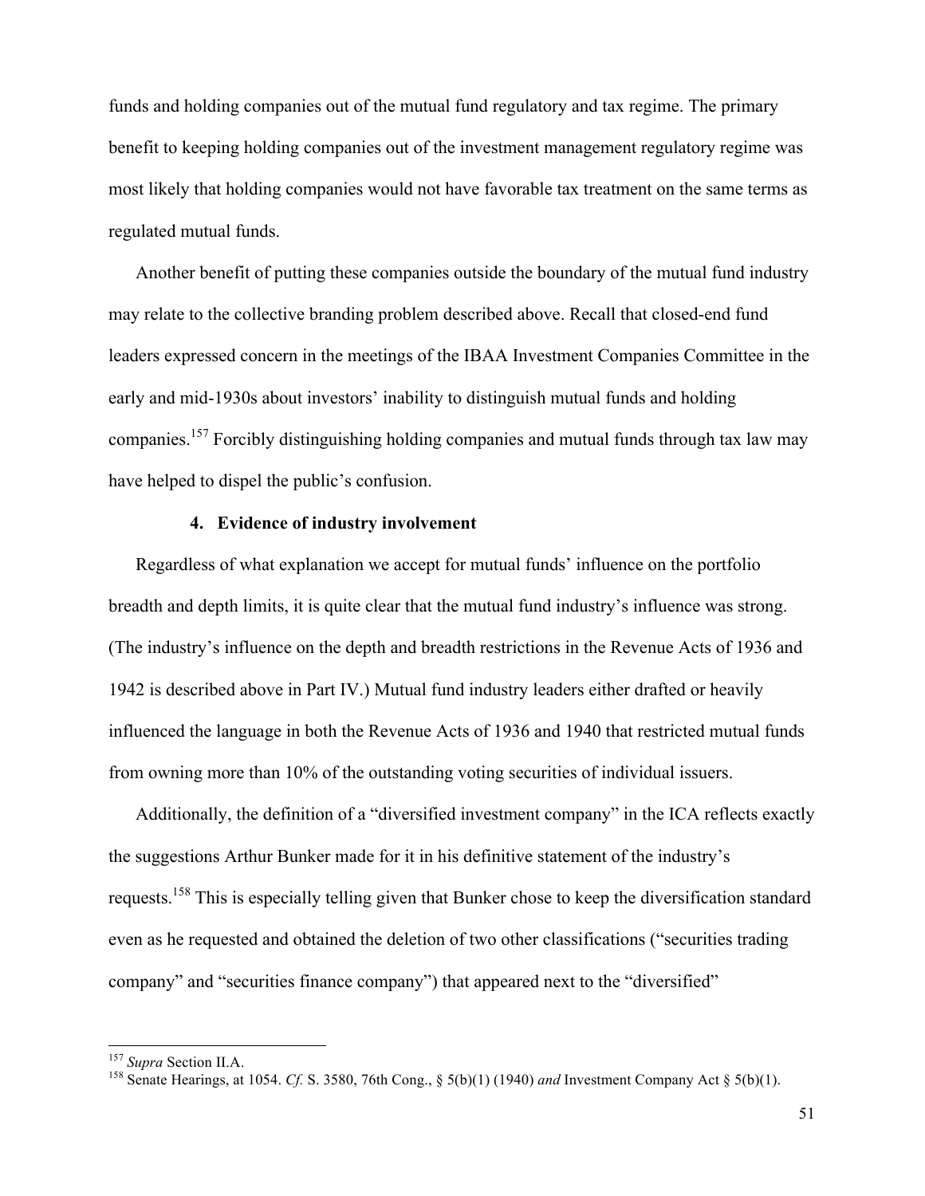funds and holding companies out of the mutual fund regulatory and tax regime. The primary benefit to keeping holding companies out of the investment management regulatory regime was most likely that holding companies would not have favorable tax treatment on the same terms as regulated mutual funds.

Another benefit of putting these companies outside the boundary of the mutual fund industry may relate to the collective branding problem described above. Recall that closed-end fund leaders expressed concern in the meetings of the IBAA Investment Companies Committee in the early and mid-1930s about investors' inability to distinguish mutual funds and holding companies.[157] Forcibly distinguishing holding companies and mutual funds through tax law may have helped to dispel the public's confusion.

#### 4. Evidence of industry involvement

Regardless of what explanation we accept for mutual funds' influence on the portfolio breadth and depth limits, it is quite clear that the mutual fund industry's influence was strong. (The industry's influence on the depth and breadth restrictions in the Revenue Acts of 1936 and 1942 is described above in Part IV.) Mutual fund industry leaders either drafted or heavily influenced the language in both the Revenue Acts of 1936 and 1940 that restricted mutual funds from owning more than 10% of the outstanding voting securities of individual issuers.

Additionally, the definition of a "diversified investment company" in the ICA reflects exactly the suggestions Arthur Bunker made for it in his definitive statement of the industry's requests.[158] This is especially telling given that Bunker chose to keep the diversification standard even as he requested and obtained the deletion of two other classifications ("securities trading company" and "securities finance company") that appeared next to the "diversified"

---

[157] *Supra* Section II.A.

[158] Senate Hearings, at 1054. *Cf.* S. 3580, 76th Cong., § 5(b)(1) (1940) *and* Investment Company Act § 5(b)(1).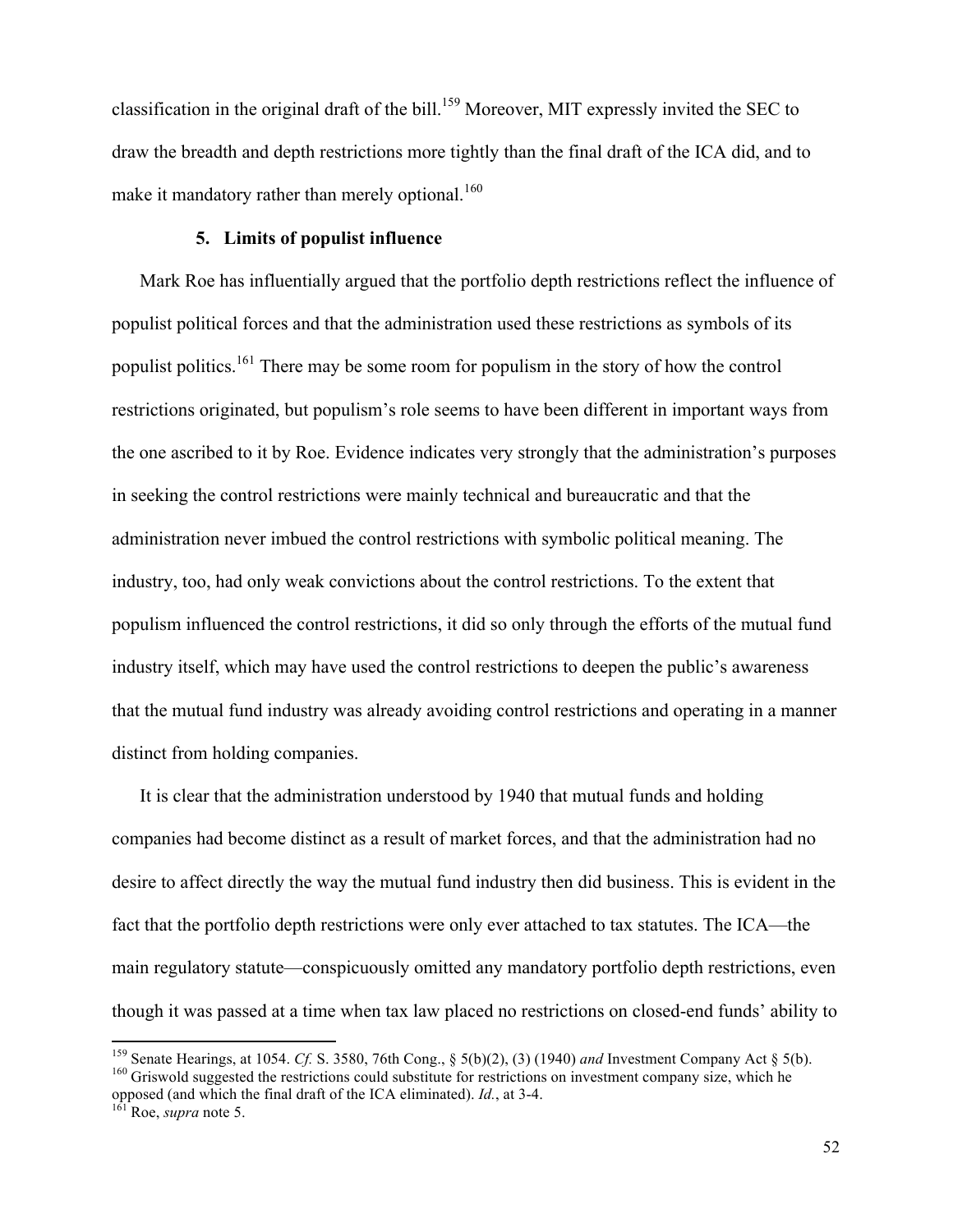classification in the original draft of the bill.[159] Moreover, MIT expressly invited the SEC to draw the breadth and depth restrictions more tightly than the final draft of the ICA did, and to make it mandatory rather than merely optional.[160]

### 5. Limits of populist influence

Mark Roe has influentially argued that the portfolio depth restrictions reflect the influence of populist political forces and that the administration used these restrictions as symbols of its populist politics.[161] There may be some room for populism in the story of how the control restrictions originated, but populism's role seems to have been different in important ways from the one ascribed to it by Roe. Evidence indicates very strongly that the administration's purposes in seeking the control restrictions were mainly technical and bureaucratic and that the administration never imbued the control restrictions with symbolic political meaning. The industry, too, had only weak convictions about the control restrictions. To the extent that populism influenced the control restrictions, it did so only through the efforts of the mutual fund industry itself, which may have used the control restrictions to deepen the public's awareness that the mutual fund industry was already avoiding control restrictions and operating in a manner distinct from holding companies.

It is clear that the administration understood by 1940 that mutual funds and holding companies had become distinct as a result of market forces, and that the administration had no desire to affect directly the way the mutual fund industry then did business. This is evident in the fact that the portfolio depth restrictions were only ever attached to tax statutes. The ICA—the main regulatory statute—conspicuously omitted any mandatory portfolio depth restrictions, even though it was passed at a time when tax law placed no restrictions on closed-end funds' ability to

---

[159] Senate Hearings, at 1054. *Cf.* S. 3580, 76th Cong., § 5(b)(2), (3) (1940) *and* Investment Company Act § 5(b).

[160] Griswold suggested the restrictions could substitute for restrictions on investment company size, which he opposed (and which the final draft of the ICA eliminated). *Id.*, at 3-4.

[161] Roe, *supra* note 5.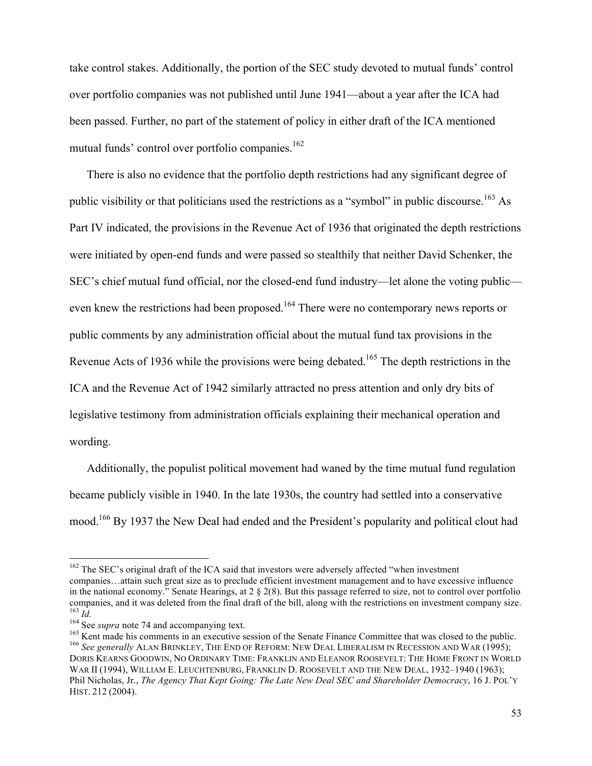take control stakes. Additionally, the portion of the SEC study devoted to mutual funds' control over portfolio companies was not published until June 1941—about a year after the ICA had been passed. Further, no part of the statement of policy in either draft of the ICA mentioned mutual funds' control over portfolio companies.[162]

There is also no evidence that the portfolio depth restrictions had any significant degree of public visibility or that politicians used the restrictions as a "symbol" in public discourse.[163] As Part IV indicated, the provisions in the Revenue Act of 1936 that originated the depth restrictions were initiated by open-end funds and were passed so stealthily that neither David Schenker, the SEC's chief mutual fund official, nor the closed-end fund industry—let alone the voting public—even knew the restrictions had been proposed.[164] There were no contemporary news reports or public comments by any administration official about the mutual fund tax provisions in the Revenue Acts of 1936 while the provisions were being debated.[165] The depth restrictions in the ICA and the Revenue Act of 1942 similarly attracted no press attention and only dry bits of legislative testimony from administration officials explaining their mechanical operation and wording.

Additionally, the populist political movement had waned by the time mutual fund regulation became publicly visible in 1940. In the late 1930s, the country had settled into a conservative mood.[166] By 1937 the New Deal had ended and the President's popularity and political clout had

---

[162] The SEC's original draft of the ICA said that investors were adversely affected "when investment companies…attain such great size as to preclude efficient investment management and to have excessive influence in the national economy." Senate Hearings, at 2 § 2(8). But this passage referred to size, not to control over portfolio companies, and it was deleted from the final draft of the bill, along with the restrictions on investment company size.

[163] *Id.*

[164] See *supra* note 74 and accompanying text.

[165] Kent made his comments in an executive session of the Senate Finance Committee that was closed to the public.

[166] *See generally* ALAN BRINKLEY, THE END OF REFORM: NEW DEAL LIBERALISM IN RECESSION AND WAR (1995); DORIS KEARNS GOODWIN, NO ORDINARY TIME: FRANKLIN AND ELEANOR ROOSEVELT: THE HOME FRONT IN WORLD WAR II (1994), WILLIAM E. LEUCHTENBURG, FRANKLIN D. ROOSEVELT AND THE NEW DEAL, 1932–1940 (1963); Phil Nicholas, Jr., *The Agency That Kept Going: The Late New Deal SEC and Shareholder Democracy*, 16 J. POL'Y HIST. 212 (2004).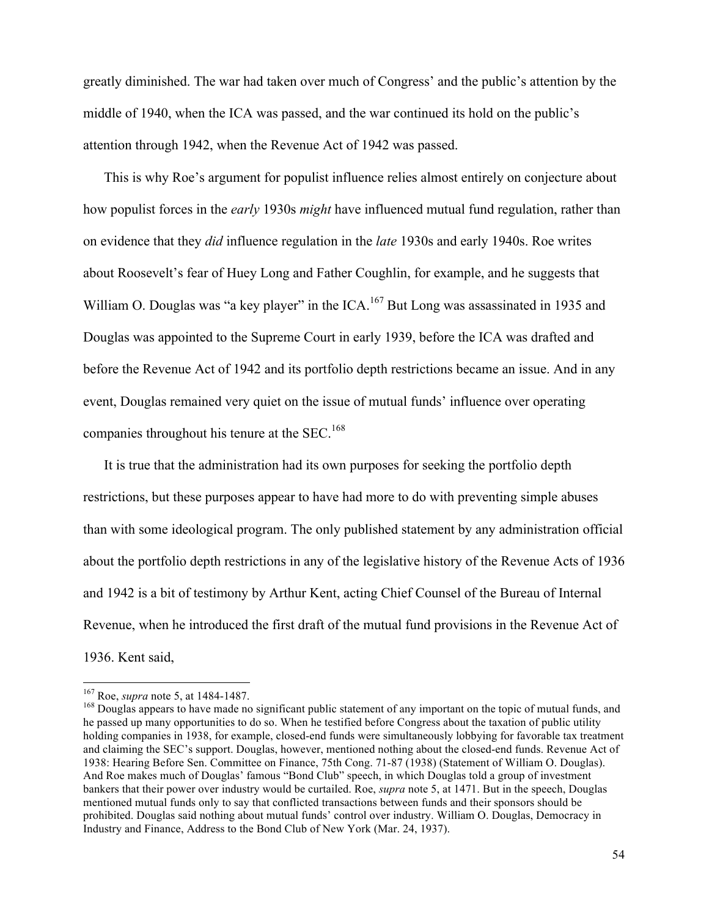greatly diminished. The war had taken over much of Congress' and the public's attention by the middle of 1940, when the ICA was passed, and the war continued its hold on the public's attention through 1942, when the Revenue Act of 1942 was passed.

This is why Roe's argument for populist influence relies almost entirely on conjecture about how populist forces in the *early* 1930s *might* have influenced mutual fund regulation, rather than on evidence that they *did* influence regulation in the *late* 1930s and early 1940s. Roe writes about Roosevelt's fear of Huey Long and Father Coughlin, for example, and he suggests that William O. Douglas was "a key player" in the ICA.[167] But Long was assassinated in 1935 and Douglas was appointed to the Supreme Court in early 1939, before the ICA was drafted and before the Revenue Act of 1942 and its portfolio depth restrictions became an issue. And in any event, Douglas remained very quiet on the issue of mutual funds' influence over operating companies throughout his tenure at the SEC.[168]

It is true that the administration had its own purposes for seeking the portfolio depth restrictions, but these purposes appear to have had more to do with preventing simple abuses than with some ideological program. The only published statement by any administration official about the portfolio depth restrictions in any of the legislative history of the Revenue Acts of 1936 and 1942 is a bit of testimony by Arthur Kent, acting Chief Counsel of the Bureau of Internal Revenue, when he introduced the first draft of the mutual fund provisions in the Revenue Act of 1936. Kent said,

---

[167] Roe, *supra* note 5, at 1484-1487.

[168] Douglas appears to have made no significant public statement of any important on the topic of mutual funds, and he passed up many opportunities to do so. When he testified before Congress about the taxation of public utility holding companies in 1938, for example, closed-end funds were simultaneously lobbying for favorable tax treatment and claiming the SEC's support. Douglas, however, mentioned nothing about the closed-end funds. Revenue Act of 1938: Hearing Before Sen. Committee on Finance, 75th Cong. 71-87 (1938) (Statement of William O. Douglas). And Roe makes much of Douglas' famous "Bond Club" speech, in which Douglas told a group of investment bankers that their power over industry would be curtailed. Roe, *supra* note 5, at 1471. But in the speech, Douglas mentioned mutual funds only to say that conflicted transactions between funds and their sponsors should be prohibited. Douglas said nothing about mutual funds' control over industry. William O. Douglas, Democracy in Industry and Finance, Address to the Bond Club of New York (Mar. 24, 1937).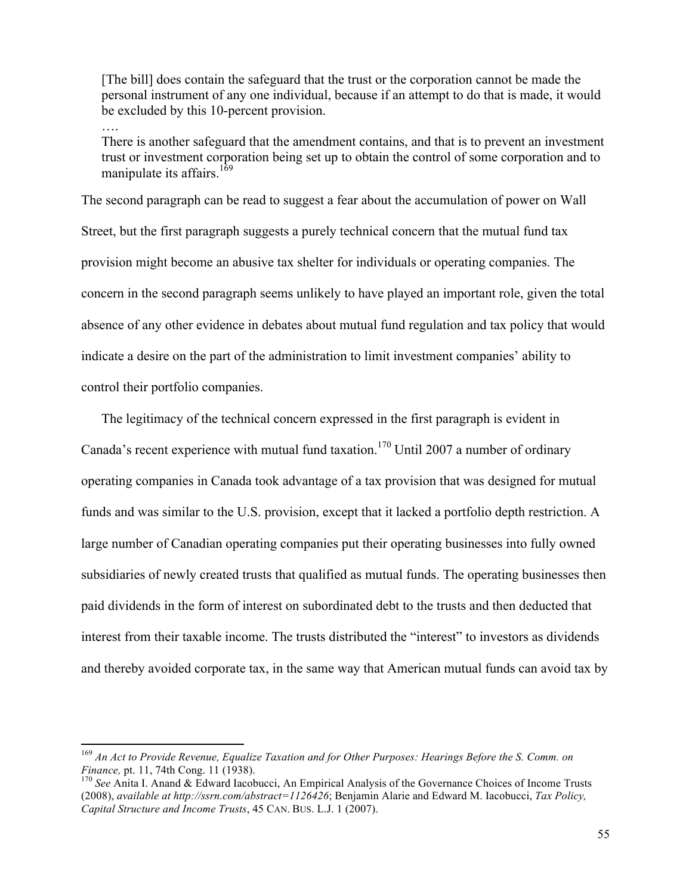> [The bill] does contain the safeguard that the trust or the corporation cannot be made the personal instrument of any one individual, because if an attempt to do that is made, it would be excluded by this 10-percent provision.
>
> ….
>
> There is another safeguard that the amendment contains, and that is to prevent an investment trust or investment corporation being set up to obtain the control of some corporation and to manipulate its affairs.[169]

The second paragraph can be read to suggest a fear about the accumulation of power on Wall Street, but the first paragraph suggests a purely technical concern that the mutual fund tax provision might become an abusive tax shelter for individuals or operating companies. The concern in the second paragraph seems unlikely to have played an important role, given the total absence of any other evidence in debates about mutual fund regulation and tax policy that would indicate a desire on the part of the administration to limit investment companies' ability to control their portfolio companies.

The legitimacy of the technical concern expressed in the first paragraph is evident in Canada's recent experience with mutual fund taxation.[170] Until 2007 a number of ordinary operating companies in Canada took advantage of a tax provision that was designed for mutual funds and was similar to the U.S. provision, except that it lacked a portfolio depth restriction. A large number of Canadian operating companies put their operating businesses into fully owned subsidiaries of newly created trusts that qualified as mutual funds. The operating businesses then paid dividends in the form of interest on subordinated debt to the trusts and then deducted that interest from their taxable income. The trusts distributed the "interest" to investors as dividends and thereby avoided corporate tax, in the same way that American mutual funds can avoid tax by

---

[169] *An Act to Provide Revenue, Equalize Taxation and for Other Purposes: Hearings Before the S. Comm. on Finance,* pt. 11, 74th Cong. 11 (1938).

[170] *See* Anita I. Anand & Edward Iacobucci, An Empirical Analysis of the Governance Choices of Income Trusts (2008), *available at http://ssrn.com/abstract=1126426*; Benjamin Alarie and Edward M. Iacobucci, *Tax Policy, Capital Structure and Income Trusts*, 45 CAN. BUS. L.J. 1 (2007).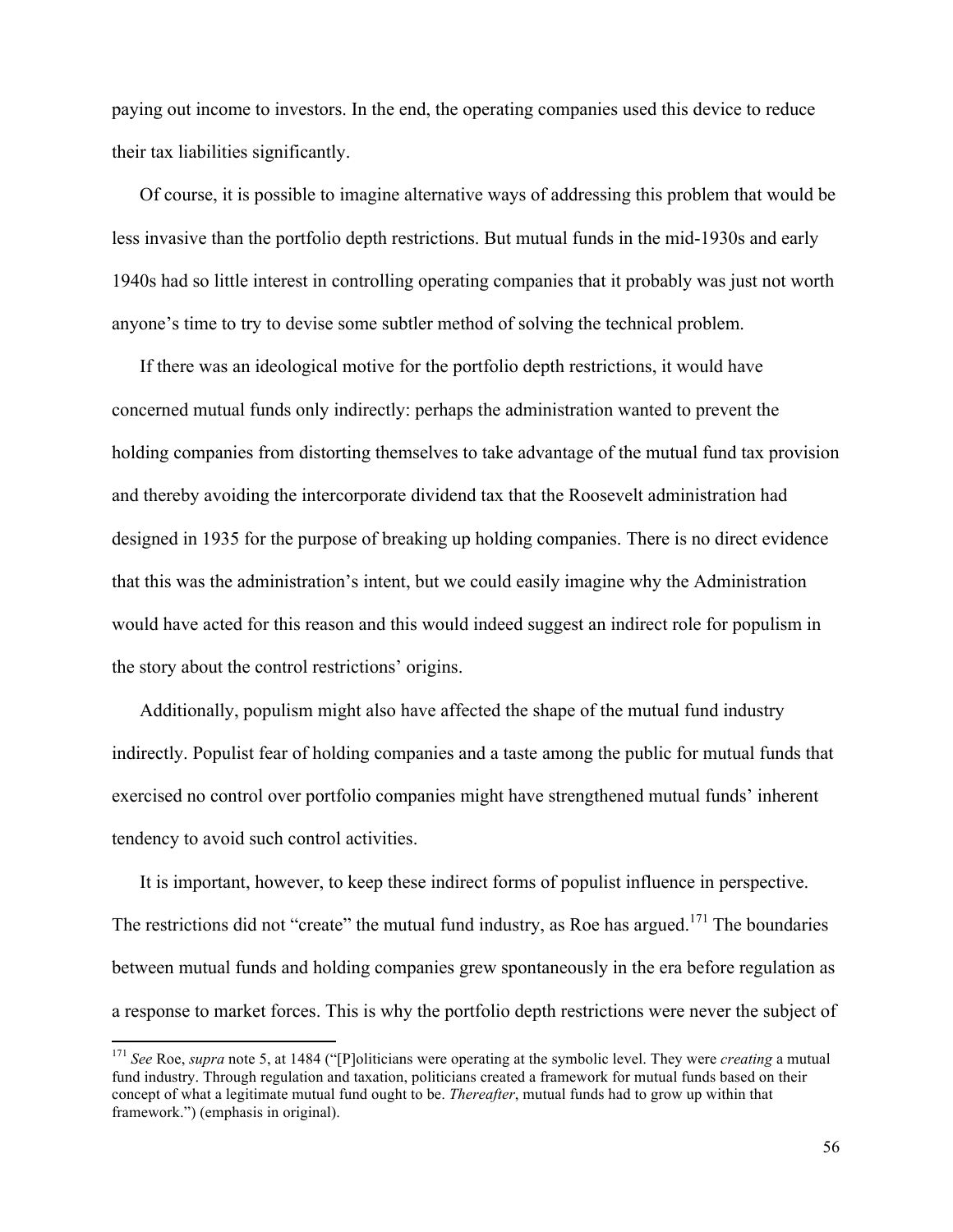paying out income to investors. In the end, the operating companies used this device to reduce their tax liabilities significantly.

Of course, it is possible to imagine alternative ways of addressing this problem that would be less invasive than the portfolio depth restrictions. But mutual funds in the mid-1930s and early 1940s had so little interest in controlling operating companies that it probably was just not worth anyone's time to try to devise some subtler method of solving the technical problem.

If there was an ideological motive for the portfolio depth restrictions, it would have concerned mutual funds only indirectly: perhaps the administration wanted to prevent the holding companies from distorting themselves to take advantage of the mutual fund tax provision and thereby avoiding the intercorporate dividend tax that the Roosevelt administration had designed in 1935 for the purpose of breaking up holding companies. There is no direct evidence that this was the administration's intent, but we could easily imagine why the Administration would have acted for this reason and this would indeed suggest an indirect role for populism in the story about the control restrictions' origins.

Additionally, populism might also have affected the shape of the mutual fund industry indirectly. Populist fear of holding companies and a taste among the public for mutual funds that exercised no control over portfolio companies might have strengthened mutual funds' inherent tendency to avoid such control activities.

It is important, however, to keep these indirect forms of populist influence in perspective. The restrictions did not "create" the mutual fund industry, as Roe has argued.[171] The boundaries between mutual funds and holding companies grew spontaneously in the era before regulation as a response to market forces. This is why the portfolio depth restrictions were never the subject of

[171] *See* Roe, *supra* note 5, at 1484 ("[P]oliticians were operating at the symbolic level. They were *creating* a mutual fund industry. Through regulation and taxation, politicians created a framework for mutual funds based on their concept of what a legitimate mutual fund ought to be. *Thereafter*, mutual funds had to grow up within that framework.") (emphasis in original).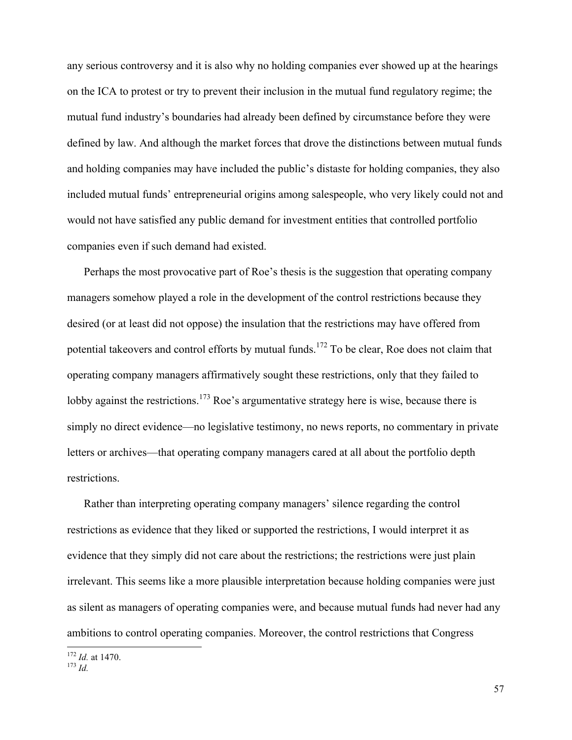any serious controversy and it is also why no holding companies ever showed up at the hearings on the ICA to protest or try to prevent their inclusion in the mutual fund regulatory regime; the mutual fund industry's boundaries had already been defined by circumstance before they were defined by law. And although the market forces that drove the distinctions between mutual funds and holding companies may have included the public's distaste for holding companies, they also included mutual funds' entrepreneurial origins among salespeople, who very likely could not and would not have satisfied any public demand for investment entities that controlled portfolio companies even if such demand had existed.

Perhaps the most provocative part of Roe's thesis is the suggestion that operating company managers somehow played a role in the development of the control restrictions because they desired (or at least did not oppose) the insulation that the restrictions may have offered from potential takeovers and control efforts by mutual funds.[172] To be clear, Roe does not claim that operating company managers affirmatively sought these restrictions, only that they failed to lobby against the restrictions.[173] Roe's argumentative strategy here is wise, because there is simply no direct evidence—no legislative testimony, no news reports, no commentary in private letters or archives—that operating company managers cared at all about the portfolio depth restrictions.

Rather than interpreting operating company managers' silence regarding the control restrictions as evidence that they liked or supported the restrictions, I would interpret it as evidence that they simply did not care about the restrictions; the restrictions were just plain irrelevant. This seems like a more plausible interpretation because holding companies were just as silent as managers of operating companies were, and because mutual funds had never had any ambitions to control operating companies. Moreover, the control restrictions that Congress

---

[172] *Id.* at 1470.

[173] *Id.*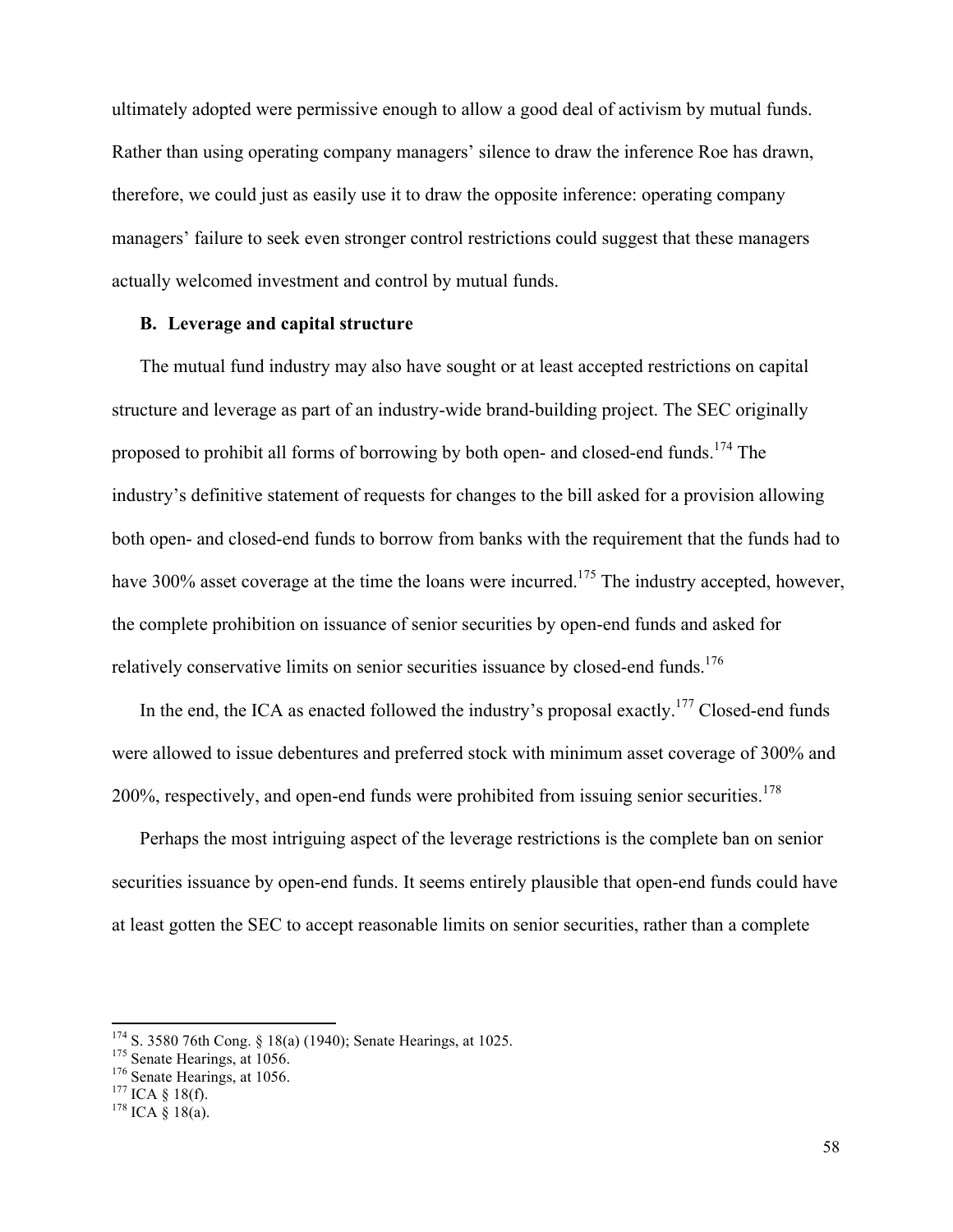ultimately adopted were permissive enough to allow a good deal of activism by mutual funds. Rather than using operating company managers' silence to draw the inference Roe has drawn, therefore, we could just as easily use it to draw the opposite inference: operating company managers' failure to seek even stronger control restrictions could suggest that these managers actually welcomed investment and control by mutual funds.

### B. Leverage and capital structure

The mutual fund industry may also have sought or at least accepted restrictions on capital structure and leverage as part of an industry-wide brand-building project. The SEC originally proposed to prohibit all forms of borrowing by both open- and closed-end funds.[174] The industry's definitive statement of requests for changes to the bill asked for a provision allowing both open- and closed-end funds to borrow from banks with the requirement that the funds had to have 300% asset coverage at the time the loans were incurred.[175] The industry accepted, however, the complete prohibition on issuance of senior securities by open-end funds and asked for relatively conservative limits on senior securities issuance by closed-end funds.[176]

In the end, the ICA as enacted followed the industry's proposal exactly.[177] Closed-end funds were allowed to issue debentures and preferred stock with minimum asset coverage of 300% and 200%, respectively, and open-end funds were prohibited from issuing senior securities.[178]

Perhaps the most intriguing aspect of the leverage restrictions is the complete ban on senior securities issuance by open-end funds. It seems entirely plausible that open-end funds could have at least gotten the SEC to accept reasonable limits on senior securities, rather than a complete

---

[174] S. 3580 76th Cong. § 18(a) (1940); Senate Hearings, at 1025.
[175] Senate Hearings, at 1056.
[176] Senate Hearings, at 1056.
[177] ICA § 18(f).
[178] ICA § 18(a).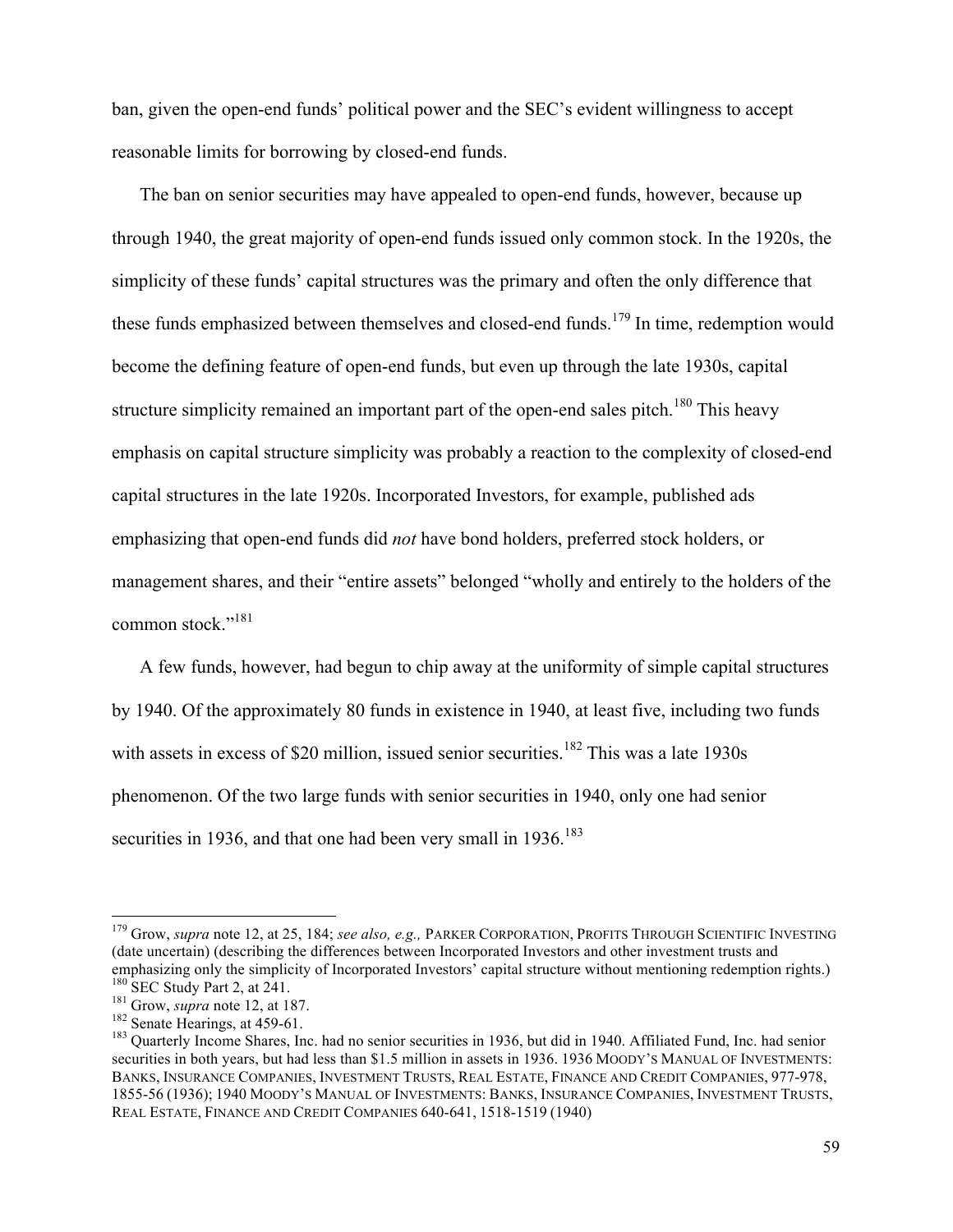ban, given the open-end funds' political power and the SEC's evident willingness to accept reasonable limits for borrowing by closed-end funds.

The ban on senior securities may have appealed to open-end funds, however, because up through 1940, the great majority of open-end funds issued only common stock. In the 1920s, the simplicity of these funds' capital structures was the primary and often the only difference that these funds emphasized between themselves and closed-end funds.[179] In time, redemption would become the defining feature of open-end funds, but even up through the late 1930s, capital structure simplicity remained an important part of the open-end sales pitch.[180] This heavy emphasis on capital structure simplicity was probably a reaction to the complexity of closed-end capital structures in the late 1920s. Incorporated Investors, for example, published ads emphasizing that open-end funds did *not* have bond holders, preferred stock holders, or management shares, and their "entire assets" belonged "wholly and entirely to the holders of the common stock."[181]

A few funds, however, had begun to chip away at the uniformity of simple capital structures by 1940. Of the approximately 80 funds in existence in 1940, at least five, including two funds with assets in excess of $20 million, issued senior securities.[182] This was a late 1930s phenomenon. Of the two large funds with senior securities in 1940, only one had senior securities in 1936, and that one had been very small in 1936.[183]

---

[179] Grow, *supra* note 12, at 25, 184; *see also, e.g.,* PARKER CORPORATION, PROFITS THROUGH SCIENTIFIC INVESTING (date uncertain) (describing the differences between Incorporated Investors and other investment trusts and emphasizing only the simplicity of Incorporated Investors' capital structure without mentioning redemption rights.)

[180] SEC Study Part 2, at 241.

[181] Grow, *supra* note 12, at 187.

[182] Senate Hearings, at 459-61.

[183] Quarterly Income Shares, Inc. had no senior securities in 1936, but did in 1940. Affiliated Fund, Inc. had senior securities in both years, but had less than $1.5 million in assets in 1936. 1936 MOODY'S MANUAL OF INVESTMENTS: BANKS, INSURANCE COMPANIES, INVESTMENT TRUSTS, REAL ESTATE, FINANCE AND CREDIT COMPANIES, 977-978, 1855-56 (1936); 1940 MOODY'S MANUAL OF INVESTMENTS: BANKS, INSURANCE COMPANIES, INVESTMENT TRUSTS, REAL ESTATE, FINANCE AND CREDIT COMPANIES 640-641, 1518-1519 (1940)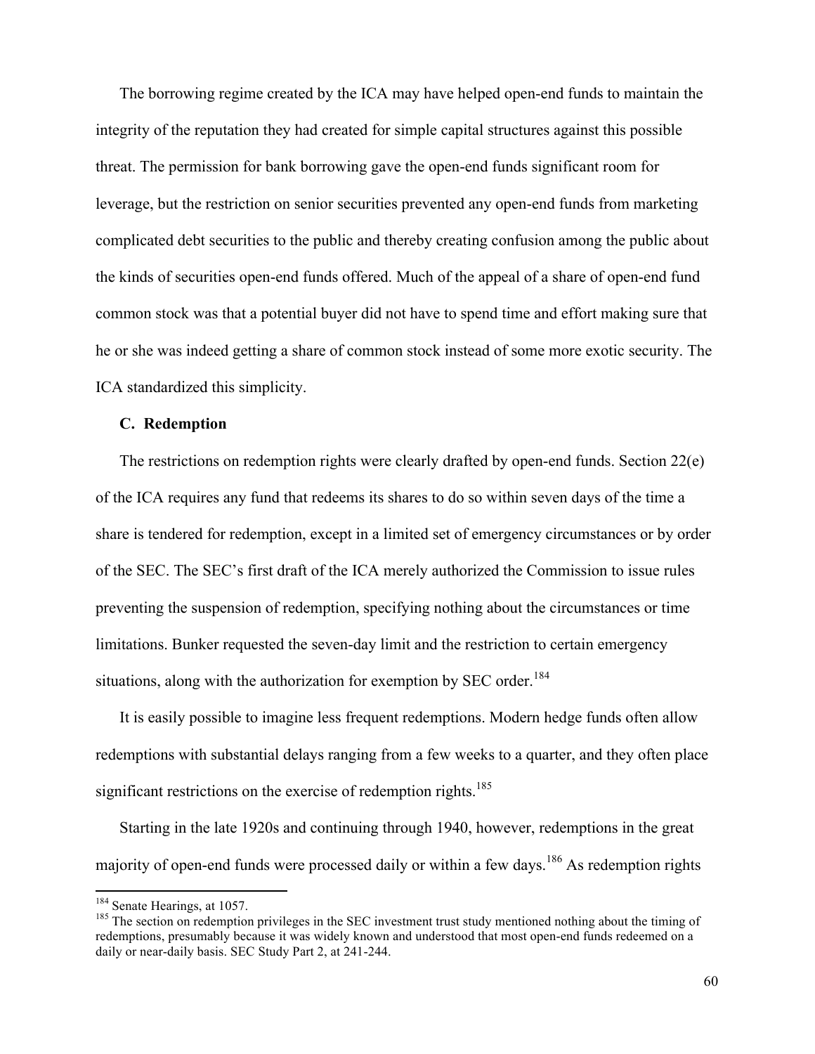The borrowing regime created by the ICA may have helped open-end funds to maintain the integrity of the reputation they had created for simple capital structures against this possible threat. The permission for bank borrowing gave the open-end funds significant room for leverage, but the restriction on senior securities prevented any open-end funds from marketing complicated debt securities to the public and thereby creating confusion among the public about the kinds of securities open-end funds offered. Much of the appeal of a share of open-end fund common stock was that a potential buyer did not have to spend time and effort making sure that he or she was indeed getting a share of common stock instead of some more exotic security. The ICA standardized this simplicity.

### C. Redemption

The restrictions on redemption rights were clearly drafted by open-end funds. Section 22(e) of the ICA requires any fund that redeems its shares to do so within seven days of the time a share is tendered for redemption, except in a limited set of emergency circumstances or by order of the SEC. The SEC's first draft of the ICA merely authorized the Commission to issue rules preventing the suspension of redemption, specifying nothing about the circumstances or time limitations. Bunker requested the seven-day limit and the restriction to certain emergency situations, along with the authorization for exemption by SEC order.[184]

It is easily possible to imagine less frequent redemptions. Modern hedge funds often allow redemptions with substantial delays ranging from a few weeks to a quarter, and they often place significant restrictions on the exercise of redemption rights.[185]

Starting in the late 1920s and continuing through 1940, however, redemptions in the great majority of open-end funds were processed daily or within a few days.[186] As redemption rights

---

[184] Senate Hearings, at 1057.

[185] The section on redemption privileges in the SEC investment trust study mentioned nothing about the timing of redemptions, presumably because it was widely known and understood that most open-end funds redeemed on a daily or near-daily basis. SEC Study Part 2, at 241-244.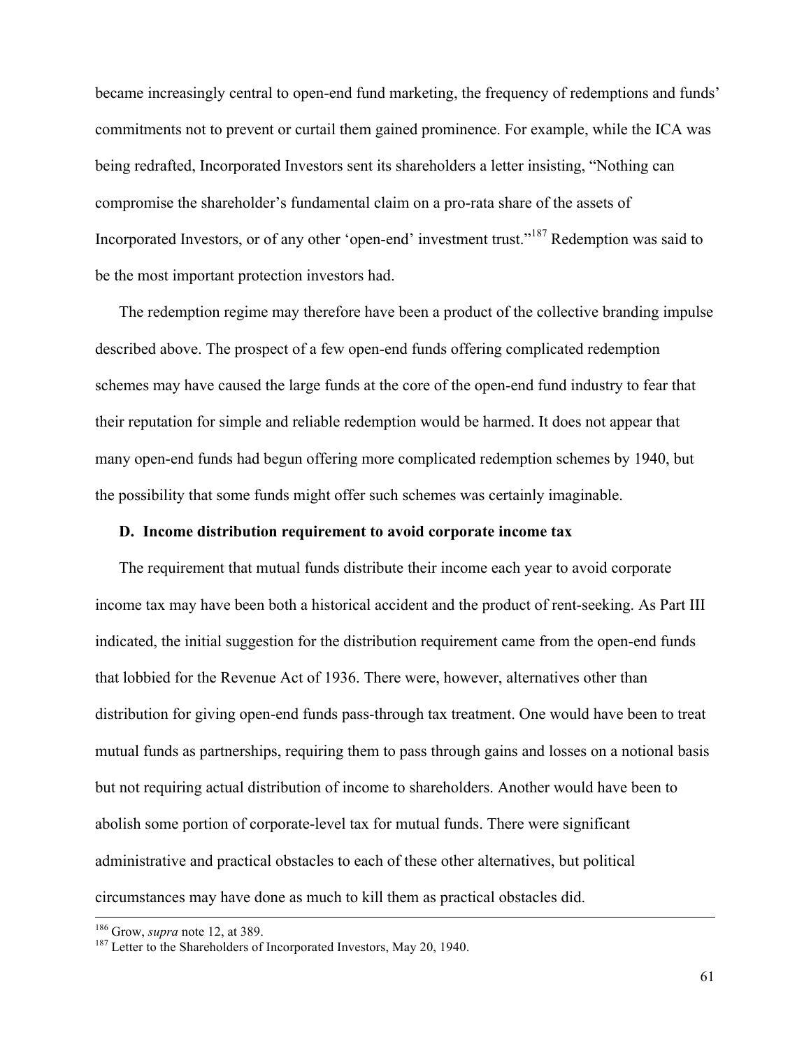became increasingly central to open-end fund marketing, the frequency of redemptions and funds' commitments not to prevent or curtail them gained prominence. For example, while the ICA was being redrafted, Incorporated Investors sent its shareholders a letter insisting, "Nothing can compromise the shareholder's fundamental claim on a pro-rata share of the assets of Incorporated Investors, or of any other 'open-end' investment trust."[187] Redemption was said to be the most important protection investors had.

The redemption regime may therefore have been a product of the collective branding impulse described above. The prospect of a few open-end funds offering complicated redemption schemes may have caused the large funds at the core of the open-end fund industry to fear that their reputation for simple and reliable redemption would be harmed. It does not appear that many open-end funds had begun offering more complicated redemption schemes by 1940, but the possibility that some funds might offer such schemes was certainly imaginable.

### D. Income distribution requirement to avoid corporate income tax

The requirement that mutual funds distribute their income each year to avoid corporate income tax may have been both a historical accident and the product of rent-seeking. As Part III indicated, the initial suggestion for the distribution requirement came from the open-end funds that lobbied for the Revenue Act of 1936. There were, however, alternatives other than distribution for giving open-end funds pass-through tax treatment. One would have been to treat mutual funds as partnerships, requiring them to pass through gains and losses on a notional basis but not requiring actual distribution of income to shareholders. Another would have been to abolish some portion of corporate-level tax for mutual funds. There were significant administrative and practical obstacles to each of these other alternatives, but political circumstances may have done as much to kill them as practical obstacles did.

---

[186] Grow, *supra* note 12, at 389.

[187] Letter to the Shareholders of Incorporated Investors, May 20, 1940.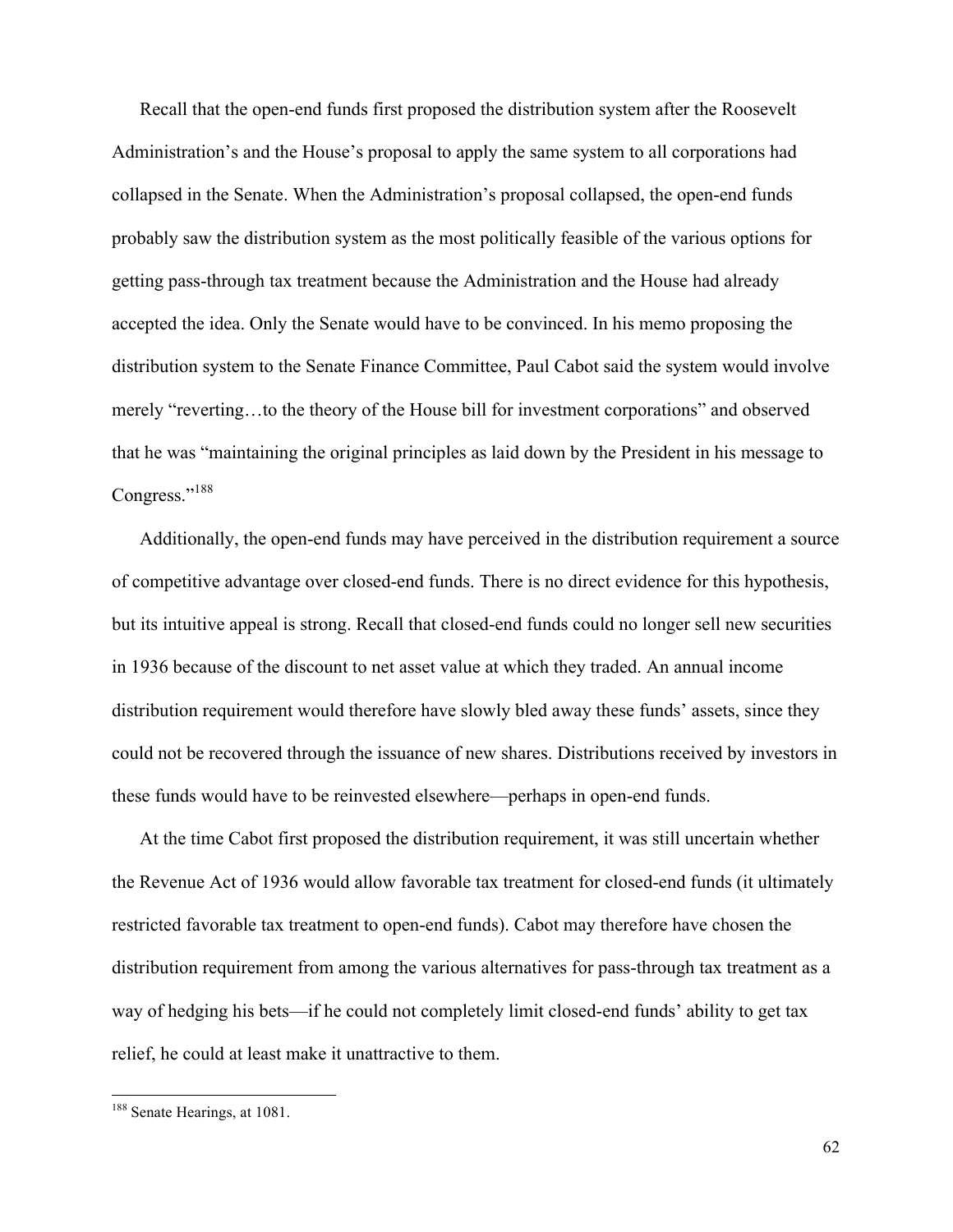Recall that the open-end funds first proposed the distribution system after the Roosevelt Administration's and the House's proposal to apply the same system to all corporations had collapsed in the Senate. When the Administration's proposal collapsed, the open-end funds probably saw the distribution system as the most politically feasible of the various options for getting pass-through tax treatment because the Administration and the House had already accepted the idea. Only the Senate would have to be convinced. In his memo proposing the distribution system to the Senate Finance Committee, Paul Cabot said the system would involve merely "reverting…to the theory of the House bill for investment corporations" and observed that he was "maintaining the original principles as laid down by the President in his message to Congress."[188]

Additionally, the open-end funds may have perceived in the distribution requirement a source of competitive advantage over closed-end funds. There is no direct evidence for this hypothesis, but its intuitive appeal is strong. Recall that closed-end funds could no longer sell new securities in 1936 because of the discount to net asset value at which they traded. An annual income distribution requirement would therefore have slowly bled away these funds' assets, since they could not be recovered through the issuance of new shares. Distributions received by investors in these funds would have to be reinvested elsewhere—perhaps in open-end funds.

At the time Cabot first proposed the distribution requirement, it was still uncertain whether the Revenue Act of 1936 would allow favorable tax treatment for closed-end funds (it ultimately restricted favorable tax treatment to open-end funds). Cabot may therefore have chosen the distribution requirement from among the various alternatives for pass-through tax treatment as a way of hedging his bets—if he could not completely limit closed-end funds' ability to get tax relief, he could at least make it unattractive to them.

---

[188] Senate Hearings, at 1081.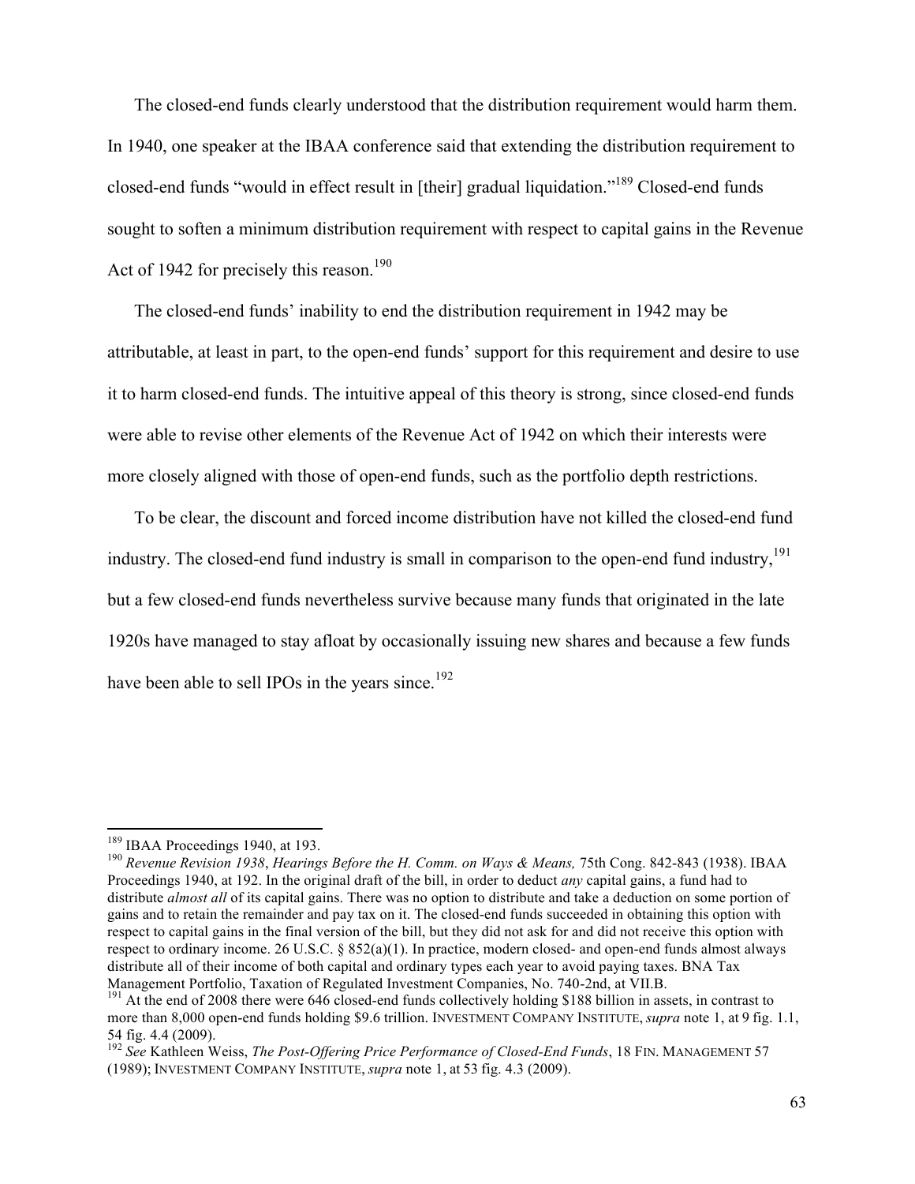The closed-end funds clearly understood that the distribution requirement would harm them. In 1940, one speaker at the IBAA conference said that extending the distribution requirement to closed-end funds "would in effect result in [their] gradual liquidation."[189] Closed-end funds sought to soften a minimum distribution requirement with respect to capital gains in the Revenue Act of 1942 for precisely this reason.[190]

The closed-end funds' inability to end the distribution requirement in 1942 may be attributable, at least in part, to the open-end funds' support for this requirement and desire to use it to harm closed-end funds. The intuitive appeal of this theory is strong, since closed-end funds were able to revise other elements of the Revenue Act of 1942 on which their interests were more closely aligned with those of open-end funds, such as the portfolio depth restrictions.

To be clear, the discount and forced income distribution have not killed the closed-end fund industry. The closed-end fund industry is small in comparison to the open-end fund industry,[191] but a few closed-end funds nevertheless survive because many funds that originated in the late 1920s have managed to stay afloat by occasionally issuing new shares and because a few funds have been able to sell IPOs in the years since.[192]

---

[189] IBAA Proceedings 1940, at 193.

[190] *Revenue Revision 1938*, *Hearings Before the H. Comm. on Ways & Means,* 75th Cong. 842-843 (1938). IBAA Proceedings 1940, at 192. In the original draft of the bill, in order to deduct *any* capital gains, a fund had to distribute *almost all* of its capital gains. There was no option to distribute and take a deduction on some portion of gains and to retain the remainder and pay tax on it. The closed-end funds succeeded in obtaining this option with respect to capital gains in the final version of the bill, but they did not ask for and did not receive this option with respect to ordinary income. 26 U.S.C. § 852(a)(1). In practice, modern closed- and open-end funds almost always distribute all of their income of both capital and ordinary types each year to avoid paying taxes. BNA Tax Management Portfolio, Taxation of Regulated Investment Companies, No. 740-2nd, at VII.B.

[191] At the end of 2008 there were 646 closed-end funds collectively holding $188 billion in assets, in contrast to more than 8,000 open-end funds holding $9.6 trillion. INVESTMENT COMPANY INSTITUTE, *supra* note 1, at 9 fig. 1.1, 54 fig. 4.4 (2009).

[192] *See* Kathleen Weiss, *The Post-Offering Price Performance of Closed-End Funds*, 18 FIN. MANAGEMENT 57 (1989); INVESTMENT COMPANY INSTITUTE, *supra* note 1, at 53 fig. 4.3 (2009).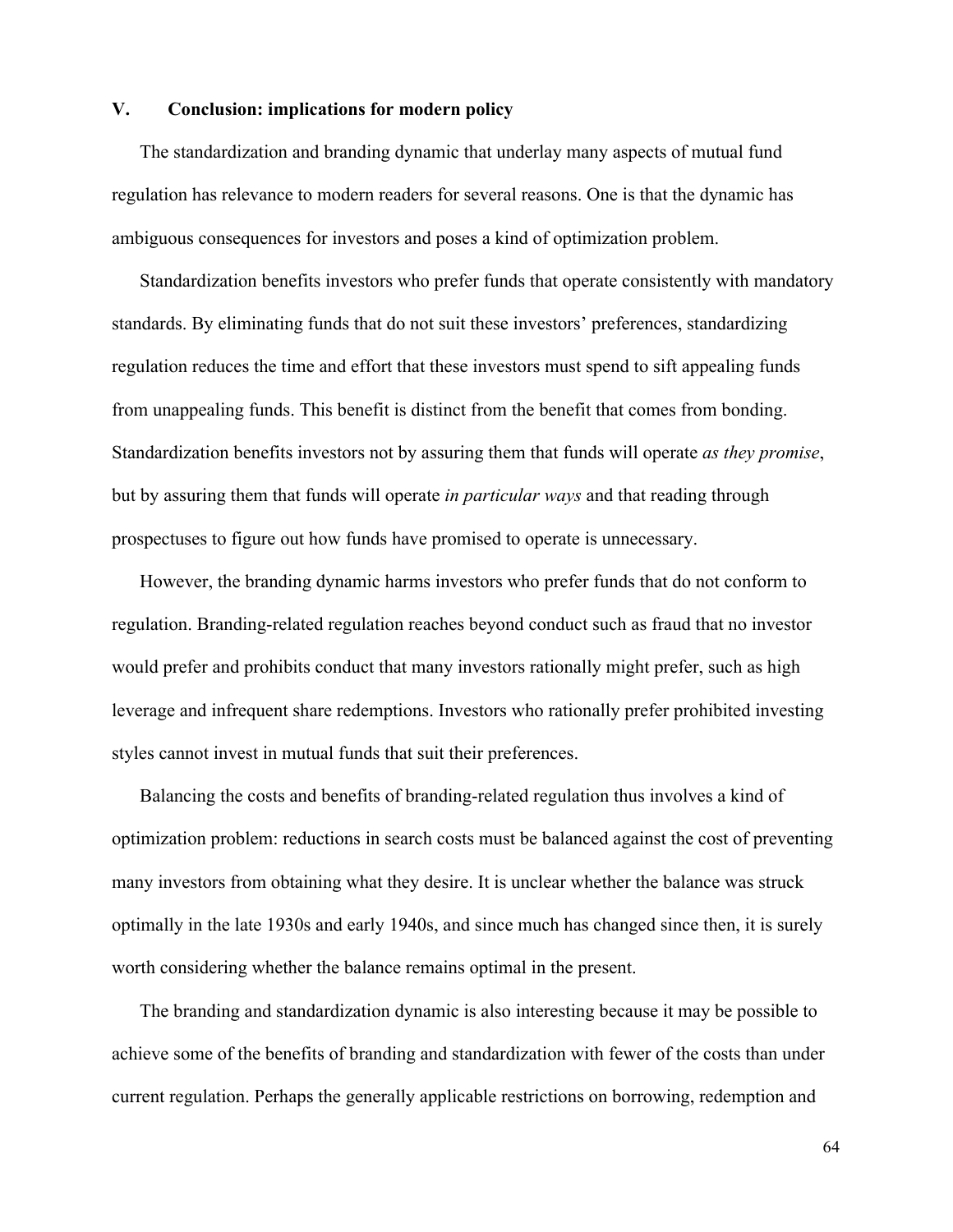## V. Conclusion: implications for modern policy

The standardization and branding dynamic that underlay many aspects of mutual fund regulation has relevance to modern readers for several reasons. One is that the dynamic has ambiguous consequences for investors and poses a kind of optimization problem.

Standardization benefits investors who prefer funds that operate consistently with mandatory standards. By eliminating funds that do not suit these investors' preferences, standardizing regulation reduces the time and effort that these investors must spend to sift appealing funds from unappealing funds. This benefit is distinct from the benefit that comes from bonding. Standardization benefits investors not by assuring them that funds will operate *as they promise*, but by assuring them that funds will operate *in particular ways* and that reading through prospectuses to figure out how funds have promised to operate is unnecessary.

However, the branding dynamic harms investors who prefer funds that do not conform to regulation. Branding-related regulation reaches beyond conduct such as fraud that no investor would prefer and prohibits conduct that many investors rationally might prefer, such as high leverage and infrequent share redemptions. Investors who rationally prefer prohibited investing styles cannot invest in mutual funds that suit their preferences.

Balancing the costs and benefits of branding-related regulation thus involves a kind of optimization problem: reductions in search costs must be balanced against the cost of preventing many investors from obtaining what they desire. It is unclear whether the balance was struck optimally in the late 1930s and early 1940s, and since much has changed since then, it is surely worth considering whether the balance remains optimal in the present.

The branding and standardization dynamic is also interesting because it may be possible to achieve some of the benefits of branding and standardization with fewer of the costs than under current regulation. Perhaps the generally applicable restrictions on borrowing, redemption and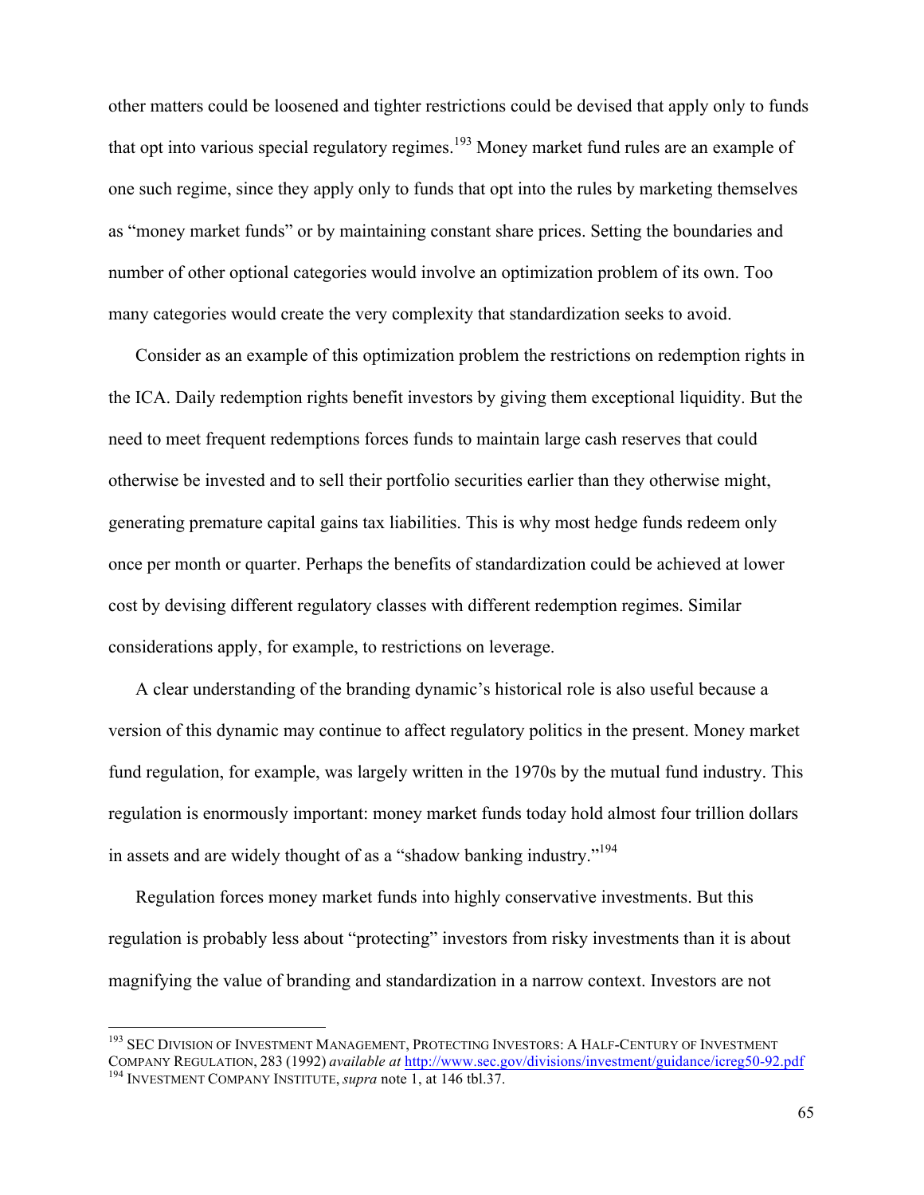other matters could be loosened and tighter restrictions could be devised that apply only to funds that opt into various special regulatory regimes.[193] Money market fund rules are an example of one such regime, since they apply only to funds that opt into the rules by marketing themselves as "money market funds" or by maintaining constant share prices. Setting the boundaries and number of other optional categories would involve an optimization problem of its own. Too many categories would create the very complexity that standardization seeks to avoid.

Consider as an example of this optimization problem the restrictions on redemption rights in the ICA. Daily redemption rights benefit investors by giving them exceptional liquidity. But the need to meet frequent redemptions forces funds to maintain large cash reserves that could otherwise be invested and to sell their portfolio securities earlier than they otherwise might, generating premature capital gains tax liabilities. This is why most hedge funds redeem only once per month or quarter. Perhaps the benefits of standardization could be achieved at lower cost by devising different regulatory classes with different redemption regimes. Similar considerations apply, for example, to restrictions on leverage.

A clear understanding of the branding dynamic's historical role is also useful because a version of this dynamic may continue to affect regulatory politics in the present. Money market fund regulation, for example, was largely written in the 1970s by the mutual fund industry. This regulation is enormously important: money market funds today hold almost four trillion dollars in assets and are widely thought of as a "shadow banking industry."[194]

Regulation forces money market funds into highly conservative investments. But this regulation is probably less about "protecting" investors from risky investments than it is about magnifying the value of branding and standardization in a narrow context. Investors are not

---

[193] SEC Division of Investment Management, Protecting Investors: A Half-Century of Investment Company Regulation, 283 (1992) *available at* http://www.sec.gov/divisions/investment/guidance/icreg50-92.pdf

[194] Investment Company Institute, *supra* note 1, at 146 tbl.37.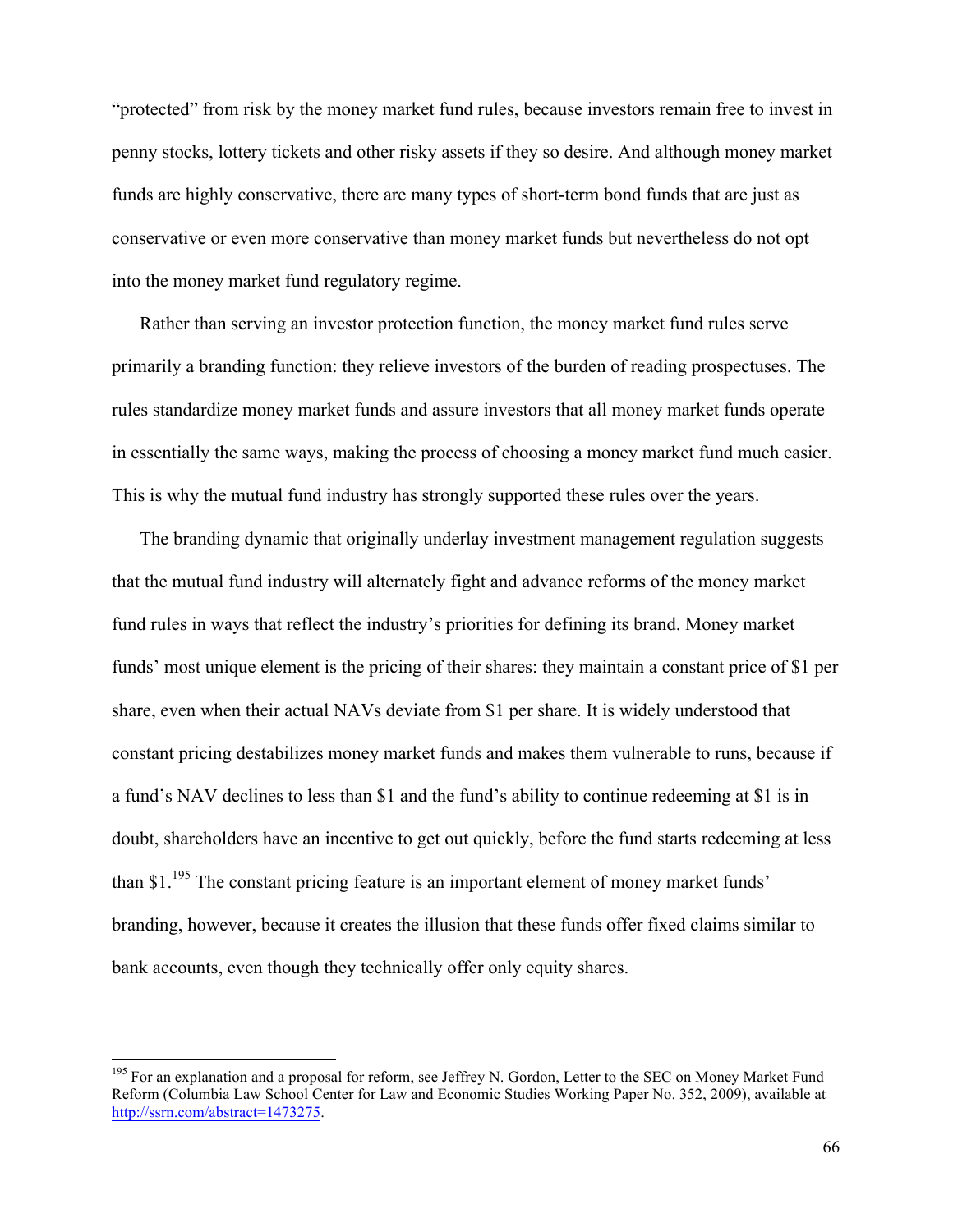"protected" from risk by the money market fund rules, because investors remain free to invest in penny stocks, lottery tickets and other risky assets if they so desire. And although money market funds are highly conservative, there are many types of short-term bond funds that are just as conservative or even more conservative than money market funds but nevertheless do not opt into the money market fund regulatory regime.

Rather than serving an investor protection function, the money market fund rules serve primarily a branding function: they relieve investors of the burden of reading prospectuses. The rules standardize money market funds and assure investors that all money market funds operate in essentially the same ways, making the process of choosing a money market fund much easier. This is why the mutual fund industry has strongly supported these rules over the years.

The branding dynamic that originally underlay investment management regulation suggests that the mutual fund industry will alternately fight and advance reforms of the money market fund rules in ways that reflect the industry's priorities for defining its brand. Money market funds' most unique element is the pricing of their shares: they maintain a constant price of $1 per share, even when their actual NAVs deviate from $1 per share. It is widely understood that constant pricing destabilizes money market funds and makes them vulnerable to runs, because if a fund's NAV declines to less than $1 and the fund's ability to continue redeeming at $1 is in doubt, shareholders have an incentive to get out quickly, before the fund starts redeeming at less than $1.[195] The constant pricing feature is an important element of money market funds' branding, however, because it creates the illusion that these funds offer fixed claims similar to bank accounts, even though they technically offer only equity shares.

---

[195] For an explanation and a proposal for reform, see Jeffrey N. Gordon, Letter to the SEC on Money Market Fund Reform (Columbia Law School Center for Law and Economic Studies Working Paper No. 352, 2009), available at http://ssrn.com/abstract=1473275.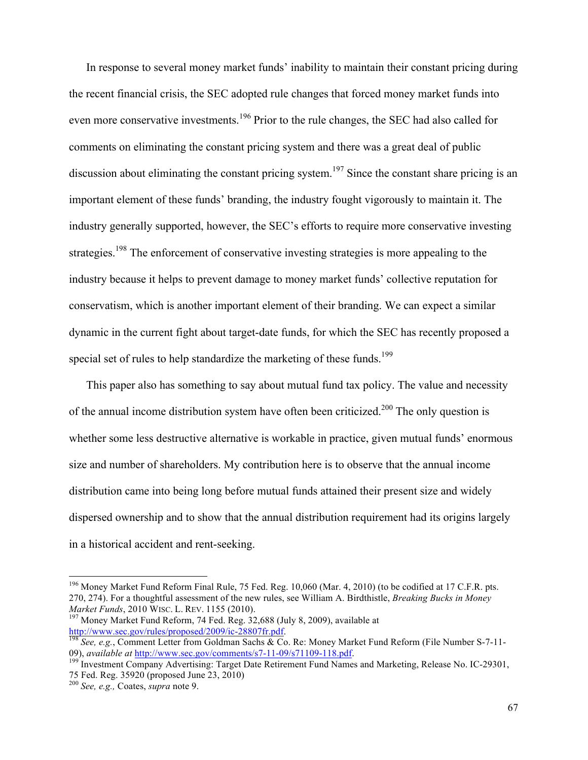In response to several money market funds' inability to maintain their constant pricing during the recent financial crisis, the SEC adopted rule changes that forced money market funds into even more conservative investments.[196] Prior to the rule changes, the SEC had also called for comments on eliminating the constant pricing system and there was a great deal of public discussion about eliminating the constant pricing system.[197] Since the constant share pricing is an important element of these funds' branding, the industry fought vigorously to maintain it. The industry generally supported, however, the SEC's efforts to require more conservative investing strategies.[198] The enforcement of conservative investing strategies is more appealing to the industry because it helps to prevent damage to money market funds' collective reputation for conservatism, which is another important element of their branding. We can expect a similar dynamic in the current fight about target-date funds, for which the SEC has recently proposed a special set of rules to help standardize the marketing of these funds.[199]

This paper also has something to say about mutual fund tax policy. The value and necessity of the annual income distribution system have often been criticized.[200] The only question is whether some less destructive alternative is workable in practice, given mutual funds' enormous size and number of shareholders. My contribution here is to observe that the annual income distribution came into being long before mutual funds attained their present size and widely dispersed ownership and to show that the annual distribution requirement had its origins largely in a historical accident and rent-seeking.

---

[196] Money Market Fund Reform Final Rule, 75 Fed. Reg. 10,060 (Mar. 4, 2010) (to be codified at 17 C.F.R. pts. 270, 274). For a thoughtful assessment of the new rules, see William A. Birdthistle, *Breaking Bucks in Money Market Funds*, 2010 WISC. L. REV. 1155 (2010).

[197] Money Market Fund Reform, 74 Fed. Reg. 32,688 (July 8, 2009), available at http://www.sec.gov/rules/proposed/2009/ic-28807fr.pdf.

[198] *See, e.g.*, Comment Letter from Goldman Sachs & Co. Re: Money Market Fund Reform (File Number S-7-11-09), *available at* http://www.sec.gov/comments/s7-11-09/s71109-118.pdf.

[199] Investment Company Advertising: Target Date Retirement Fund Names and Marketing, Release No. IC-29301, 75 Fed. Reg. 35920 (proposed June 23, 2010)

[200] *See, e.g.,* Coates, *supra* note 9.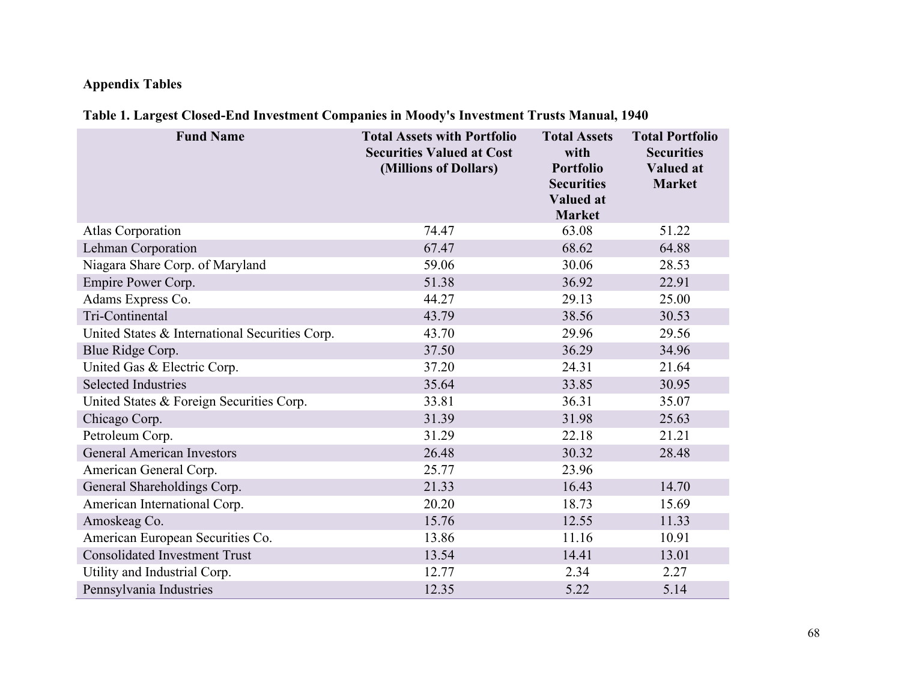**Appendix Tables**

**Table 1. Largest Closed-End Investment Companies in Moody's Investment Trusts Manual, 1940**

| Fund Name | Total Assets with Portfolio Securities Valued at Cost (Millions of Dollars) | Total Assets with Portfolio Securities Valued at Market | Total Portfolio Securities Valued at Market |
|---|---|---|---|
| Atlas Corporation | 74.47 | 63.08 | 51.22 |
| Lehman Corporation | 67.47 | 68.62 | 64.88 |
| Niagara Share Corp. of Maryland | 59.06 | 30.06 | 28.53 |
| Empire Power Corp. | 51.38 | 36.92 | 22.91 |
| Adams Express Co. | 44.27 | 29.13 | 25.00 |
| Tri-Continental | 43.79 | 38.56 | 30.53 |
| United States & International Securities Corp. | 43.70 | 29.96 | 29.56 |
| Blue Ridge Corp. | 37.50 | 36.29 | 34.96 |
| United Gas & Electric Corp. | 37.20 | 24.31 | 21.64 |
| Selected Industries | 35.64 | 33.85 | 30.95 |
| United States & Foreign Securities Corp. | 33.81 | 36.31 | 35.07 |
| Chicago Corp. | 31.39 | 31.98 | 25.63 |
| Petroleum Corp. | 31.29 | 22.18 | 21.21 |
| General American Investors | 26.48 | 30.32 | 28.48 |
| American General Corp. | 25.77 | 23.96 | |
| General Shareholdings Corp. | 21.33 | 16.43 | 14.70 |
| American International Corp. | 20.20 | 18.73 | 15.69 |
| Amoskeag Co. | 15.76 | 12.55 | 11.33 |
| American European Securities Co. | 13.86 | 11.16 | 10.91 |
| Consolidated Investment Trust | 13.54 | 14.41 | 13.01 |
| Utility and Industrial Corp. | 12.77 | 2.34 | 2.27 |
| Pennsylvania Industries | 12.35 | 5.22 | 5.14 |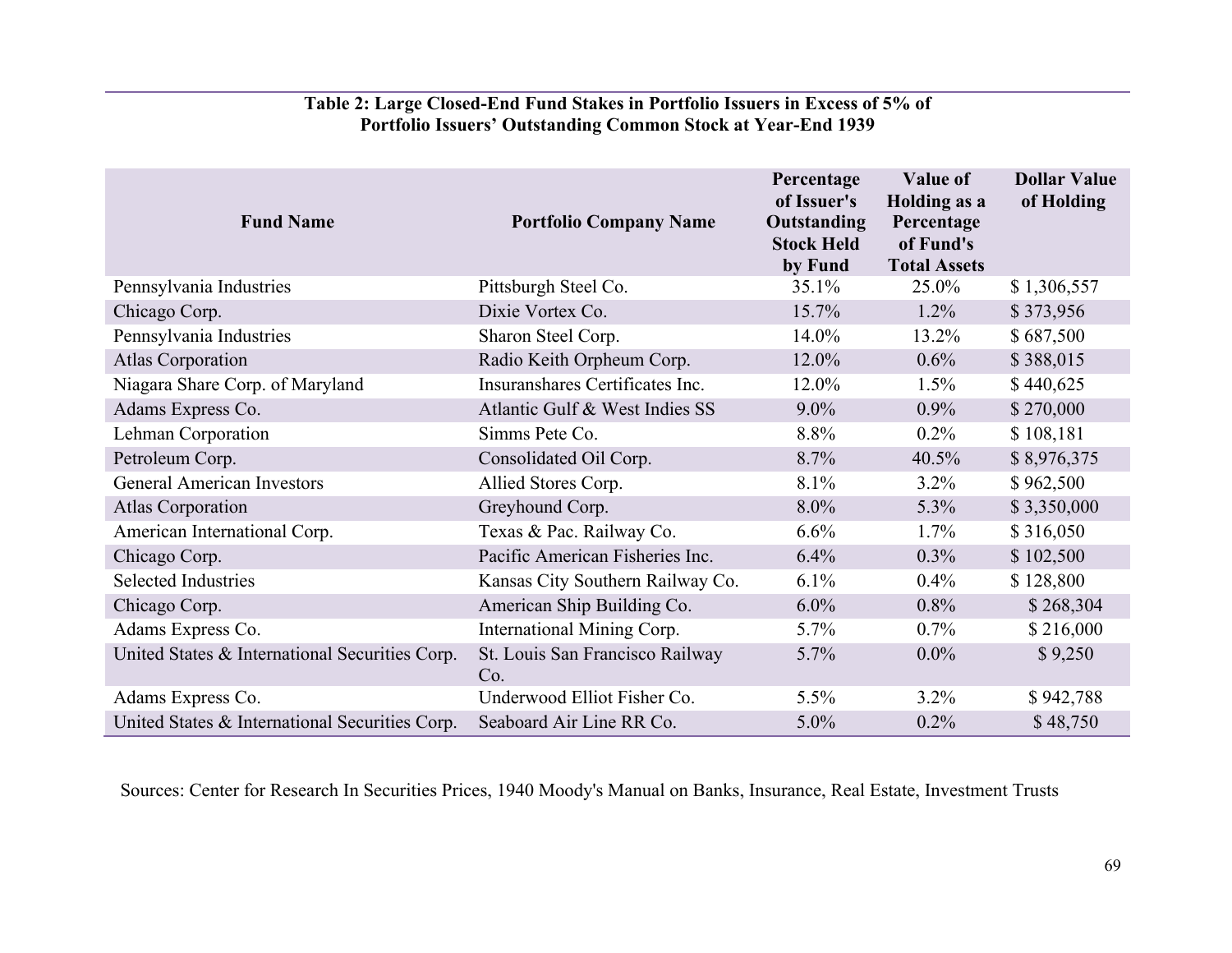**Table 2: Large Closed-End Fund Stakes in Portfolio Issuers in Excess of 5% of Portfolio Issuers' Outstanding Common Stock at Year-End 1939**

| Fund Name | Portfolio Company Name | Percentage of Issuer's Outstanding Stock Held by Fund | Value of Holding as a Percentage of Fund's Total Assets | Dollar Value of Holding |
|---|---|---|---|---|
| Pennsylvania Industries | Pittsburgh Steel Co. | 35.1% | 25.0% | $ 1,306,557 |
| Chicago Corp. | Dixie Vortex Co. | 15.7% | 1.2% | $ 373,956 |
| Pennsylvania Industries | Sharon Steel Corp. | 14.0% | 13.2% | $ 687,500 |
| Atlas Corporation | Radio Keith Orpheum Corp. | 12.0% | 0.6% | $ 388,015 |
| Niagara Share Corp. of Maryland | Insuranshares Certificates Inc. | 12.0% | 1.5% | $ 440,625 |
| Adams Express Co. | Atlantic Gulf & West Indies SS | 9.0% | 0.9% | $ 270,000 |
| Lehman Corporation | Simms Pete Co. | 8.8% | 0.2% | $ 108,181 |
| Petroleum Corp. | Consolidated Oil Corp. | 8.7% | 40.5% | $ 8,976,375 |
| General American Investors | Allied Stores Corp. | 8.1% | 3.2% | $ 962,500 |
| Atlas Corporation | Greyhound Corp. | 8.0% | 5.3% | $ 3,350,000 |
| American International Corp. | Texas & Pac. Railway Co. | 6.6% | 1.7% | $ 316,050 |
| Chicago Corp. | Pacific American Fisheries Inc. | 6.4% | 0.3% | $ 102,500 |
| Selected Industries | Kansas City Southern Railway Co. | 6.1% | 0.4% | $ 128,800 |
| Chicago Corp. | American Ship Building Co. | 6.0% | 0.8% | $ 268,304 |
| Adams Express Co. | International Mining Corp. | 5.7% | 0.7% | $ 216,000 |
| United States & International Securities Corp. | St. Louis San Francisco Railway Co. | 5.7% | 0.0% | $ 9,250 |
| Adams Express Co. | Underwood Elliot Fisher Co. | 5.5% | 3.2% | $ 942,788 |
| United States & International Securities Corp. | Seaboard Air Line RR Co. | 5.0% | 0.2% | $ 48,750 |

Sources: Center for Research In Securities Prices, 1940 Moody's Manual on Banks, Insurance, Real Estate, Investment Trusts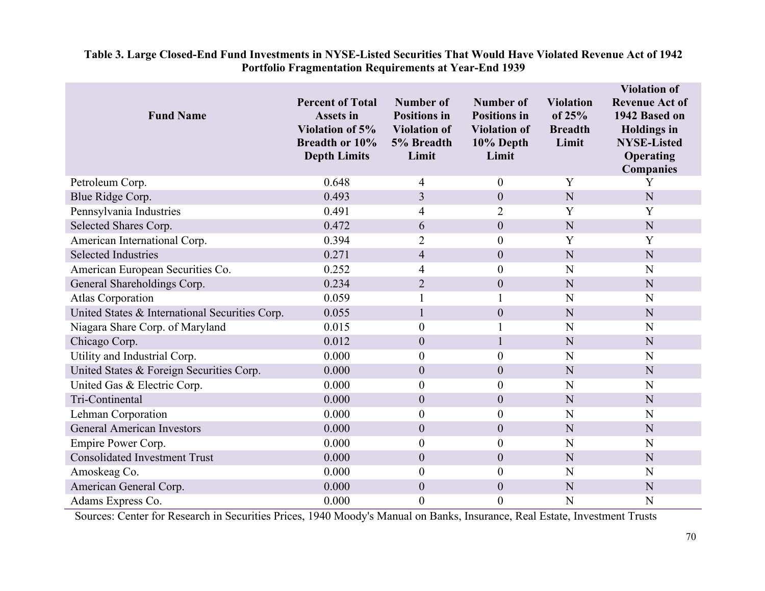**Table 3. Large Closed-End Fund Investments in NYSE-Listed Securities That Would Have Violated Revenue Act of 1942 Portfolio Fragmentation Requirements at Year-End 1939**

| Fund Name | Percent of Total Assets in Violation of 5% Breadth or 10% Depth Limits | Number of Positions in Violation of 5% Breadth Limit | Number of Positions in Violation of 10% Depth Limit | Violation of 25% Breadth Limit | Violation of Revenue Act of 1942 Based on Holdings in NYSE-Listed Operating Companies |
|---|---|---|---|---|---|
| Petroleum Corp. | 0.648 | 4 | 0 | Y | Y |
| Blue Ridge Corp. | 0.493 | 3 | 0 | N | N |
| Pennsylvania Industries | 0.491 | 4 | 2 | Y | Y |
| Selected Shares Corp. | 0.472 | 6 | 0 | N | N |
| American International Corp. | 0.394 | 2 | 0 | Y | Y |
| Selected Industries | 0.271 | 4 | 0 | N | N |
| American European Securities Co. | 0.252 | 4 | 0 | N | N |
| General Shareholdings Corp. | 0.234 | 2 | 0 | N | N |
| Atlas Corporation | 0.059 | 1 | 1 | N | N |
| United States & International Securities Corp. | 0.055 | 1 | 0 | N | N |
| Niagara Share Corp. of Maryland | 0.015 | 0 | 1 | N | N |
| Chicago Corp. | 0.012 | 0 | 1 | N | N |
| Utility and Industrial Corp. | 0.000 | 0 | 0 | N | N |
| United States & Foreign Securities Corp. | 0.000 | 0 | 0 | N | N |
| United Gas & Electric Corp. | 0.000 | 0 | 0 | N | N |
| Tri-Continental | 0.000 | 0 | 0 | N | N |
| Lehman Corporation | 0.000 | 0 | 0 | N | N |
| General American Investors | 0.000 | 0 | 0 | N | N |
| Empire Power Corp. | 0.000 | 0 | 0 | N | N |
| Consolidated Investment Trust | 0.000 | 0 | 0 | N | N |
| Amoskeag Co. | 0.000 | 0 | 0 | N | N |
| American General Corp. | 0.000 | 0 | 0 | N | N |
| Adams Express Co. | 0.000 | 0 | 0 | N | N |

Sources: Center for Research in Securities Prices, 1940 Moody's Manual on Banks, Insurance, Real Estate, Investment Trusts